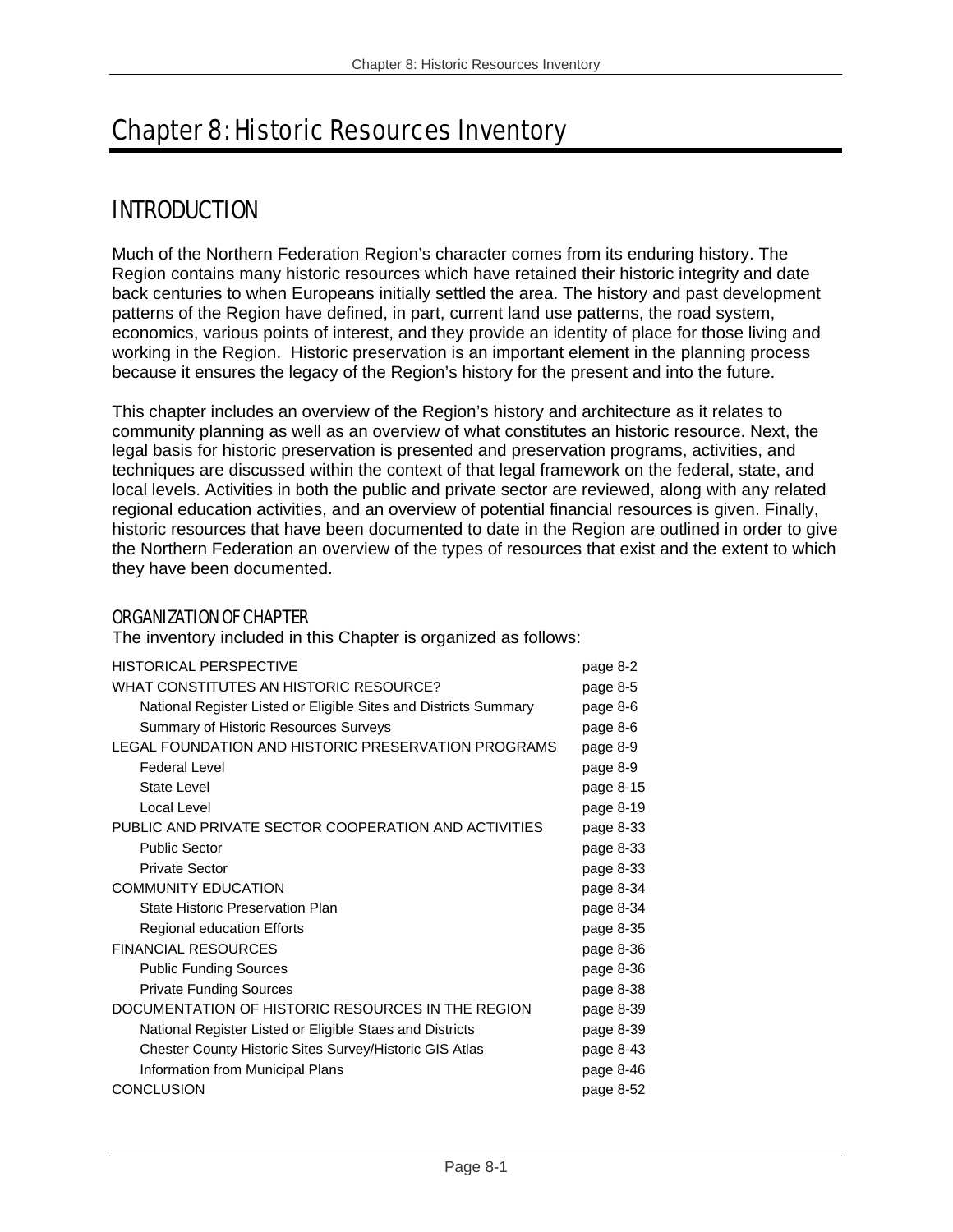# Chapter 8: Historic Resources Inventory

## INTRODUCTION

Much of the Northern Federation Region's character comes from its enduring history. The Region contains many historic resources which have retained their historic integrity and date back centuries to when Europeans initially settled the area. The history and past development patterns of the Region have defined, in part, current land use patterns, the road system, economics, various points of interest, and they provide an identity of place for those living and working in the Region. Historic preservation is an important element in the planning process because it ensures the legacy of the Region's history for the present and into the future.

This chapter includes an overview of the Region's history and architecture as it relates to community planning as well as an overview of what constitutes an historic resource. Next, the legal basis for historic preservation is presented and preservation programs, activities, and techniques are discussed within the context of that legal framework on the federal, state, and local levels. Activities in both the public and private sector are reviewed, along with any related regional education activities, and an overview of potential financial resources is given. Finally, historic resources that have been documented to date in the Region are outlined in order to give the Northern Federation an overview of the types of resources that exist and the extent to which they have been documented.

### ORGANIZATION OF CHAPTER

The inventory included in this Chapter is organized as follows:

| | |
|---|---|
| HISTORICAL PERSPECTIVE | page 8-2 |
| WHAT CONSTITUTES AN HISTORIC RESOURCE? | page 8-5 |
| National Register Listed or Eligible Sites and Districts Summary | page 8-6 |
| Summary of Historic Resources Surveys | page 8-6 |
| LEGAL FOUNDATION AND HISTORIC PRESERVATION PROGRAMS | page 8-9 |
| Federal Level | page 8-9 |
| State Level | page 8-15 |
| Local Level | page 8-19 |
| PUBLIC AND PRIVATE SECTOR COOPERATION AND ACTIVITIES | page 8-33 |
| Public Sector | page 8-33 |
| Private Sector | page 8-33 |
| COMMUNITY EDUCATION | page 8-34 |
| State Historic Preservation Plan | page 8-34 |
| Regional education Efforts | page 8-35 |
| FINANCIAL RESOURCES | page 8-36 |
| Public Funding Sources | page 8-36 |
| Private Funding Sources | page 8-38 |
| DOCUMENTATION OF HISTORIC RESOURCES IN THE REGION | page 8-39 |
| National Register Listed or Eligible Staes and Districts | page 8-39 |
| Chester County Historic Sites Survey/Historic GIS Atlas | page 8-43 |
| Information from Municipal Plans | page 8-46 |
| CONCLUSION | page 8-52 |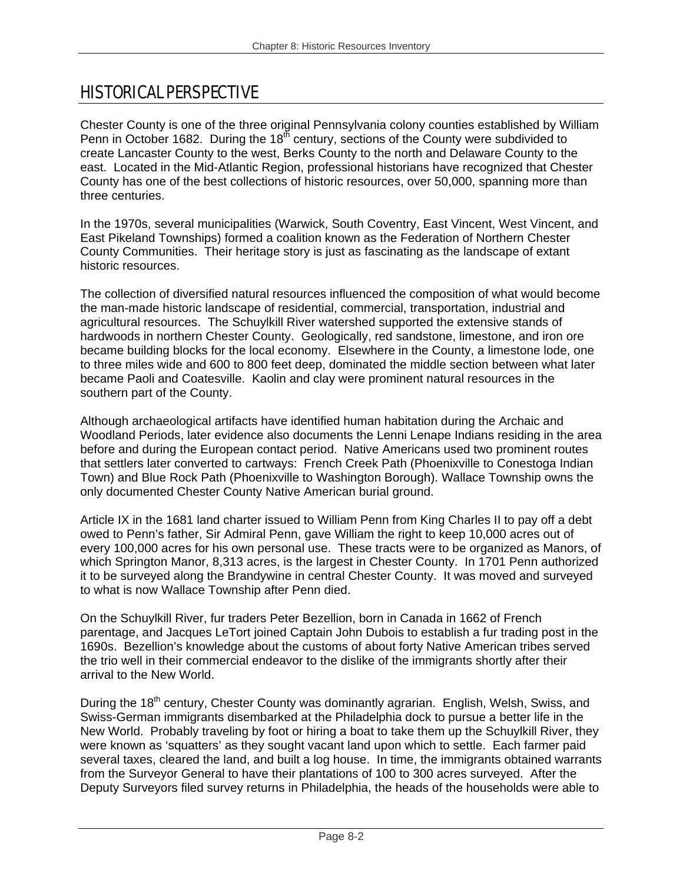# HISTORICAL PERSPECTIVE

Chester County is one of the three original Pennsylvania colony counties established by William Penn in October 1682. During the 18th century, sections of the County were subdivided to create Lancaster County to the west, Berks County to the north and Delaware County to the east. Located in the Mid-Atlantic Region, professional historians have recognized that Chester County has one of the best collections of historic resources, over 50,000, spanning more than three centuries.

In the 1970s, several municipalities (Warwick, South Coventry, East Vincent, West Vincent, and East Pikeland Townships) formed a coalition known as the Federation of Northern Chester County Communities. Their heritage story is just as fascinating as the landscape of extant historic resources.

The collection of diversified natural resources influenced the composition of what would become the man-made historic landscape of residential, commercial, transportation, industrial and agricultural resources. The Schuylkill River watershed supported the extensive stands of hardwoods in northern Chester County. Geologically, red sandstone, limestone, and iron ore became building blocks for the local economy. Elsewhere in the County, a limestone lode, one to three miles wide and 600 to 800 feet deep, dominated the middle section between what later became Paoli and Coatesville. Kaolin and clay were prominent natural resources in the southern part of the County.

Although archaeological artifacts have identified human habitation during the Archaic and Woodland Periods, later evidence also documents the Lenni Lenape Indians residing in the area before and during the European contact period. Native Americans used two prominent routes that settlers later converted to cartways: French Creek Path (Phoenixville to Conestoga Indian Town) and Blue Rock Path (Phoenixville to Washington Borough). Wallace Township owns the only documented Chester County Native American burial ground.

Article IX in the 1681 land charter issued to William Penn from King Charles II to pay off a debt owed to Penn's father, Sir Admiral Penn, gave William the right to keep 10,000 acres out of every 100,000 acres for his own personal use. These tracts were to be organized as Manors, of which Springton Manor, 8,313 acres, is the largest in Chester County. In 1701 Penn authorized it to be surveyed along the Brandywine in central Chester County. It was moved and surveyed to what is now Wallace Township after Penn died.

On the Schuylkill River, fur traders Peter Bezellion, born in Canada in 1662 of French parentage, and Jacques LeTort joined Captain John Dubois to establish a fur trading post in the 1690s. Bezellion's knowledge about the customs of about forty Native American tribes served the trio well in their commercial endeavor to the dislike of the immigrants shortly after their arrival to the New World.

During the 18th century, Chester County was dominantly agrarian. English, Welsh, Swiss, and Swiss-German immigrants disembarked at the Philadelphia dock to pursue a better life in the New World. Probably traveling by foot or hiring a boat to take them up the Schuylkill River, they were known as 'squatters' as they sought vacant land upon which to settle. Each farmer paid several taxes, cleared the land, and built a log house. In time, the immigrants obtained warrants from the Surveyor General to have their plantations of 100 to 300 acres surveyed. After the Deputy Surveyors filed survey returns in Philadelphia, the heads of the households were able to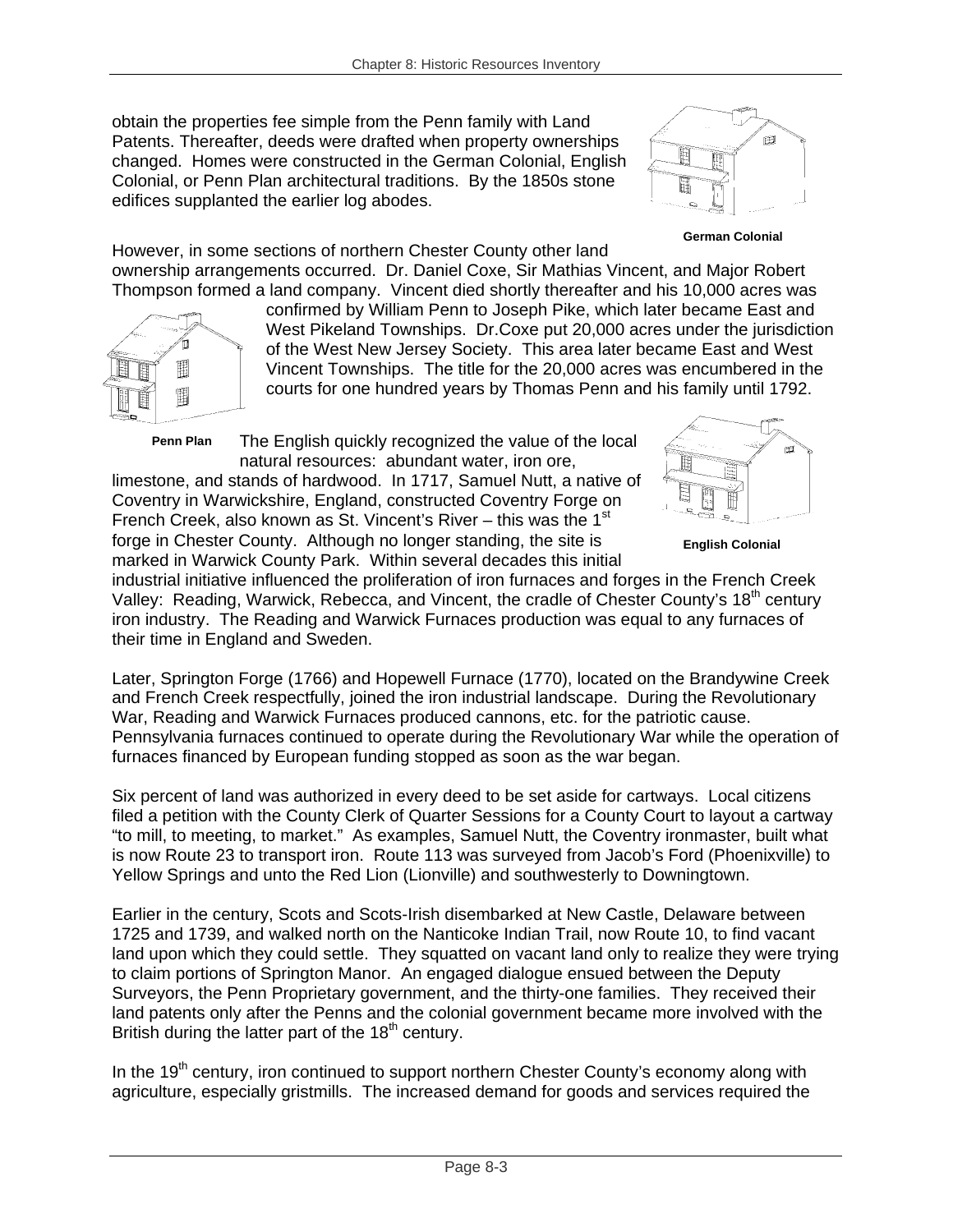obtain the properties fee simple from the Penn family with Land Patents. Thereafter, deeds were drafted when property ownerships changed. Homes were constructed in the German Colonial, English Colonial, or Penn Plan architectural traditions. By the 1850s stone edifices supplanted the earlier log abodes.

**German Colonial**

However, in some sections of northern Chester County other land ownership arrangements occurred. Dr. Daniel Coxe, Sir Mathias Vincent, and Major Robert Thompson formed a land company. Vincent died shortly thereafter and his 10,000 acres was confirmed by William Penn to Joseph Pike, which later became East and West Pikeland Townships. Dr.Coxe put 20,000 acres under the jurisdiction of the West New Jersey Society. This area later became East and West Vincent Townships. The title for the 20,000 acres was encumbered in the courts for one hundred years by Thomas Penn and his family until 1792.

**Penn Plan**

The English quickly recognized the value of the local natural resources: abundant water, iron ore, limestone, and stands of hardwood. In 1717, Samuel Nutt, a native of Coventry in Warwickshire, England, constructed Coventry Forge on French Creek, also known as St. Vincent's River – this was the 1st forge in Chester County. Although no longer standing, the site is marked in Warwick County Park. Within several decades this initial industrial initiative influenced the proliferation of iron furnaces and forges in the French Creek Valley: Reading, Warwick, Rebecca, and Vincent, the cradle of Chester County's 18th century iron industry. The Reading and Warwick Furnaces production was equal to any furnaces of their time in England and Sweden.

**English Colonial**

Later, Springton Forge (1766) and Hopewell Furnace (1770), located on the Brandywine Creek and French Creek respectfully, joined the iron industrial landscape. During the Revolutionary War, Reading and Warwick Furnaces produced cannons, etc. for the patriotic cause. Pennsylvania furnaces continued to operate during the Revolutionary War while the operation of furnaces financed by European funding stopped as soon as the war began.

Six percent of land was authorized in every deed to be set aside for cartways. Local citizens filed a petition with the County Clerk of Quarter Sessions for a County Court to layout a cartway "to mill, to meeting, to market." As examples, Samuel Nutt, the Coventry ironmaster, built what is now Route 23 to transport iron. Route 113 was surveyed from Jacob's Ford (Phoenixville) to Yellow Springs and unto the Red Lion (Lionville) and southwesterly to Downingtown.

Earlier in the century, Scots and Scots-Irish disembarked at New Castle, Delaware between 1725 and 1739, and walked north on the Nanticoke Indian Trail, now Route 10, to find vacant land upon which they could settle. They squatted on vacant land only to realize they were trying to claim portions of Springton Manor. An engaged dialogue ensued between the Deputy Surveyors, the Penn Proprietary government, and the thirty-one families. They received their land patents only after the Penns and the colonial government became more involved with the British during the latter part of the 18th century.

In the 19th century, iron continued to support northern Chester County's economy along with agriculture, especially gristmills. The increased demand for goods and services required the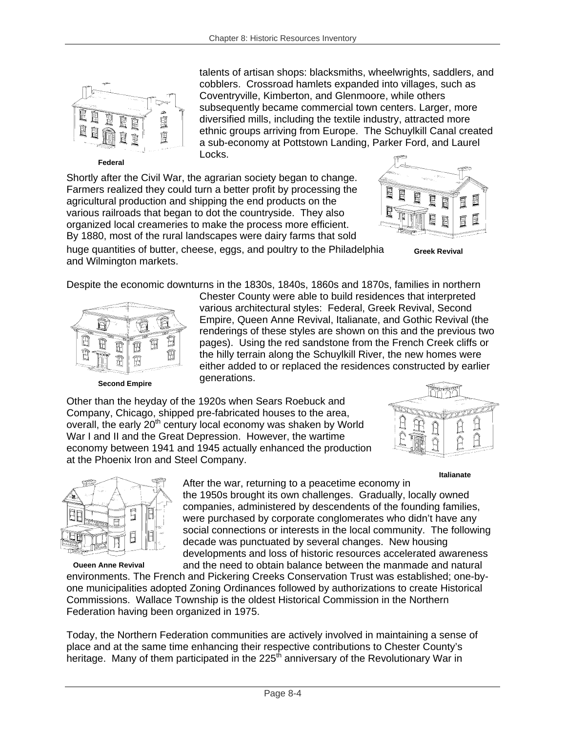talents of artisan shops: blacksmiths, wheelwrights, saddlers, and cobblers. Crossroad hamlets expanded into villages, such as Coventryville, Kimberton, and Glenmoore, while others subsequently became commercial town centers. Larger, more diversified mills, including the textile industry, attracted more ethnic groups arriving from Europe. The Schuylkill Canal created a sub-economy at Pottstown Landing, Parker Ford, and Laurel Locks.

**Federal**

Shortly after the Civil War, the agrarian society began to change. Farmers realized they could turn a better profit by processing the agricultural production and shipping the end products on the various railroads that began to dot the countryside. They also organized local creameries to make the process more efficient. By 1880, most of the rural landscapes were dairy farms that sold huge quantities of butter, cheese, eggs, and poultry to the Philadelphia and Wilmington markets.

**Greek Revival**

Despite the economic downturns in the 1830s, 1840s, 1860s and 1870s, families in northern Chester County were able to build residences that interpreted various architectural styles: Federal, Greek Revival, Second Empire, Queen Anne Revival, Italianate, and Gothic Revival (the renderings of these styles are shown on this and the previous two pages). Using the red sandstone from the French Creek cliffs or the hilly terrain along the Schuylkill River, the new homes were either added to or replaced the residences constructed by earlier generations.

**Second Empire**

Other than the heyday of the 1920s when Sears Roebuck and Company, Chicago, shipped pre-fabricated houses to the area, overall, the early 20th century local economy was shaken by World War I and II and the Great Depression. However, the wartime economy between 1941 and 1945 actually enhanced the production at the Phoenix Iron and Steel Company.

**Italianate**

After the war, returning to a peacetime economy in the 1950s brought its own challenges. Gradually, locally owned companies, administered by descendents of the founding families, were purchased by corporate conglomerates who didn't have any social connections or interests in the local community. The following decade was punctuated by several changes. New housing developments and loss of historic resources accelerated awareness and the need to obtain balance between the manmade and natural environments. The French and Pickering Creeks Conservation Trust was established; one-by-one municipalities adopted Zoning Ordinances followed by authorizations to create Historical Commissions. Wallace Township is the oldest Historical Commission in the Northern Federation having been organized in 1975.

**Oueen Anne Revival**

Today, the Northern Federation communities are actively involved in maintaining a sense of place and at the same time enhancing their respective contributions to Chester County's heritage. Many of them participated in the 225th anniversary of the Revolutionary War in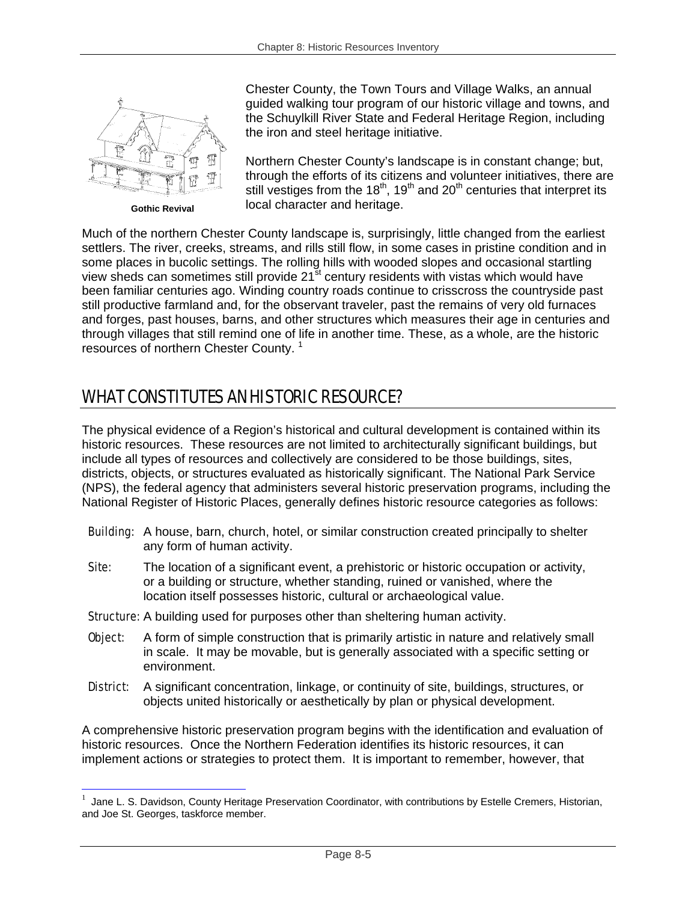Gothic Revival

Chester County, the Town Tours and Village Walks, an annual guided walking tour program of our historic village and towns, and the Schuylkill River State and Federal Heritage Region, including the iron and steel heritage initiative.

Northern Chester County's landscape is in constant change; but, through the efforts of its citizens and volunteer initiatives, there are still vestiges from the 18th, 19th and 20th centuries that interpret its local character and heritage.

Much of the northern Chester County landscape is, surprisingly, little changed from the earliest settlers. The river, creeks, streams, and rills still flow, in some cases in pristine condition and in some places in bucolic settings. The rolling hills with wooded slopes and occasional startling view sheds can sometimes still provide 21st century residents with vistas which would have been familiar centuries ago. Winding country roads continue to crisscross the countryside past still productive farmland and, for the observant traveler, past the remains of very old furnaces and forges, past houses, barns, and other structures which measures their age in centuries and through villages that still remind one of life in another time. These, as a whole, are the historic resources of northern Chester County. [1]

## WHAT CONSTITUTES AN HISTORIC RESOURCE?

The physical evidence of a Region's historical and cultural development is contained within its historic resources. These resources are not limited to architecturally significant buildings, but include all types of resources and collectively are considered to be those buildings, sites, districts, objects, or structures evaluated as historically significant. The National Park Service (NPS), the federal agency that administers several historic preservation programs, including the National Register of Historic Places, generally defines historic resource categories as follows:

- *Building:* A house, barn, church, hotel, or similar construction created principally to shelter any form of human activity.
- *Site:* The location of a significant event, a prehistoric or historic occupation or activity, or a building or structure, whether standing, ruined or vanished, where the location itself possesses historic, cultural or archaeological value.
- *Structure:* A building used for purposes other than sheltering human activity.
- *Object:* A form of simple construction that is primarily artistic in nature and relatively small in scale. It may be movable, but is generally associated with a specific setting or environment.
- *District:* A significant concentration, linkage, or continuity of site, buildings, structures, or objects united historically or aesthetically by plan or physical development.

A comprehensive historic preservation program begins with the identification and evaluation of historic resources. Once the Northern Federation identifies its historic resources, it can implement actions or strategies to protect them. It is important to remember, however, that

[1] Jane L. S. Davidson, County Heritage Preservation Coordinator, with contributions by Estelle Cremers, Historian, and Joe St. Georges, taskforce member.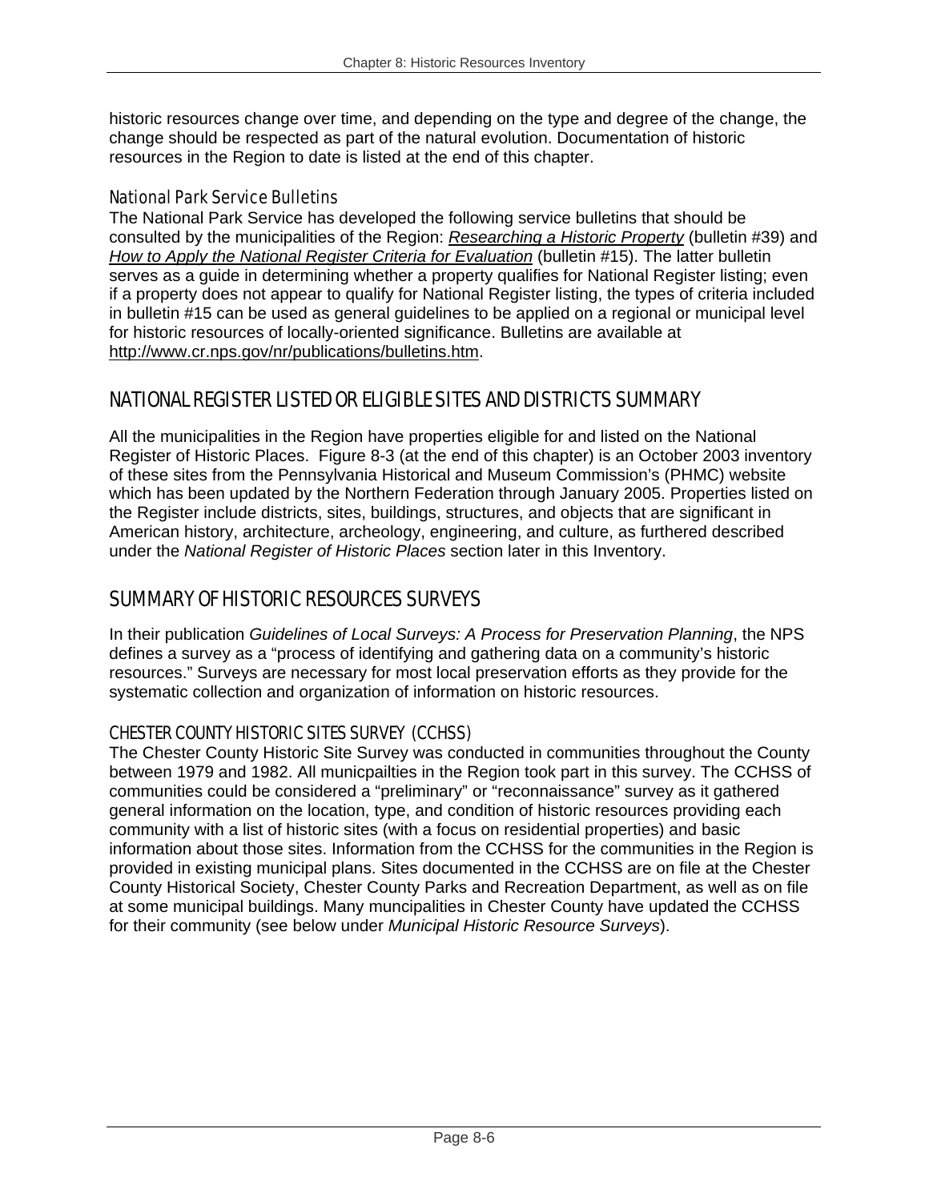historic resources change over time, and depending on the type and degree of the change, the change should be respected as part of the natural evolution. Documentation of historic resources in the Region to date is listed at the end of this chapter.

### National Park Service Bulletins

The National Park Service has developed the following service bulletins that should be consulted by the municipalities of the Region: *Researching a Historic Property* (bulletin #39) and *How to Apply the National Register Criteria for Evaluation* (bulletin #15). The latter bulletin serves as a guide in determining whether a property qualifies for National Register listing; even if a property does not appear to qualify for National Register listing, the types of criteria included in bulletin #15 can be used as general guidelines to be applied on a regional or municipal level for historic resources of locally-oriented significance. Bulletins are available at http://www.cr.nps.gov/nr/publications/bulletins.htm.

## NATIONAL REGISTER LISTED OR ELIGIBLE SITES AND DISTRICTS SUMMARY

All the municipalities in the Region have properties eligible for and listed on the National Register of Historic Places. Figure 8-3 (at the end of this chapter) is an October 2003 inventory of these sites from the Pennsylvania Historical and Museum Commission's (PHMC) website which has been updated by the Northern Federation through January 2005. Properties listed on the Register include districts, sites, buildings, structures, and objects that are significant in American history, architecture, archeology, engineering, and culture, as furthered described under the *National Register of Historic Places* section later in this Inventory.

## SUMMARY OF HISTORIC RESOURCES SURVEYS

In their publication *Guidelines of Local Surveys: A Process for Preservation Planning*, the NPS defines a survey as a "process of identifying and gathering data on a community's historic resources." Surveys are necessary for most local preservation efforts as they provide for the systematic collection and organization of information on historic resources.

### CHESTER COUNTY HISTORIC SITES SURVEY (CCHSS)

The Chester County Historic Site Survey was conducted in communities throughout the County between 1979 and 1982. All municpailties in the Region took part in this survey. The CCHSS of communities could be considered a "preliminary" or "reconnaissance" survey as it gathered general information on the location, type, and condition of historic resources providing each community with a list of historic sites (with a focus on residential properties) and basic information about those sites. Information from the CCHSS for the communities in the Region is provided in existing municipal plans. Sites documented in the CCHSS are on file at the Chester County Historical Society, Chester County Parks and Recreation Department, as well as on file at some municipal buildings. Many muncipalities in Chester County have updated the CCHSS for their community (see below under *Municipal Historic Resource Surveys*).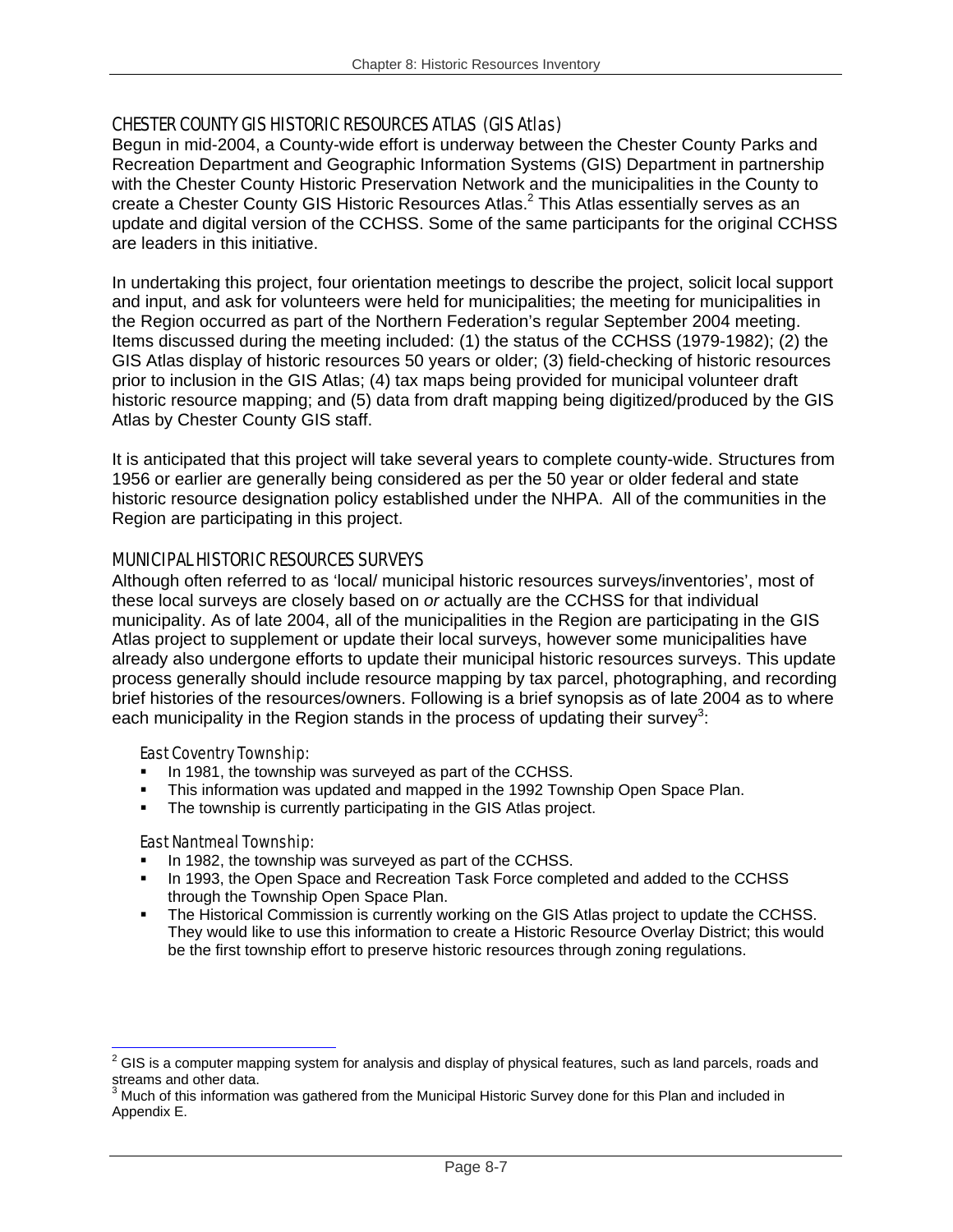## CHESTER COUNTY GIS HISTORIC RESOURCES ATLAS *(GIS Atlas)*

Begun in mid-2004, a County-wide effort is underway between the Chester County Parks and Recreation Department and Geographic Information Systems (GIS) Department in partnership with the Chester County Historic Preservation Network and the municipalities in the County to create a Chester County GIS Historic Resources Atlas.[2] This Atlas essentially serves as an update and digital version of the CCHSS. Some of the same participants for the original CCHSS are leaders in this initiative.

In undertaking this project, four orientation meetings to describe the project, solicit local support and input, and ask for volunteers were held for municipalities; the meeting for municipalities in the Region occurred as part of the Northern Federation's regular September 2004 meeting. Items discussed during the meeting included: (1) the status of the CCHSS (1979-1982); (2) the GIS Atlas display of historic resources 50 years or older; (3) field-checking of historic resources prior to inclusion in the GIS Atlas; (4) tax maps being provided for municipal volunteer draft historic resource mapping; and (5) data from draft mapping being digitized/produced by the GIS Atlas by Chester County GIS staff.

It is anticipated that this project will take several years to complete county-wide. Structures from 1956 or earlier are generally being considered as per the 50 year or older federal and state historic resource designation policy established under the NHPA. All of the communities in the Region are participating in this project.

## MUNICIPAL HISTORIC RESOURCES SURVEYS

Although often referred to as 'local/ municipal historic resources surveys/inventories', most of these local surveys are closely based on *or* actually are the CCHSS for that individual municipality. As of late 2004, all of the municipalities in the Region are participating in the GIS Atlas project to supplement or update their local surveys, however some municipalities have already also undergone efforts to update their municipal historic resources surveys. This update process generally should include resource mapping by tax parcel, photographing, and recording brief histories of the resources/owners. Following is a brief synopsis as of late 2004 as to where each municipality in the Region stands in the process of updating their survey[3]:

### *East Coventry Township:*

- In 1981, the township was surveyed as part of the CCHSS.
- This information was updated and mapped in the 1992 Township Open Space Plan.
- The township is currently participating in the GIS Atlas project.

### *East Nantmeal Township:*

- In 1982, the township was surveyed as part of the CCHSS.
- In 1993, the Open Space and Recreation Task Force completed and added to the CCHSS through the Township Open Space Plan.
- The Historical Commission is currently working on the GIS Atlas project to update the CCHSS. They would like to use this information to create a Historic Resource Overlay District; this would be the first township effort to preserve historic resources through zoning regulations.

---

[2] GIS is a computer mapping system for analysis and display of physical features, such as land parcels, roads and streams and other data.

[3] Much of this information was gathered from the Municipal Historic Survey done for this Plan and included in Appendix E.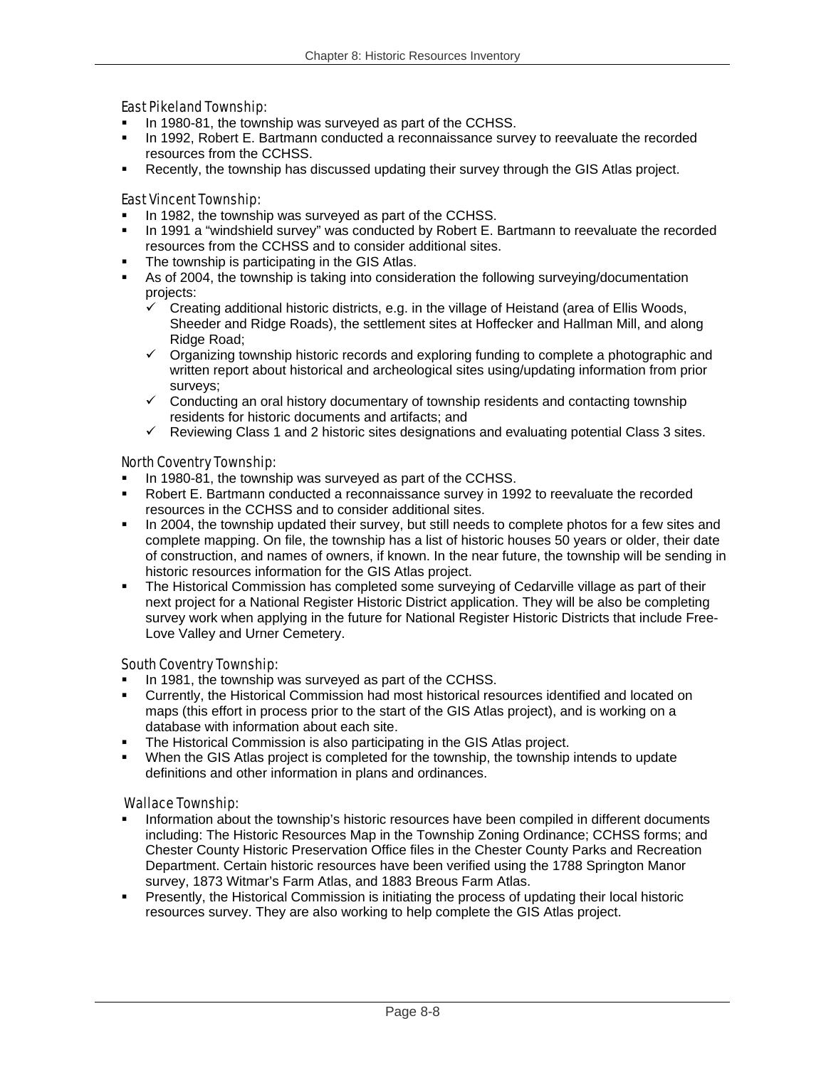### East Pikeland Township:

- In 1980-81, the township was surveyed as part of the CCHSS.
- In 1992, Robert E. Bartmann conducted a reconnaissance survey to reevaluate the recorded resources from the CCHSS.
- Recently, the township has discussed updating their survey through the GIS Atlas project.

### East Vincent Township:

- In 1982, the township was surveyed as part of the CCHSS.
- In 1991 a "windshield survey" was conducted by Robert E. Bartmann to reevaluate the recorded resources from the CCHSS and to consider additional sites.
- The township is participating in the GIS Atlas.
- As of 2004, the township is taking into consideration the following surveying/documentation projects:
  - ✓ Creating additional historic districts, e.g. in the village of Heistand (area of Ellis Woods, Sheeder and Ridge Roads), the settlement sites at Hoffecker and Hallman Mill, and along Ridge Road;
  - ✓ Organizing township historic records and exploring funding to complete a photographic and written report about historical and archeological sites using/updating information from prior surveys;
  - ✓ Conducting an oral history documentary of township residents and contacting township residents for historic documents and artifacts; and
  - ✓ Reviewing Class 1 and 2 historic sites designations and evaluating potential Class 3 sites.

### North Coventry Township:

- In 1980-81, the township was surveyed as part of the CCHSS.
- Robert E. Bartmann conducted a reconnaissance survey in 1992 to reevaluate the recorded resources in the CCHSS and to consider additional sites.
- In 2004, the township updated their survey, but still needs to complete photos for a few sites and complete mapping. On file, the township has a list of historic houses 50 years or older, their date of construction, and names of owners, if known. In the near future, the township will be sending in historic resources information for the GIS Atlas project.
- The Historical Commission has completed some surveying of Cedarville village as part of their next project for a National Register Historic District application. They will be also be completing survey work when applying in the future for National Register Historic Districts that include Free-Love Valley and Urner Cemetery.

### South Coventry Township:

- In 1981, the township was surveyed as part of the CCHSS.
- Currently, the Historical Commission had most historical resources identified and located on maps (this effort in process prior to the start of the GIS Atlas project), and is working on a database with information about each site.
- The Historical Commission is also participating in the GIS Atlas project.
- When the GIS Atlas project is completed for the township, the township intends to update definitions and other information in plans and ordinances.

### Wallace Township:

- Information about the township's historic resources have been compiled in different documents including: The Historic Resources Map in the Township Zoning Ordinance; CCHSS forms; and Chester County Historic Preservation Office files in the Chester County Parks and Recreation Department. Certain historic resources have been verified using the 1788 Springton Manor survey, 1873 Witmar's Farm Atlas, and 1883 Breous Farm Atlas.
- Presently, the Historical Commission is initiating the process of updating their local historic resources survey. They are also working to help complete the GIS Atlas project.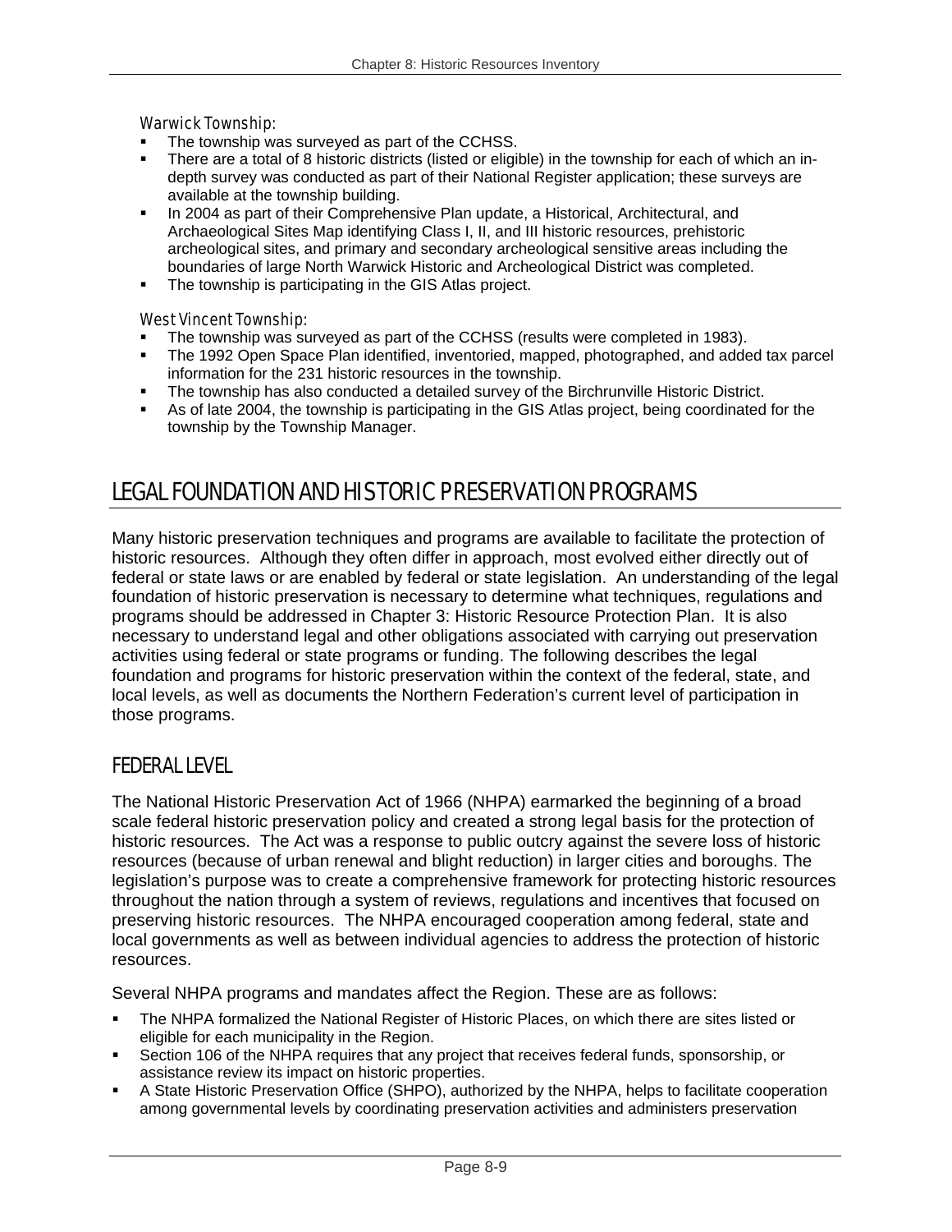### Warwick Township:

- The township was surveyed as part of the CCHSS.
- There are a total of 8 historic districts (listed or eligible) in the township for each of which an in-depth survey was conducted as part of their National Register application; these surveys are available at the township building.
- In 2004 as part of their Comprehensive Plan update, a Historical, Architectural, and Archaeological Sites Map identifying Class I, II, and III historic resources, prehistoric archeological sites, and primary and secondary archeological sensitive areas including the boundaries of large North Warwick Historic and Archeological District was completed.
- The township is participating in the GIS Atlas project.

### West Vincent Township:

- The township was surveyed as part of the CCHSS (results were completed in 1983).
- The 1992 Open Space Plan identified, inventoried, mapped, photographed, and added tax parcel information for the 231 historic resources in the township.
- The township has also conducted a detailed survey of the Birchrunville Historic District.
- As of late 2004, the township is participating in the GIS Atlas project, being coordinated for the township by the Township Manager.

# LEGAL FOUNDATION AND HISTORIC PRESERVATION PROGRAMS

Many historic preservation techniques and programs are available to facilitate the protection of historic resources. Although they often differ in approach, most evolved either directly out of federal or state laws or are enabled by federal or state legislation. An understanding of the legal foundation of historic preservation is necessary to determine what techniques, regulations and programs should be addressed in Chapter 3: Historic Resource Protection Plan. It is also necessary to understand legal and other obligations associated with carrying out preservation activities using federal or state programs or funding. The following describes the legal foundation and programs for historic preservation within the context of the federal, state, and local levels, as well as documents the Northern Federation's current level of participation in those programs.

## FEDERAL LEVEL

The National Historic Preservation Act of 1966 (NHPA) earmarked the beginning of a broad scale federal historic preservation policy and created a strong legal basis for the protection of historic resources. The Act was a response to public outcry against the severe loss of historic resources (because of urban renewal and blight reduction) in larger cities and boroughs. The legislation's purpose was to create a comprehensive framework for protecting historic resources throughout the nation through a system of reviews, regulations and incentives that focused on preserving historic resources. The NHPA encouraged cooperation among federal, state and local governments as well as between individual agencies to address the protection of historic resources.

Several NHPA programs and mandates affect the Region. These are as follows:

- The NHPA formalized the National Register of Historic Places, on which there are sites listed or eligible for each municipality in the Region.
- Section 106 of the NHPA requires that any project that receives federal funds, sponsorship, or assistance review its impact on historic properties.
- A State Historic Preservation Office (SHPO), authorized by the NHPA, helps to facilitate cooperation among governmental levels by coordinating preservation activities and administers preservation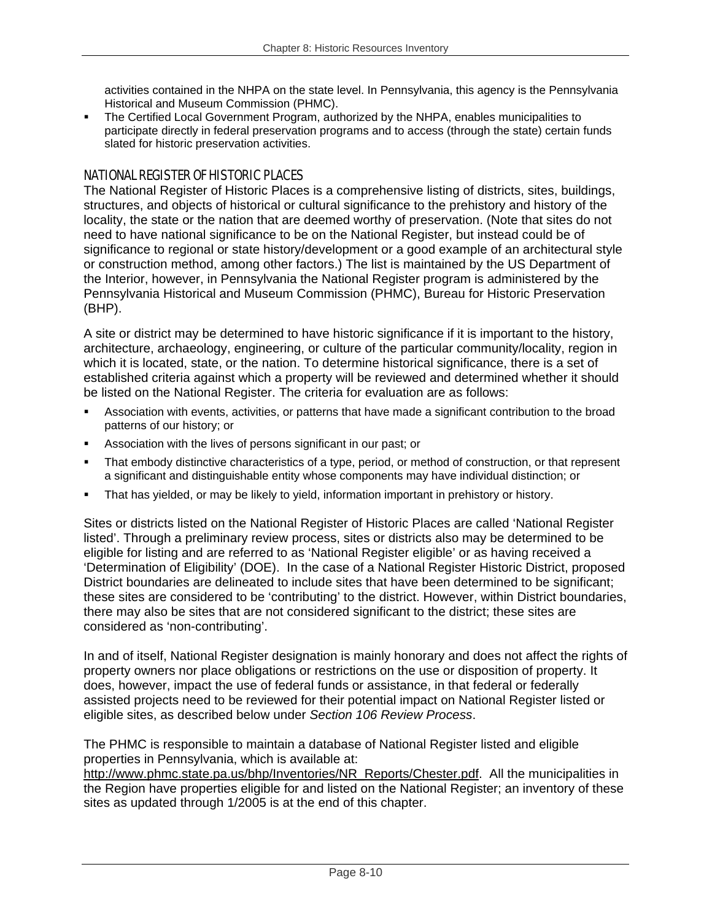activities contained in the NHPA on the state level. In Pennsylvania, this agency is the Pennsylvania Historical and Museum Commission (PHMC).

- The Certified Local Government Program, authorized by the NHPA, enables municipalities to participate directly in federal preservation programs and to access (through the state) certain funds slated for historic preservation activities.

## NATIONAL REGISTER OF HISTORIC PLACES

The National Register of Historic Places is a comprehensive listing of districts, sites, buildings, structures, and objects of historical or cultural significance to the prehistory and history of the locality, the state or the nation that are deemed worthy of preservation. (Note that sites do not need to have national significance to be on the National Register, but instead could be of significance to regional or state history/development or a good example of an architectural style or construction method, among other factors.) The list is maintained by the US Department of the Interior, however, in Pennsylvania the National Register program is administered by the Pennsylvania Historical and Museum Commission (PHMC), Bureau for Historic Preservation (BHP).

A site or district may be determined to have historic significance if it is important to the history, architecture, archaeology, engineering, or culture of the particular community/locality, region in which it is located, state, or the nation. To determine historical significance, there is a set of established criteria against which a property will be reviewed and determined whether it should be listed on the National Register. The criteria for evaluation are as follows:

- Association with events, activities, or patterns that have made a significant contribution to the broad patterns of our history; or
- Association with the lives of persons significant in our past; or
- That embody distinctive characteristics of a type, period, or method of construction, or that represent a significant and distinguishable entity whose components may have individual distinction; or
- That has yielded, or may be likely to yield, information important in prehistory or history.

Sites or districts listed on the National Register of Historic Places are called 'National Register listed'. Through a preliminary review process, sites or districts also may be determined to be eligible for listing and are referred to as 'National Register eligible' or as having received a 'Determination of Eligibility' (DOE). In the case of a National Register Historic District, proposed District boundaries are delineated to include sites that have been determined to be significant; these sites are considered to be 'contributing' to the district. However, within District boundaries, there may also be sites that are not considered significant to the district; these sites are considered as 'non-contributing'.

In and of itself, National Register designation is mainly honorary and does not affect the rights of property owners nor place obligations or restrictions on the use or disposition of property. It does, however, impact the use of federal funds or assistance, in that federal or federally assisted projects need to be reviewed for their potential impact on National Register listed or eligible sites, as described below under *Section 106 Review Process*.

The PHMC is responsible to maintain a database of National Register listed and eligible properties in Pennsylvania, which is available at: http://www.phmc.state.pa.us/bhp/Inventories/NR_Reports/Chester.pdf. All the municipalities in the Region have properties eligible for and listed on the National Register; an inventory of these sites as updated through 1/2005 is at the end of this chapter.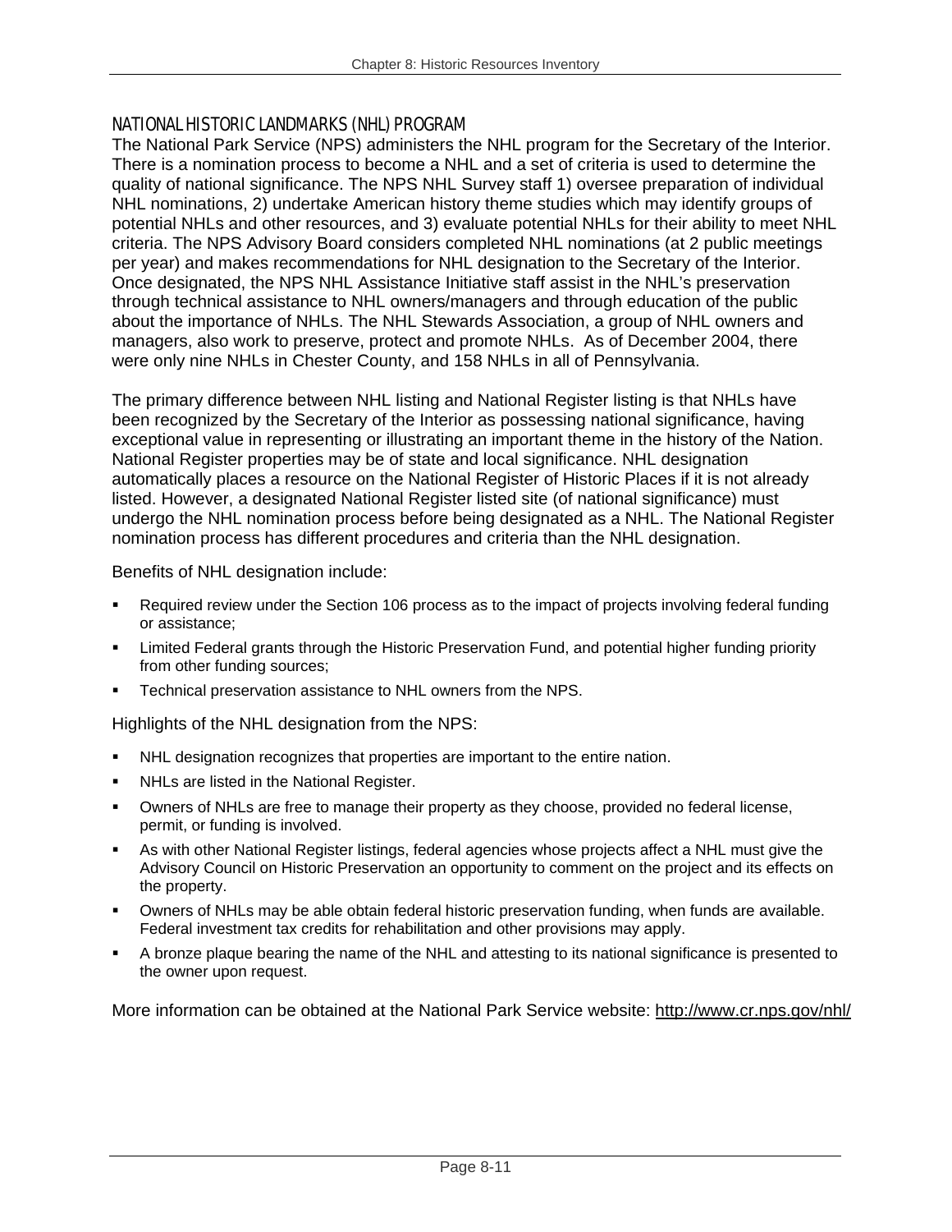## NATIONAL HISTORIC LANDMARKS (NHL) PROGRAM

The National Park Service (NPS) administers the NHL program for the Secretary of the Interior. There is a nomination process to become a NHL and a set of criteria is used to determine the quality of national significance. The NPS NHL Survey staff 1) oversee preparation of individual NHL nominations, 2) undertake American history theme studies which may identify groups of potential NHLs and other resources, and 3) evaluate potential NHLs for their ability to meet NHL criteria. The NPS Advisory Board considers completed NHL nominations (at 2 public meetings per year) and makes recommendations for NHL designation to the Secretary of the Interior. Once designated, the NPS NHL Assistance Initiative staff assist in the NHL's preservation through technical assistance to NHL owners/managers and through education of the public about the importance of NHLs. The NHL Stewards Association, a group of NHL owners and managers, also work to preserve, protect and promote NHLs. As of December 2004, there were only nine NHLs in Chester County, and 158 NHLs in all of Pennsylvania.

The primary difference between NHL listing and National Register listing is that NHLs have been recognized by the Secretary of the Interior as possessing national significance, having exceptional value in representing or illustrating an important theme in the history of the Nation. National Register properties may be of state and local significance. NHL designation automatically places a resource on the National Register of Historic Places if it is not already listed. However, a designated National Register listed site (of national significance) must undergo the NHL nomination process before being designated as a NHL. The National Register nomination process has different procedures and criteria than the NHL designation.

Benefits of NHL designation include:

- Required review under the Section 106 process as to the impact of projects involving federal funding or assistance;
- Limited Federal grants through the Historic Preservation Fund, and potential higher funding priority from other funding sources;
- Technical preservation assistance to NHL owners from the NPS.

Highlights of the NHL designation from the NPS:

- NHL designation recognizes that properties are important to the entire nation.
- NHLs are listed in the National Register.
- Owners of NHLs are free to manage their property as they choose, provided no federal license, permit, or funding is involved.
- As with other National Register listings, federal agencies whose projects affect a NHL must give the Advisory Council on Historic Preservation an opportunity to comment on the project and its effects on the property.
- Owners of NHLs may be able obtain federal historic preservation funding, when funds are available. Federal investment tax credits for rehabilitation and other provisions may apply.
- A bronze plaque bearing the name of the NHL and attesting to its national significance is presented to the owner upon request.

More information can be obtained at the National Park Service website: http://www.cr.nps.gov/nhl/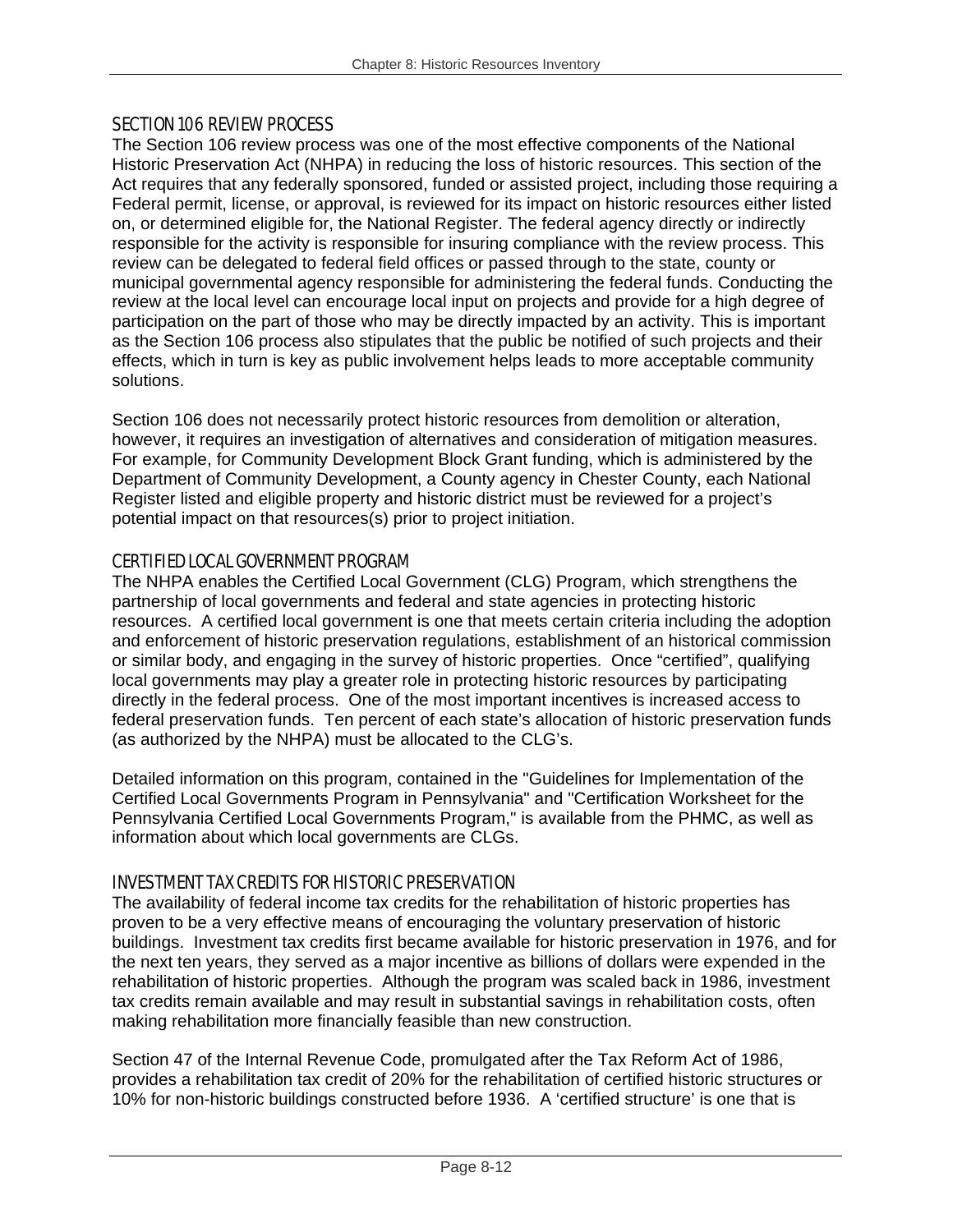### SECTION 106 REVIEW PROCESS

The Section 106 review process was one of the most effective components of the National Historic Preservation Act (NHPA) in reducing the loss of historic resources. This section of the Act requires that any federally sponsored, funded or assisted project, including those requiring a Federal permit, license, or approval, is reviewed for its impact on historic resources either listed on, or determined eligible for, the National Register. The federal agency directly or indirectly responsible for the activity is responsible for insuring compliance with the review process. This review can be delegated to federal field offices or passed through to the state, county or municipal governmental agency responsible for administering the federal funds. Conducting the review at the local level can encourage local input on projects and provide for a high degree of participation on the part of those who may be directly impacted by an activity. This is important as the Section 106 process also stipulates that the public be notified of such projects and their effects, which in turn is key as public involvement helps leads to more acceptable community solutions.

Section 106 does not necessarily protect historic resources from demolition or alteration, however, it requires an investigation of alternatives and consideration of mitigation measures. For example, for Community Development Block Grant funding, which is administered by the Department of Community Development, a County agency in Chester County, each National Register listed and eligible property and historic district must be reviewed for a project's potential impact on that resources(s) prior to project initiation.

### CERTIFIED LOCAL GOVERNMENT PROGRAM

The NHPA enables the Certified Local Government (CLG) Program, which strengthens the partnership of local governments and federal and state agencies in protecting historic resources. A certified local government is one that meets certain criteria including the adoption and enforcement of historic preservation regulations, establishment of an historical commission or similar body, and engaging in the survey of historic properties. Once "certified", qualifying local governments may play a greater role in protecting historic resources by participating directly in the federal process. One of the most important incentives is increased access to federal preservation funds. Ten percent of each state's allocation of historic preservation funds (as authorized by the NHPA) must be allocated to the CLG's.

Detailed information on this program, contained in the "Guidelines for Implementation of the Certified Local Governments Program in Pennsylvania" and "Certification Worksheet for the Pennsylvania Certified Local Governments Program," is available from the PHMC, as well as information about which local governments are CLGs.

### INVESTMENT TAX CREDITS FOR HISTORIC PRESERVATION

The availability of federal income tax credits for the rehabilitation of historic properties has proven to be a very effective means of encouraging the voluntary preservation of historic buildings. Investment tax credits first became available for historic preservation in 1976, and for the next ten years, they served as a major incentive as billions of dollars were expended in the rehabilitation of historic properties. Although the program was scaled back in 1986, investment tax credits remain available and may result in substantial savings in rehabilitation costs, often making rehabilitation more financially feasible than new construction.

Section 47 of the Internal Revenue Code, promulgated after the Tax Reform Act of 1986, provides a rehabilitation tax credit of 20% for the rehabilitation of certified historic structures or 10% for non-historic buildings constructed before 1936. A 'certified structure' is one that is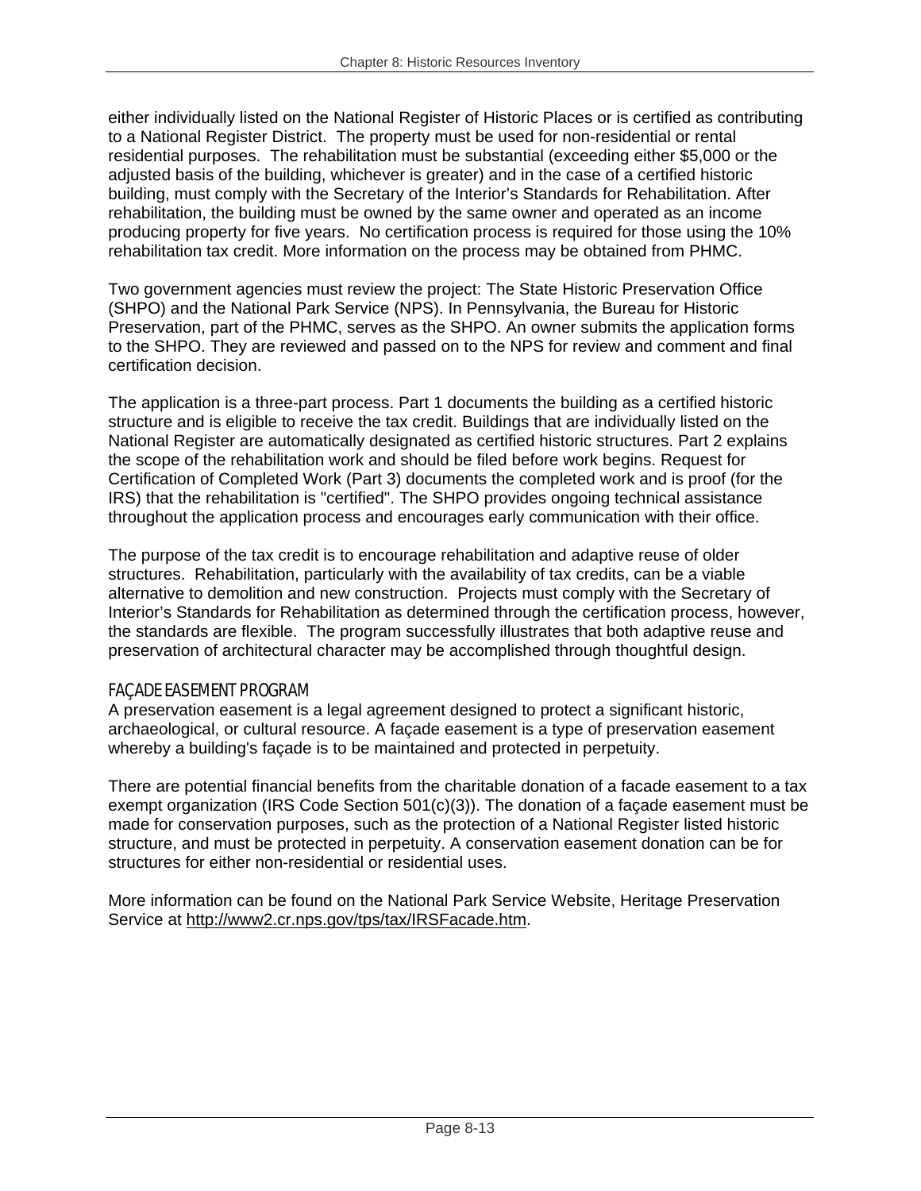either individually listed on the National Register of Historic Places or is certified as contributing to a National Register District. The property must be used for non-residential or rental residential purposes. The rehabilitation must be substantial (exceeding either $5,000 or the adjusted basis of the building, whichever is greater) and in the case of a certified historic building, must comply with the Secretary of the Interior's Standards for Rehabilitation. After rehabilitation, the building must be owned by the same owner and operated as an income producing property for five years. No certification process is required for those using the 10% rehabilitation tax credit. More information on the process may be obtained from PHMC.

Two government agencies must review the project: The State Historic Preservation Office (SHPO) and the National Park Service (NPS). In Pennsylvania, the Bureau for Historic Preservation, part of the PHMC, serves as the SHPO. An owner submits the application forms to the SHPO. They are reviewed and passed on to the NPS for review and comment and final certification decision.

The application is a three-part process. Part 1 documents the building as a certified historic structure and is eligible to receive the tax credit. Buildings that are individually listed on the National Register are automatically designated as certified historic structures. Part 2 explains the scope of the rehabilitation work and should be filed before work begins. Request for Certification of Completed Work (Part 3) documents the completed work and is proof (for the IRS) that the rehabilitation is "certified". The SHPO provides ongoing technical assistance throughout the application process and encourages early communication with their office.

The purpose of the tax credit is to encourage rehabilitation and adaptive reuse of older structures. Rehabilitation, particularly with the availability of tax credits, can be a viable alternative to demolition and new construction. Projects must comply with the Secretary of Interior's Standards for Rehabilitation as determined through the certification process, however, the standards are flexible. The program successfully illustrates that both adaptive reuse and preservation of architectural character may be accomplished through thoughtful design.

### FAÇADE EASEMENT PROGRAM

A preservation easement is a legal agreement designed to protect a significant historic, archaeological, or cultural resource. A façade easement is a type of preservation easement whereby a building's façade is to be maintained and protected in perpetuity.

There are potential financial benefits from the charitable donation of a facade easement to a tax exempt organization (IRS Code Section 501(c)(3)). The donation of a façade easement must be made for conservation purposes, such as the protection of a National Register listed historic structure, and must be protected in perpetuity. A conservation easement donation can be for structures for either non-residential or residential uses.

More information can be found on the National Park Service Website, Heritage Preservation Service at http://www2.cr.nps.gov/tps/tax/IRSFacade.htm.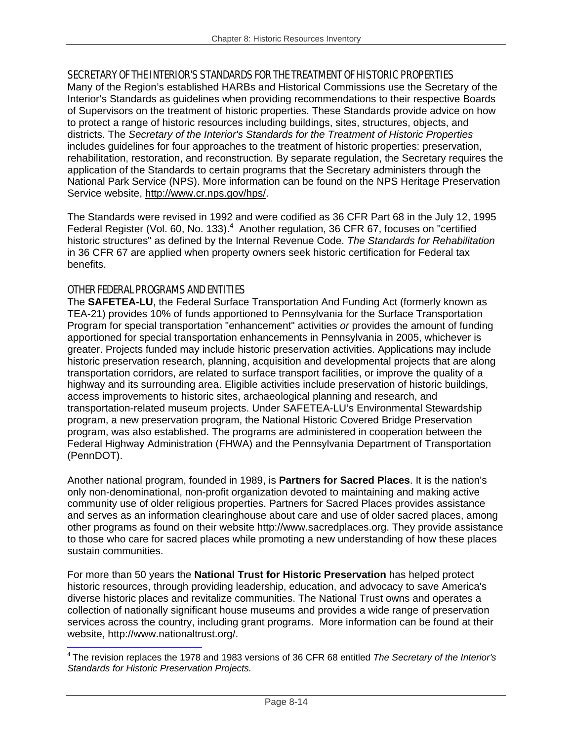## SECRETARY OF THE INTERIOR'S STANDARDS FOR THE TREATMENT OF HISTORIC PROPERTIES

Many of the Region's established HARBs and Historical Commissions use the Secretary of the Interior's Standards as guidelines when providing recommendations to their respective Boards of Supervisors on the treatment of historic properties. These Standards provide advice on how to protect a range of historic resources including buildings, sites, structures, objects, and districts. The *Secretary of the Interior's Standards for the Treatment of Historic Properties* includes guidelines for four approaches to the treatment of historic properties: preservation, rehabilitation, restoration, and reconstruction. By separate regulation, the Secretary requires the application of the Standards to certain programs that the Secretary administers through the National Park Service (NPS). More information can be found on the NPS Heritage Preservation Service website, http://www.cr.nps.gov/hps/.

The Standards were revised in 1992 and were codified as 36 CFR Part 68 in the July 12, 1995 Federal Register (Vol. 60, No. 133).[4] Another regulation, 36 CFR 67, focuses on "certified historic structures" as defined by the Internal Revenue Code. *The Standards for Rehabilitation* in 36 CFR 67 are applied when property owners seek historic certification for Federal tax benefits.

## OTHER FEDERAL PROGRAMS AND ENTITIES

The **SAFETEA-LU**, the Federal Surface Transportation And Funding Act (formerly known as TEA-21) provides 10% of funds apportioned to Pennsylvania for the Surface Transportation Program for special transportation "enhancement" activities *or* provides the amount of funding apportioned for special transportation enhancements in Pennsylvania in 2005, whichever is greater. Projects funded may include historic preservation activities. Applications may include historic preservation research, planning, acquisition and developmental projects that are along transportation corridors, are related to surface transport facilities, or improve the quality of a highway and its surrounding area. Eligible activities include preservation of historic buildings, access improvements to historic sites, archaeological planning and research, and transportation-related museum projects. Under SAFETEA-LU's Environmental Stewardship program, a new preservation program, the National Historic Covered Bridge Preservation program, was also established. The programs are administered in cooperation between the Federal Highway Administration (FHWA) and the Pennsylvania Department of Transportation (PennDOT).

Another national program, founded in 1989, is **Partners for Sacred Places**. It is the nation's only non-denominational, non-profit organization devoted to maintaining and making active community use of older religious properties. Partners for Sacred Places provides assistance and serves as an information clearinghouse about care and use of older sacred places, among other programs as found on their website http://www.sacredplaces.org. They provide assistance to those who care for sacred places while promoting a new understanding of how these places sustain communities.

For more than 50 years the **National Trust for Historic Preservation** has helped protect historic resources, through providing leadership, education, and advocacy to save America's diverse historic places and revitalize communities. The National Trust owns and operates a collection of nationally significant house museums and provides a wide range of preservation services across the country, including grant programs. More information can be found at their website, http://www.nationaltrust.org/.

[4] The revision replaces the 1978 and 1983 versions of 36 CFR 68 entitled *The Secretary of the Interior's Standards for Historic Preservation Projects.*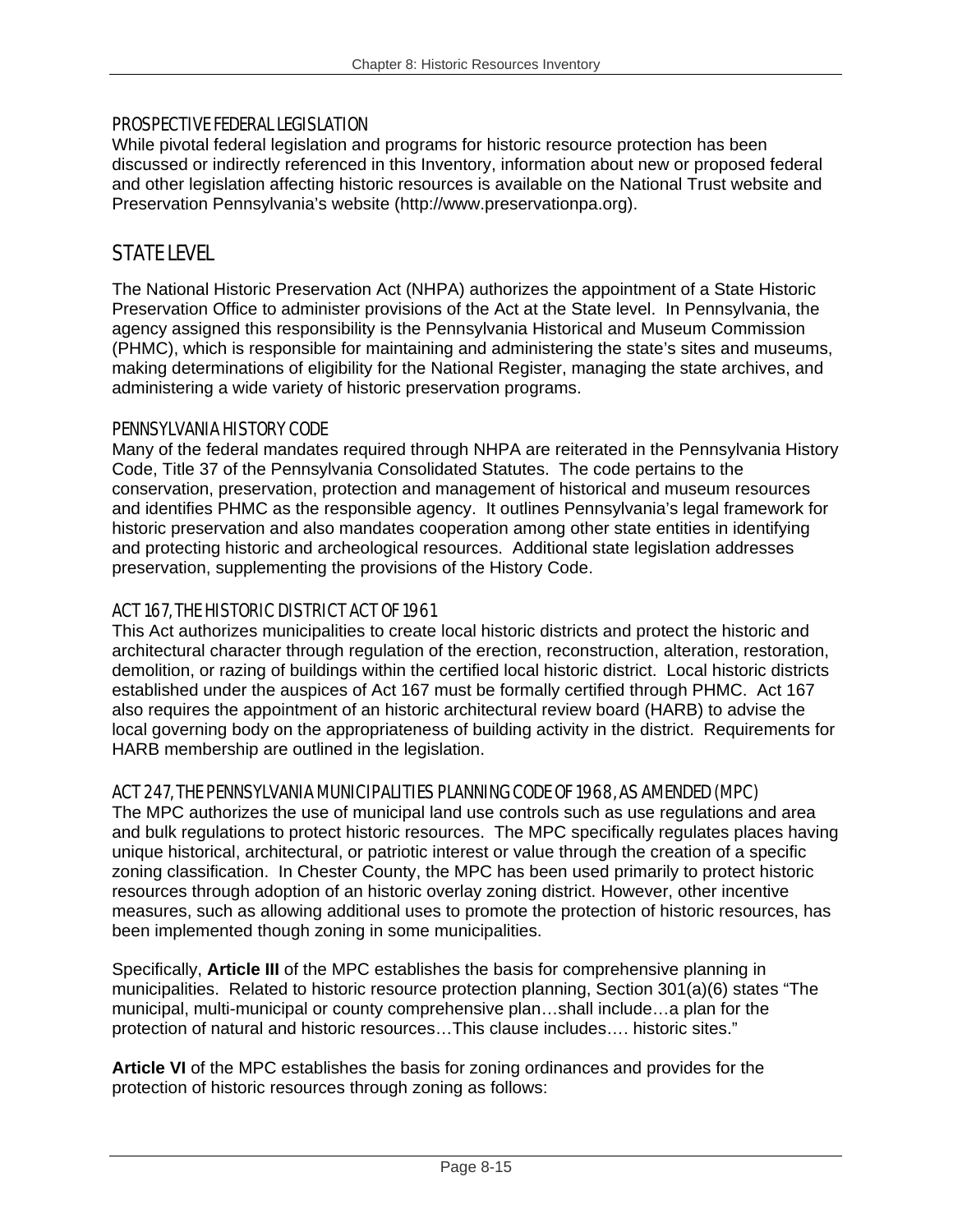### PROSPECTIVE FEDERAL LEGISLATION

While pivotal federal legislation and programs for historic resource protection has been discussed or indirectly referenced in this Inventory, information about new or proposed federal and other legislation affecting historic resources is available on the National Trust website and Preservation Pennsylvania's website (http://www.preservationpa.org).

## STATE LEVEL

The National Historic Preservation Act (NHPA) authorizes the appointment of a State Historic Preservation Office to administer provisions of the Act at the State level. In Pennsylvania, the agency assigned this responsibility is the Pennsylvania Historical and Museum Commission (PHMC), which is responsible for maintaining and administering the state's sites and museums, making determinations of eligibility for the National Register, managing the state archives, and administering a wide variety of historic preservation programs.

### PENNSYLVANIA HISTORY CODE

Many of the federal mandates required through NHPA are reiterated in the Pennsylvania History Code, Title 37 of the Pennsylvania Consolidated Statutes. The code pertains to the conservation, preservation, protection and management of historical and museum resources and identifies PHMC as the responsible agency. It outlines Pennsylvania's legal framework for historic preservation and also mandates cooperation among other state entities in identifying and protecting historic and archeological resources. Additional state legislation addresses preservation, supplementing the provisions of the History Code.

### ACT 167, THE HISTORIC DISTRICT ACT OF 1961

This Act authorizes municipalities to create local historic districts and protect the historic and architectural character through regulation of the erection, reconstruction, alteration, restoration, demolition, or razing of buildings within the certified local historic district. Local historic districts established under the auspices of Act 167 must be formally certified through PHMC. Act 167 also requires the appointment of an historic architectural review board (HARB) to advise the local governing body on the appropriateness of building activity in the district. Requirements for HARB membership are outlined in the legislation.

### ACT 247, THE PENNSYLVANIA MUNICIPALITIES PLANNING CODE OF 1968, AS AMENDED (MPC)

The MPC authorizes the use of municipal land use controls such as use regulations and area and bulk regulations to protect historic resources. The MPC specifically regulates places having unique historical, architectural, or patriotic interest or value through the creation of a specific zoning classification. In Chester County, the MPC has been used primarily to protect historic resources through adoption of an historic overlay zoning district. However, other incentive measures, such as allowing additional uses to promote the protection of historic resources, has been implemented though zoning in some municipalities.

Specifically, **Article III** of the MPC establishes the basis for comprehensive planning in municipalities. Related to historic resource protection planning, Section 301(a)(6) states "The municipal, multi-municipal or county comprehensive plan…shall include…a plan for the protection of natural and historic resources…This clause includes…. historic sites."

**Article VI** of the MPC establishes the basis for zoning ordinances and provides for the protection of historic resources through zoning as follows: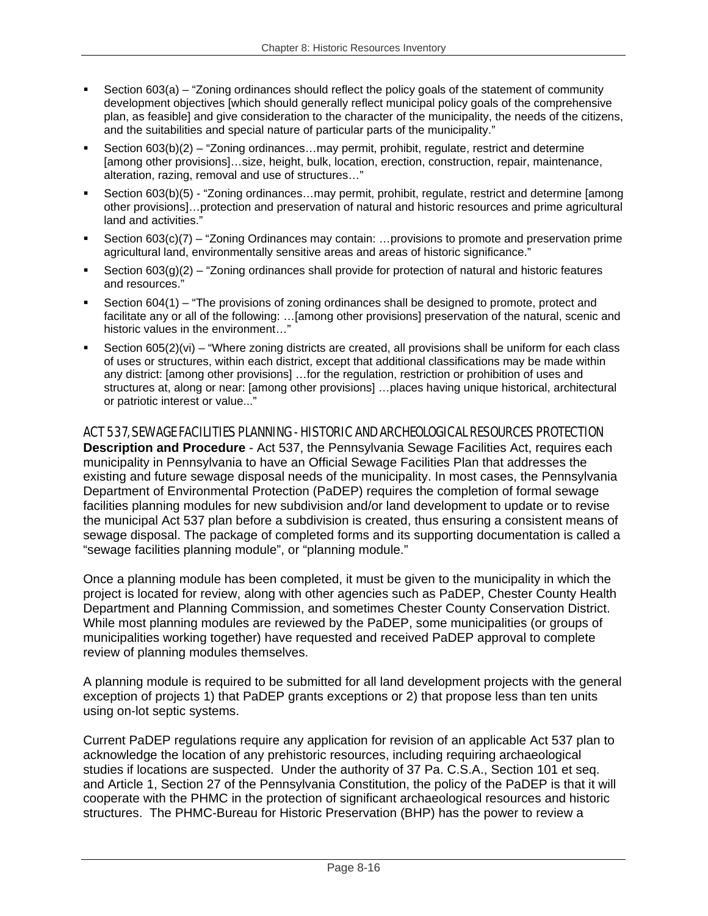- Section 603(a) – "Zoning ordinances should reflect the policy goals of the statement of community development objectives [which should generally reflect municipal policy goals of the comprehensive plan, as feasible] and give consideration to the character of the municipality, the needs of the citizens, and the suitabilities and special nature of particular parts of the municipality."
- Section 603(b)(2) – "Zoning ordinances…may permit, prohibit, regulate, restrict and determine [among other provisions]…size, height, bulk, location, erection, construction, repair, maintenance, alteration, razing, removal and use of structures…"
- Section 603(b)(5) - "Zoning ordinances…may permit, prohibit, regulate, restrict and determine [among other provisions]…protection and preservation of natural and historic resources and prime agricultural land and activities."
- Section 603(c)(7) – "Zoning Ordinances may contain: …provisions to promote and preservation prime agricultural land, environmentally sensitive areas and areas of historic significance."
- Section 603(g)(2) – "Zoning ordinances shall provide for protection of natural and historic features and resources."
- Section 604(1) – "The provisions of zoning ordinances shall be designed to promote, protect and facilitate any or all of the following: …[among other provisions] preservation of the natural, scenic and historic values in the environment…"
- Section 605(2)(vi) – "Where zoning districts are created, all provisions shall be uniform for each class of uses or structures, within each district, except that additional classifications may be made within any district: [among other provisions] …for the regulation, restriction or prohibition of uses and structures at, along or near: [among other provisions] …places having unique historical, architectural or patriotic interest or value..."

## ACT 537, SEWAGE FACILITIES PLANNING - HISTORIC AND ARCHEOLOGICAL RESOURCES PROTECTION

**Description and Procedure** - Act 537, the Pennsylvania Sewage Facilities Act, requires each municipality in Pennsylvania to have an Official Sewage Facilities Plan that addresses the existing and future sewage disposal needs of the municipality. In most cases, the Pennsylvania Department of Environmental Protection (PaDEP) requires the completion of formal sewage facilities planning modules for new subdivision and/or land development to update or to revise the municipal Act 537 plan before a subdivision is created, thus ensuring a consistent means of sewage disposal. The package of completed forms and its supporting documentation is called a "sewage facilities planning module", or "planning module."

Once a planning module has been completed, it must be given to the municipality in which the project is located for review, along with other agencies such as PaDEP, Chester County Health Department and Planning Commission, and sometimes Chester County Conservation District. While most planning modules are reviewed by the PaDEP, some municipalities (or groups of municipalities working together) have requested and received PaDEP approval to complete review of planning modules themselves.

A planning module is required to be submitted for all land development projects with the general exception of projects 1) that PaDEP grants exceptions or 2) that propose less than ten units using on-lot septic systems.

Current PaDEP regulations require any application for revision of an applicable Act 537 plan to acknowledge the location of any prehistoric resources, including requiring archaeological studies if locations are suspected. Under the authority of 37 Pa. C.S.A., Section 101 et seq. and Article 1, Section 27 of the Pennsylvania Constitution, the policy of the PaDEP is that it will cooperate with the PHMC in the protection of significant archaeological resources and historic structures. The PHMC-Bureau for Historic Preservation (BHP) has the power to review a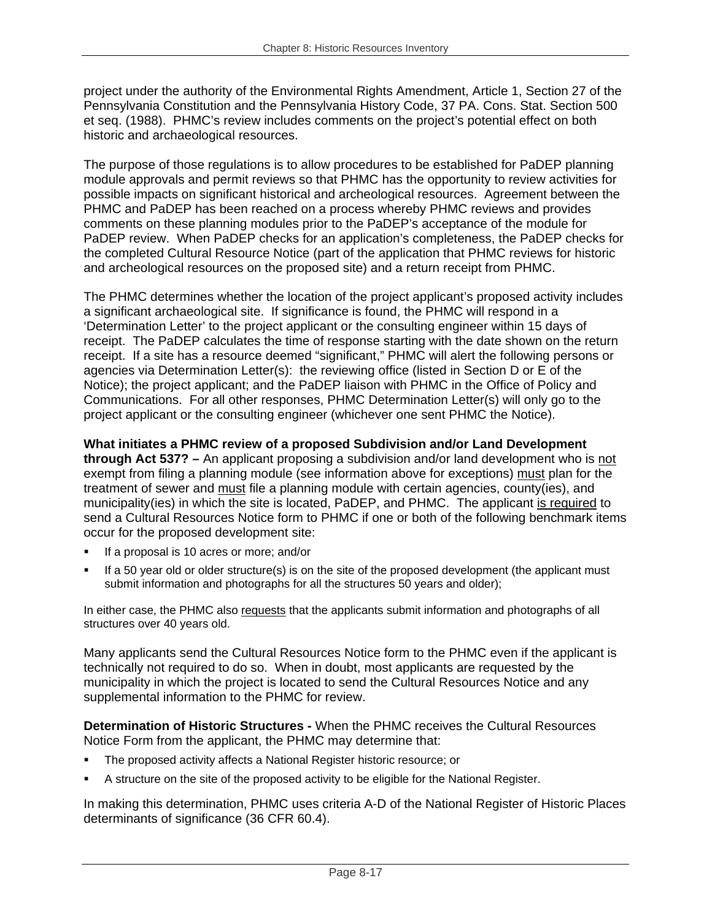project under the authority of the Environmental Rights Amendment, Article 1, Section 27 of the Pennsylvania Constitution and the Pennsylvania History Code, 37 PA. Cons. Stat. Section 500 et seq. (1988). PHMC's review includes comments on the project's potential effect on both historic and archaeological resources.

The purpose of those regulations is to allow procedures to be established for PaDEP planning module approvals and permit reviews so that PHMC has the opportunity to review activities for possible impacts on significant historical and archeological resources. Agreement between the PHMC and PaDEP has been reached on a process whereby PHMC reviews and provides comments on these planning modules prior to the PaDEP's acceptance of the module for PaDEP review. When PaDEP checks for an application's completeness, the PaDEP checks for the completed Cultural Resource Notice (part of the application that PHMC reviews for historic and archeological resources on the proposed site) and a return receipt from PHMC.

The PHMC determines whether the location of the project applicant's proposed activity includes a significant archaeological site. If significance is found, the PHMC will respond in a 'Determination Letter' to the project applicant or the consulting engineer within 15 days of receipt. The PaDEP calculates the time of response starting with the date shown on the return receipt. If a site has a resource deemed "significant," PHMC will alert the following persons or agencies via Determination Letter(s): the reviewing office (listed in Section D or E of the Notice); the project applicant; and the PaDEP liaison with PHMC in the Office of Policy and Communications. For all other responses, PHMC Determination Letter(s) will only go to the project applicant or the consulting engineer (whichever one sent PHMC the Notice).

**What initiates a PHMC review of a proposed Subdivision and/or Land Development through Act 537? –** An applicant proposing a subdivision and/or land development who is <u>not</u> exempt from filing a planning module (see information above for exceptions) <u>must</u> plan for the treatment of sewer and <u>must</u> file a planning module with certain agencies, county(ies), and municipality(ies) in which the site is located, PaDEP, and PHMC. The applicant <u>is required</u> to send a Cultural Resources Notice form to PHMC if one or both of the following benchmark items occur for the proposed development site:

- If a proposal is 10 acres or more; and/or
- If a 50 year old or older structure(s) is on the site of the proposed development (the applicant must submit information and photographs for all the structures 50 years and older);

In either case, the PHMC also <u>requests</u> that the applicants submit information and photographs of all structures over 40 years old.

Many applicants send the Cultural Resources Notice form to the PHMC even if the applicant is technically not required to do so. When in doubt, most applicants are requested by the municipality in which the project is located to send the Cultural Resources Notice and any supplemental information to the PHMC for review.

**Determination of Historic Structures -** When the PHMC receives the Cultural Resources Notice Form from the applicant, the PHMC may determine that:

- The proposed activity affects a National Register historic resource; or
- A structure on the site of the proposed activity to be eligible for the National Register.

In making this determination, PHMC uses criteria A-D of the National Register of Historic Places determinants of significance (36 CFR 60.4).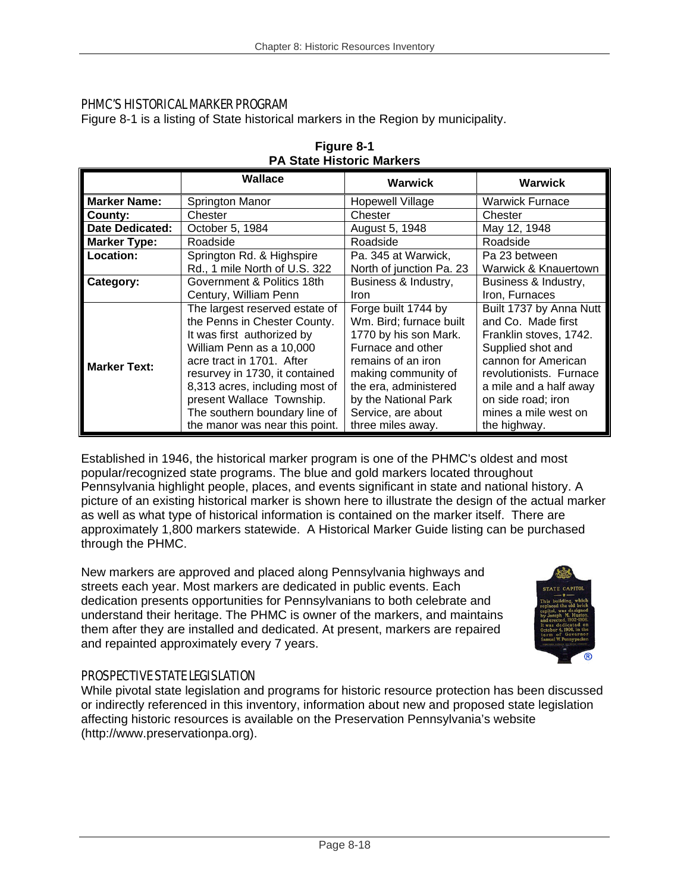## PHMC'S HISTORICAL MARKER PROGRAM

Figure 8-1 is a listing of State historical markers in the Region by municipality.

**Figure 8-1**
**PA State Historic Markers**

| | **Wallace** | **Warwick** | **Warwick** |
|---|---|---|---|
| **Marker Name:** | Springton Manor | Hopewell Village | Warwick Furnace |
| **County:** | Chester | Chester | Chester |
| **Date Dedicated:** | October 5, 1984 | August 5, 1948 | May 12, 1948 |
| **Marker Type:** | Roadside | Roadside | Roadside |
| **Location:** | Springton Rd. & Highspire Rd., 1 mile North of U.S. 322 | Pa. 345 at Warwick, North of junction Pa. 23 | Pa 23 between Warwick & Knauertown |
| **Category:** | Government & Politics 18th Century, William Penn | Business & Industry, Iron | Business & Industry, Iron, Furnaces |
| **Marker Text:** | The largest reserved estate of the Penns in Chester County. It was first authorized by William Penn as a 10,000 acre tract in 1701. After resurvey in 1730, it contained 8,313 acres, including most of present Wallace Township. The southern boundary line of the manor was near this point. | Forge built 1744 by Wm. Bird; furnace built 1770 by his son Mark. Furnace and other remains of an iron making community of the era, administered by the National Park Service, are about three miles away. | Built 1737 by Anna Nutt and Co. Made first Franklin stoves, 1742. Supplied shot and cannon for American revolutionists. Furnace a mile and a half away on side road; iron mines a mile west on the highway. |

Established in 1946, the historical marker program is one of the PHMC's oldest and most popular/recognized state programs. The blue and gold markers located throughout Pennsylvania highlight people, places, and events significant in state and national history. A picture of an existing historical marker is shown here to illustrate the design of the actual marker as well as what type of historical information is contained on the marker itself. There are approximately 1,800 markers statewide. A Historical Marker Guide listing can be purchased through the PHMC.

New markers are approved and placed along Pennsylvania highways and streets each year. Most markers are dedicated in public events. Each dedication presents opportunities for Pennsylvanians to both celebrate and understand their heritage. The PHMC is owner of the markers, and maintains them after they are installed and dedicated. At present, markers are repaired and repainted approximately every 7 years.

## PROSPECTIVE STATE LEGISLATION

While pivotal state legislation and programs for historic resource protection has been discussed or indirectly referenced in this inventory, information about new and proposed state legislation affecting historic resources is available on the Preservation Pennsylvania's website (http://www.preservationpa.org).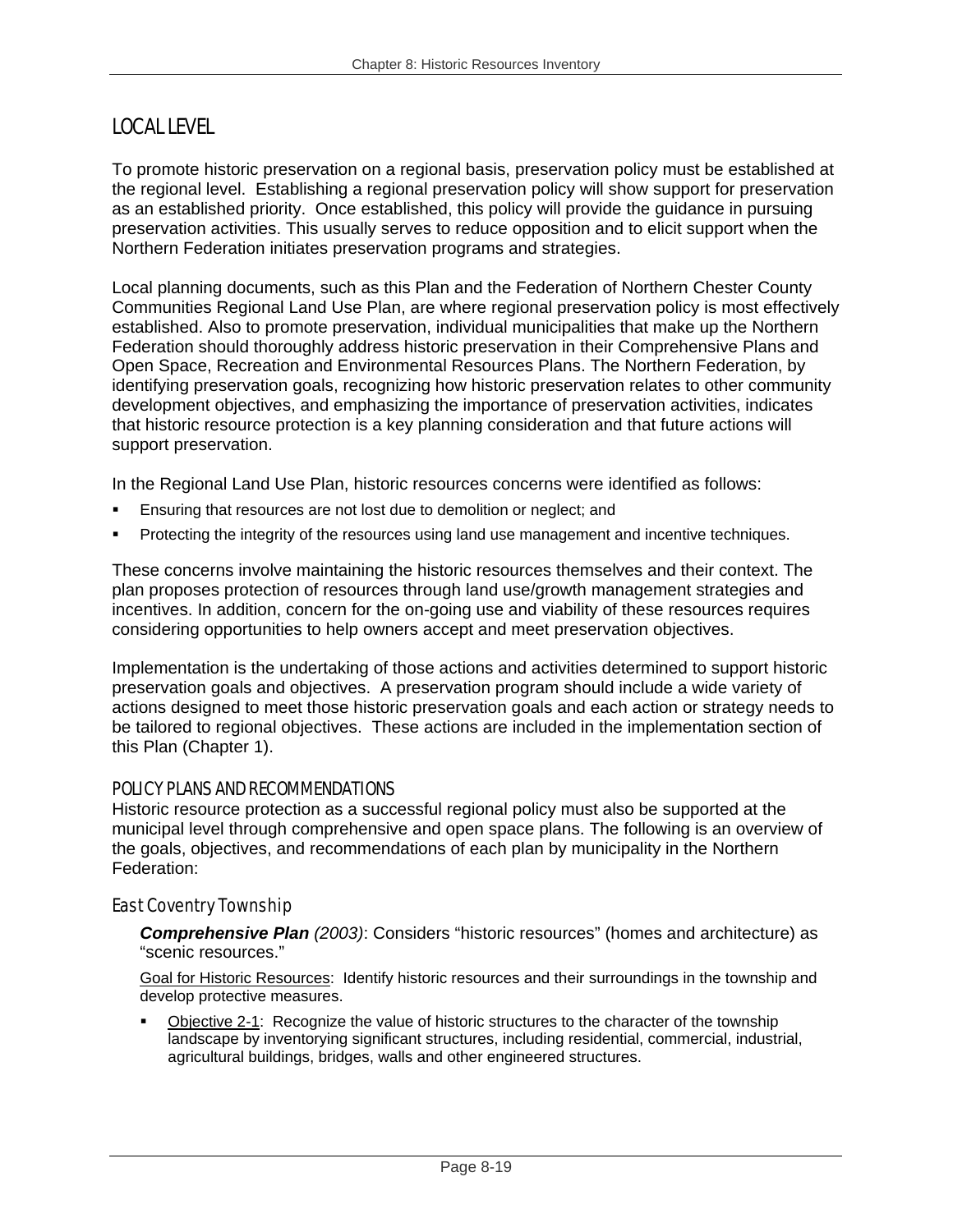## LOCAL LEVEL

To promote historic preservation on a regional basis, preservation policy must be established at the regional level. Establishing a regional preservation policy will show support for preservation as an established priority. Once established, this policy will provide the guidance in pursuing preservation activities. This usually serves to reduce opposition and to elicit support when the Northern Federation initiates preservation programs and strategies.

Local planning documents, such as this Plan and the Federation of Northern Chester County Communities Regional Land Use Plan, are where regional preservation policy is most effectively established. Also to promote preservation, individual municipalities that make up the Northern Federation should thoroughly address historic preservation in their Comprehensive Plans and Open Space, Recreation and Environmental Resources Plans. The Northern Federation, by identifying preservation goals, recognizing how historic preservation relates to other community development objectives, and emphasizing the importance of preservation activities, indicates that historic resource protection is a key planning consideration and that future actions will support preservation.

In the Regional Land Use Plan, historic resources concerns were identified as follows:

- Ensuring that resources are not lost due to demolition or neglect; and
- Protecting the integrity of the resources using land use management and incentive techniques.

These concerns involve maintaining the historic resources themselves and their context. The plan proposes protection of resources through land use/growth management strategies and incentives. In addition, concern for the on-going use and viability of these resources requires considering opportunities to help owners accept and meet preservation objectives.

Implementation is the undertaking of those actions and activities determined to support historic preservation goals and objectives. A preservation program should include a wide variety of actions designed to meet those historic preservation goals and each action or strategy needs to be tailored to regional objectives. These actions are included in the implementation section of this Plan (Chapter 1).

### POLICY PLANS AND RECOMMENDATIONS

Historic resource protection as a successful regional policy must also be supported at the municipal level through comprehensive and open space plans. The following is an overview of the goals, objectives, and recommendations of each plan by municipality in the Northern Federation:

#### East Coventry Township

***Comprehensive Plan*** *(2003)*: Considers "historic resources" (homes and architecture) as "scenic resources."

Goal for Historic Resources: Identify historic resources and their surroundings in the township and develop protective measures.

- Objective 2-1: Recognize the value of historic structures to the character of the township landscape by inventorying significant structures, including residential, commercial, industrial, agricultural buildings, bridges, walls and other engineered structures.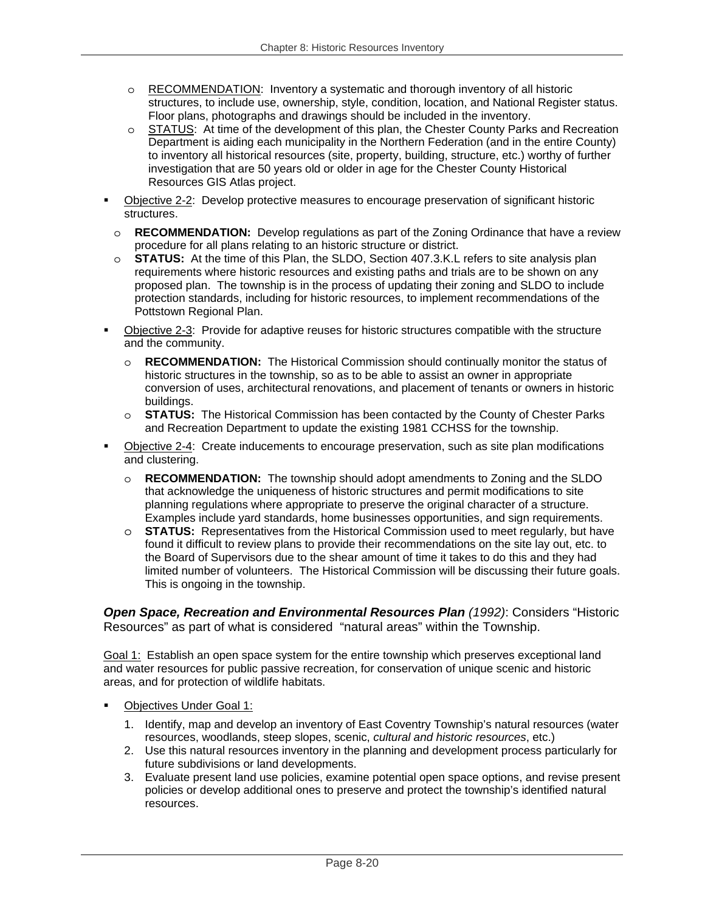- RECOMMENDATION: Inventory a systematic and thorough inventory of all historic structures, to include use, ownership, style, condition, location, and National Register status. Floor plans, photographs and drawings should be included in the inventory.
- STATUS: At time of the development of this plan, the Chester County Parks and Recreation Department is aiding each municipality in the Northern Federation (and in the entire County) to inventory all historical resources (site, property, building, structure, etc.) worthy of further investigation that are 50 years old or older in age for the Chester County Historical Resources GIS Atlas project.

- Objective 2-2: Develop protective measures to encourage preservation of significant historic structures.
  - **RECOMMENDATION:** Develop regulations as part of the Zoning Ordinance that have a review procedure for all plans relating to an historic structure or district.
  - **STATUS:** At the time of this Plan, the SLDO, Section 407.3.K.L refers to site analysis plan requirements where historic resources and existing paths and trials are to be shown on any proposed plan. The township is in the process of updating their zoning and SLDO to include protection standards, including for historic resources, to implement recommendations of the Pottstown Regional Plan.

- Objective 2-3: Provide for adaptive reuses for historic structures compatible with the structure and the community.
  - **RECOMMENDATION:** The Historical Commission should continually monitor the status of historic structures in the township, so as to be able to assist an owner in appropriate conversion of uses, architectural renovations, and placement of tenants or owners in historic buildings.
  - **STATUS:** The Historical Commission has been contacted by the County of Chester Parks and Recreation Department to update the existing 1981 CCHSS for the township.

- Objective 2-4: Create inducements to encourage preservation, such as site plan modifications and clustering.
  - **RECOMMENDATION:** The township should adopt amendments to Zoning and the SLDO that acknowledge the uniqueness of historic structures and permit modifications to site planning regulations where appropriate to preserve the original character of a structure. Examples include yard standards, home businesses opportunities, and sign requirements.
  - **STATUS:** Representatives from the Historical Commission used to meet regularly, but have found it difficult to review plans to provide their recommendations on the site lay out, etc. to the Board of Supervisors due to the shear amount of time it takes to do this and they had limited number of volunteers. The Historical Commission will be discussing their future goals. This is ongoing in the township.

***Open Space, Recreation and Environmental Resources Plan*** *(1992)*: Considers "Historic Resources" as part of what is considered "natural areas" within the Township.

Goal 1: Establish an open space system for the entire township which preserves exceptional land and water resources for public passive recreation, for conservation of unique scenic and historic areas, and for protection of wildlife habitats.

- Objectives Under Goal 1:
  1. Identify, map and develop an inventory of East Coventry Township's natural resources (water resources, woodlands, steep slopes, scenic, *cultural and historic resources*, etc.)
  2. Use this natural resources inventory in the planning and development process particularly for future subdivisions or land developments.
  3. Evaluate present land use policies, examine potential open space options, and revise present policies or develop additional ones to preserve and protect the township's identified natural resources.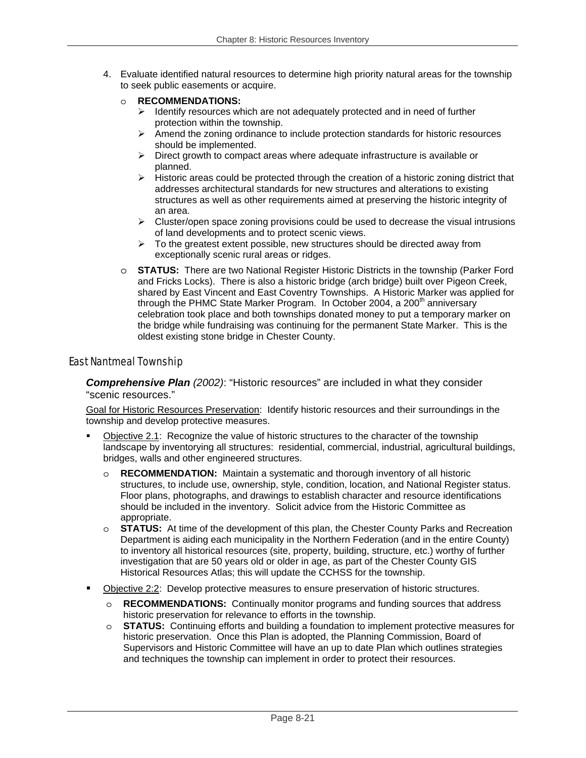4. Evaluate identified natural resources to determine high priority natural areas for the township to seek public easements or acquire.

   - **RECOMMENDATIONS:**
     - Identify resources which are not adequately protected and in need of further protection within the township.
     - Amend the zoning ordinance to include protection standards for historic resources should be implemented.
     - Direct growth to compact areas where adequate infrastructure is available or planned.
     - Historic areas could be protected through the creation of a historic zoning district that addresses architectural standards for new structures and alterations to existing structures as well as other requirements aimed at preserving the historic integrity of an area.
     - Cluster/open space zoning provisions could be used to decrease the visual intrusions of land developments and to protect scenic views.
     - To the greatest extent possible, new structures should be directed away from exceptionally scenic rural areas or ridges.
   - **STATUS:** There are two National Register Historic Districts in the township (Parker Ford and Fricks Locks). There is also a historic bridge (arch bridge) built over Pigeon Creek, shared by East Vincent and East Coventry Townships. A Historic Marker was applied for through the PHMC State Marker Program. In October 2004, a 200th anniversary celebration took place and both townships donated money to put a temporary marker on the bridge while fundraising was continuing for the permanent State Marker. This is the oldest existing stone bridge in Chester County.

## East Nantmeal Township

***Comprehensive Plan*** *(2002)*: "Historic resources" are included in what they consider "scenic resources."

Goal for Historic Resources Preservation: Identify historic resources and their surroundings in the township and develop protective measures.

- Objective 2.1: Recognize the value of historic structures to the character of the township landscape by inventorying all structures: residential, commercial, industrial, agricultural buildings, bridges, walls and other engineered structures.
  - **RECOMMENDATION:** Maintain a systematic and thorough inventory of all historic structures, to include use, ownership, style, condition, location, and National Register status. Floor plans, photographs, and drawings to establish character and resource identifications should be included in the inventory. Solicit advice from the Historic Committee as appropriate.
  - **STATUS:** At time of the development of this plan, the Chester County Parks and Recreation Department is aiding each municipality in the Northern Federation (and in the entire County) to inventory all historical resources (site, property, building, structure, etc.) worthy of further investigation that are 50 years old or older in age, as part of the Chester County GIS Historical Resources Atlas; this will update the CCHSS for the township.
- Objective 2:2: Develop protective measures to ensure preservation of historic structures.
  - **RECOMMENDATIONS:** Continually monitor programs and funding sources that address historic preservation for relevance to efforts in the township.
  - **STATUS:** Continuing efforts and building a foundation to implement protective measures for historic preservation. Once this Plan is adopted, the Planning Commission, Board of Supervisors and Historic Committee will have an up to date Plan which outlines strategies and techniques the township can implement in order to protect their resources.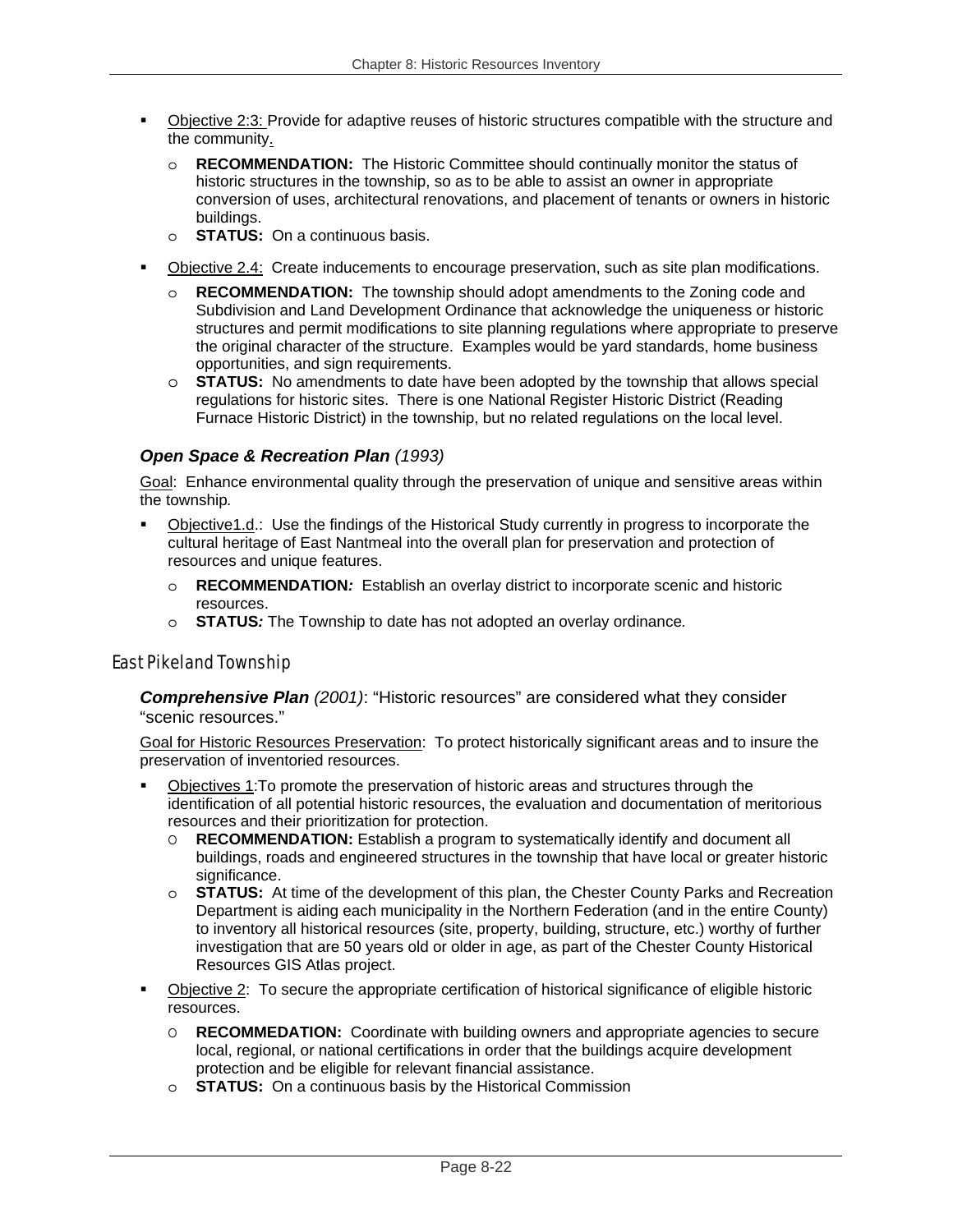- Objective 2:3: Provide for adaptive reuses of historic structures compatible with the structure and the community.
  - **RECOMMENDATION:** The Historic Committee should continually monitor the status of historic structures in the township, so as to be able to assist an owner in appropriate conversion of uses, architectural renovations, and placement of tenants or owners in historic buildings.
  - **STATUS:** On a continuous basis.

- Objective 2.4: Create inducements to encourage preservation, such as site plan modifications.
  - **RECOMMENDATION:** The township should adopt amendments to the Zoning code and Subdivision and Land Development Ordinance that acknowledge the uniqueness or historic structures and permit modifications to site planning regulations where appropriate to preserve the original character of the structure. Examples would be yard standards, home business opportunities, and sign requirements.
  - **STATUS:** No amendments to date have been adopted by the township that allows special regulations for historic sites. There is one National Register Historic District (Reading Furnace Historic District) in the township, but no related regulations on the local level.

### ***Open Space & Recreation Plan*** *(1993)*

Goal: Enhance environmental quality through the preservation of unique and sensitive areas within the township.

- Objective1.d.: Use the findings of the Historical Study currently in progress to incorporate the cultural heritage of East Nantmeal into the overall plan for preservation and protection of resources and unique features.
  - **RECOMMENDATION***:* Establish an overlay district to incorporate scenic and historic resources.
  - **STATUS***:* The Township to date has not adopted an overlay ordinance*.*

## East Pikeland Township

***Comprehensive Plan*** *(2001)*: "Historic resources" are considered what they consider "scenic resources."

Goal for Historic Resources Preservation: To protect historically significant areas and to insure the preservation of inventoried resources.

- Objectives 1:To promote the preservation of historic areas and structures through the identification of all potential historic resources, the evaluation and documentation of meritorious resources and their prioritization for protection.
  - **RECOMMENDATION:** Establish a program to systematically identify and document all buildings, roads and engineered structures in the township that have local or greater historic significance.
  - **STATUS:** At time of the development of this plan, the Chester County Parks and Recreation Department is aiding each municipality in the Northern Federation (and in the entire County) to inventory all historical resources (site, property, building, structure, etc.) worthy of further investigation that are 50 years old or older in age, as part of the Chester County Historical Resources GIS Atlas project.

- Objective 2: To secure the appropriate certification of historical significance of eligible historic resources.
  - **RECOMMEDATION:** Coordinate with building owners and appropriate agencies to secure local, regional, or national certifications in order that the buildings acquire development protection and be eligible for relevant financial assistance.
  - **STATUS:** On a continuous basis by the Historical Commission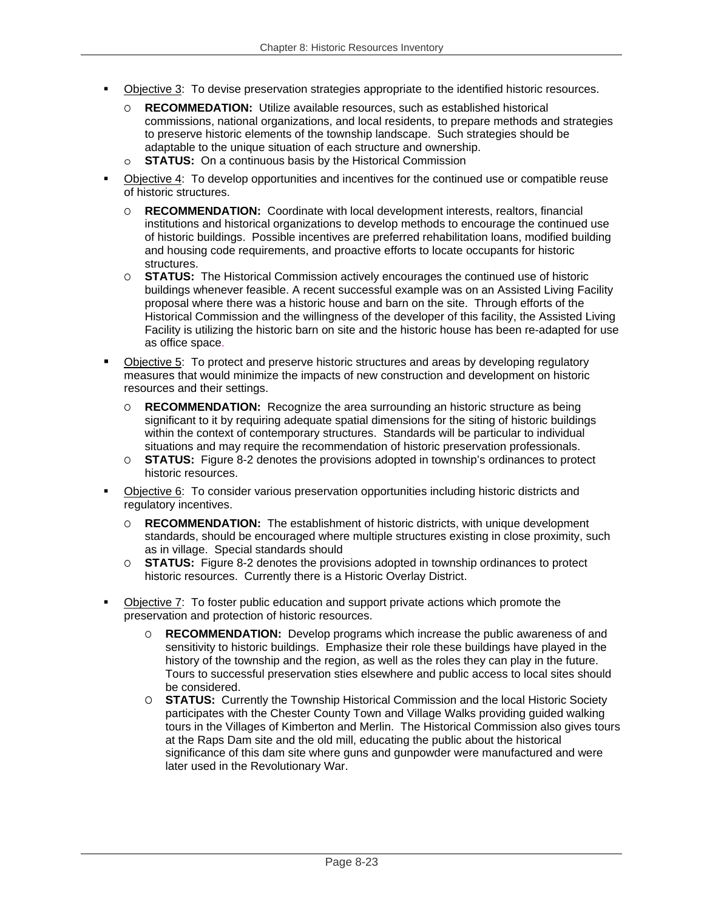- Objective 3: To devise preservation strategies appropriate to the identified historic resources.
  - **RECOMMEDATION:** Utilize available resources, such as established historical commissions, national organizations, and local residents, to prepare methods and strategies to preserve historic elements of the township landscape. Such strategies should be adaptable to the unique situation of each structure and ownership.
  - **STATUS:** On a continuous basis by the Historical Commission
- Objective 4: To develop opportunities and incentives for the continued use or compatible reuse of historic structures.
  - **RECOMMENDATION:** Coordinate with local development interests, realtors, financial institutions and historical organizations to develop methods to encourage the continued use of historic buildings. Possible incentives are preferred rehabilitation loans, modified building and housing code requirements, and proactive efforts to locate occupants for historic structures.
  - **STATUS:** The Historical Commission actively encourages the continued use of historic buildings whenever feasible. A recent successful example was on an Assisted Living Facility proposal where there was a historic house and barn on the site. Through efforts of the Historical Commission and the willingness of the developer of this facility, the Assisted Living Facility is utilizing the historic barn on site and the historic house has been re-adapted for use as office space.
- Objective 5: To protect and preserve historic structures and areas by developing regulatory measures that would minimize the impacts of new construction and development on historic resources and their settings.
  - **RECOMMENDATION:** Recognize the area surrounding an historic structure as being significant to it by requiring adequate spatial dimensions for the siting of historic buildings within the context of contemporary structures. Standards will be particular to individual situations and may require the recommendation of historic preservation professionals.
  - **STATUS:** Figure 8-2 denotes the provisions adopted in township's ordinances to protect historic resources.
- Objective 6: To consider various preservation opportunities including historic districts and regulatory incentives.
  - **RECOMMENDATION:** The establishment of historic districts, with unique development standards, should be encouraged where multiple structures existing in close proximity, such as in village. Special standards should
  - **STATUS:** Figure 8-2 denotes the provisions adopted in township ordinances to protect historic resources. Currently there is a Historic Overlay District.
- Objective 7: To foster public education and support private actions which promote the preservation and protection of historic resources.
  - **RECOMMENDATION:** Develop programs which increase the public awareness of and sensitivity to historic buildings. Emphasize their role these buildings have played in the history of the township and the region, as well as the roles they can play in the future. Tours to successful preservation sties elsewhere and public access to local sites should be considered.
  - **STATUS:** Currently the Township Historical Commission and the local Historic Society participates with the Chester County Town and Village Walks providing guided walking tours in the Villages of Kimberton and Merlin. The Historical Commission also gives tours at the Raps Dam site and the old mill, educating the public about the historical significance of this dam site where guns and gunpowder were manufactured and were later used in the Revolutionary War.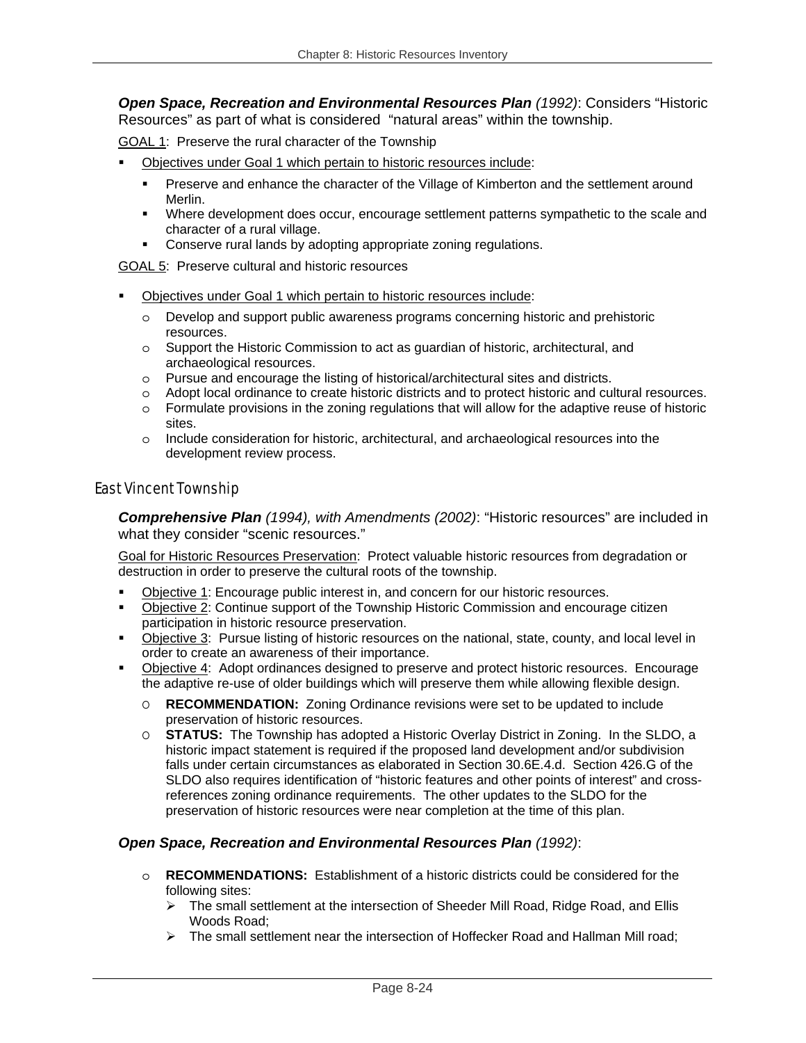***Open Space, Recreation and Environmental Resources Plan** (1992)*: Considers "Historic Resources" as part of what is considered "natural areas" within the township.

GOAL 1: Preserve the rural character of the Township

- Objectives under Goal 1 which pertain to historic resources include:
  - Preserve and enhance the character of the Village of Kimberton and the settlement around Merlin.
  - Where development does occur, encourage settlement patterns sympathetic to the scale and character of a rural village.
  - Conserve rural lands by adopting appropriate zoning regulations.

GOAL 5: Preserve cultural and historic resources

- Objectives under Goal 1 which pertain to historic resources include:
  - Develop and support public awareness programs concerning historic and prehistoric resources.
  - Support the Historic Commission to act as guardian of historic, architectural, and archaeological resources.
  - Pursue and encourage the listing of historical/architectural sites and districts.
  - Adopt local ordinance to create historic districts and to protect historic and cultural resources.
  - Formulate provisions in the zoning regulations that will allow for the adaptive reuse of historic sites.
  - Include consideration for historic, architectural, and archaeological resources into the development review process.

## East Vincent Township

***Comprehensive Plan** (1994), with Amendments (2002)*: "Historic resources" are included in what they consider "scenic resources."

Goal for Historic Resources Preservation: Protect valuable historic resources from degradation or destruction in order to preserve the cultural roots of the township.

- Objective 1: Encourage public interest in, and concern for our historic resources.
- Objective 2: Continue support of the Township Historic Commission and encourage citizen participation in historic resource preservation.
- Objective 3: Pursue listing of historic resources on the national, state, county, and local level in order to create an awareness of their importance.
- Objective 4: Adopt ordinances designed to preserve and protect historic resources. Encourage the adaptive re-use of older buildings which will preserve them while allowing flexible design.
  - **RECOMMENDATION:** Zoning Ordinance revisions were set to be updated to include preservation of historic resources.
  - **STATUS:** The Township has adopted a Historic Overlay District in Zoning. In the SLDO, a historic impact statement is required if the proposed land development and/or subdivision falls under certain circumstances as elaborated in Section 30.6E.4.d. Section 426.G of the SLDO also requires identification of "historic features and other points of interest" and cross-references zoning ordinance requirements. The other updates to the SLDO for the preservation of historic resources were near completion at the time of this plan.

***Open Space, Recreation and Environmental Resources Plan** (1992)*:

- **RECOMMENDATIONS:** Establishment of a historic districts could be considered for the following sites:
  - The small settlement at the intersection of Sheeder Mill Road, Ridge Road, and Ellis Woods Road;
  - The small settlement near the intersection of Hoffecker Road and Hallman Mill road;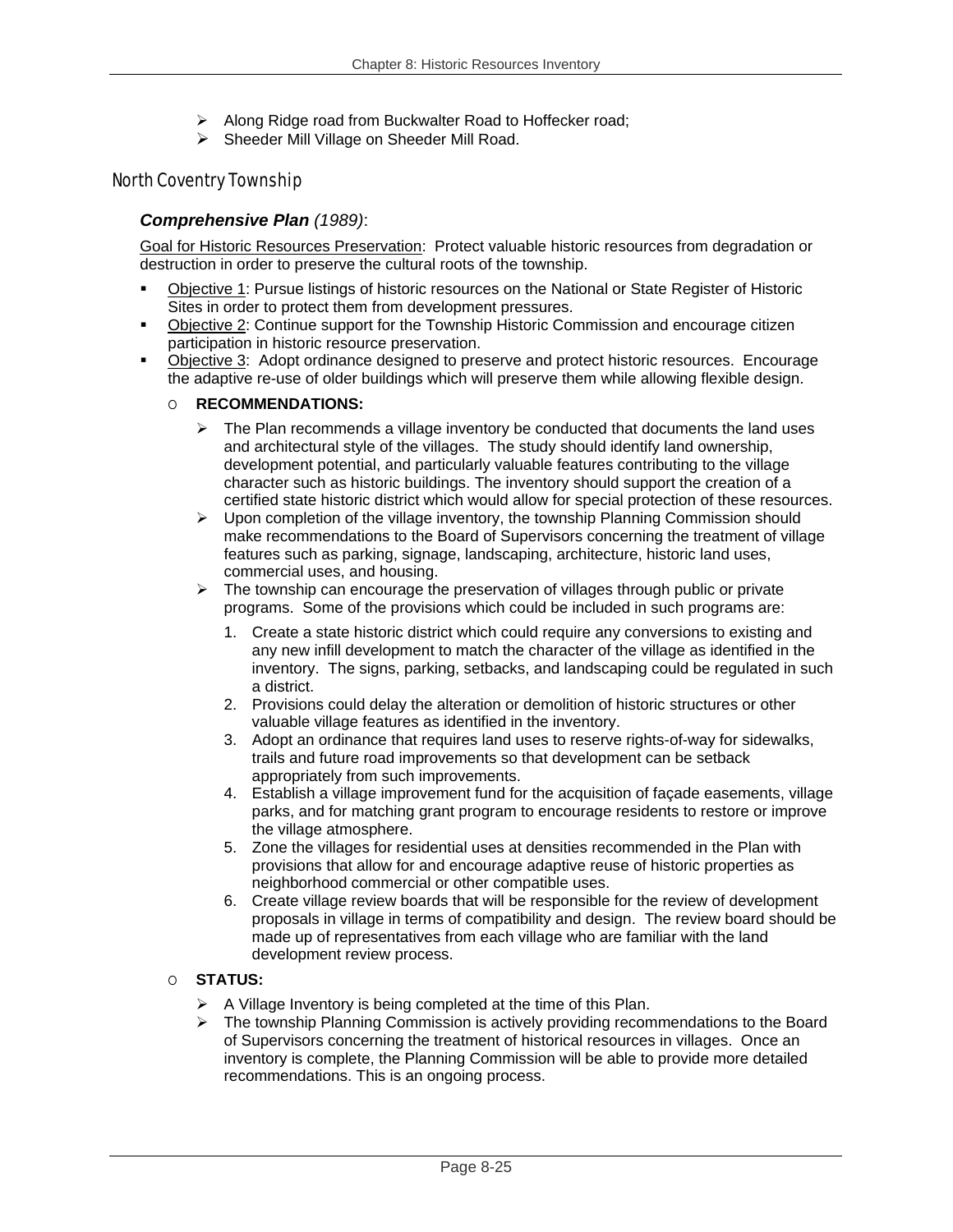- Along Ridge road from Buckwalter Road to Hoffecker road;
- Sheeder Mill Village on Sheeder Mill Road.

## North Coventry Township

### ***Comprehensive Plan** (1989)*:

Goal for Historic Resources Preservation: Protect valuable historic resources from degradation or destruction in order to preserve the cultural roots of the township.

- Objective 1: Pursue listings of historic resources on the National or State Register of Historic Sites in order to protect them from development pressures.
- Objective 2: Continue support for the Township Historic Commission and encourage citizen participation in historic resource preservation.
- Objective 3: Adopt ordinance designed to preserve and protect historic resources. Encourage the adaptive re-use of older buildings which will preserve them while allowing flexible design.

  - **RECOMMENDATIONS:**
    - The Plan recommends a village inventory be conducted that documents the land uses and architectural style of the villages. The study should identify land ownership, development potential, and particularly valuable features contributing to the village character such as historic buildings. The inventory should support the creation of a certified state historic district which would allow for special protection of these resources.
    - Upon completion of the village inventory, the township Planning Commission should make recommendations to the Board of Supervisors concerning the treatment of village features such as parking, signage, landscaping, architecture, historic land uses, commercial uses, and housing.
    - The township can encourage the preservation of villages through public or private programs. Some of the provisions which could be included in such programs are:
      1. Create a state historic district which could require any conversions to existing and any new infill development to match the character of the village as identified in the inventory. The signs, parking, setbacks, and landscaping could be regulated in such a district.
      2. Provisions could delay the alteration or demolition of historic structures or other valuable village features as identified in the inventory.
      3. Adopt an ordinance that requires land uses to reserve rights-of-way for sidewalks, trails and future road improvements so that development can be setback appropriately from such improvements.
      4. Establish a village improvement fund for the acquisition of façade easements, village parks, and for matching grant program to encourage residents to restore or improve the village atmosphere.
      5. Zone the villages for residential uses at densities recommended in the Plan with provisions that allow for and encourage adaptive reuse of historic properties as neighborhood commercial or other compatible uses.
      6. Create village review boards that will be responsible for the review of development proposals in village in terms of compatibility and design. The review board should be made up of representatives from each village who are familiar with the land development review process.

  - **STATUS:**
    - A Village Inventory is being completed at the time of this Plan.
    - The township Planning Commission is actively providing recommendations to the Board of Supervisors concerning the treatment of historical resources in villages. Once an inventory is complete, the Planning Commission will be able to provide more detailed recommendations. This is an ongoing process.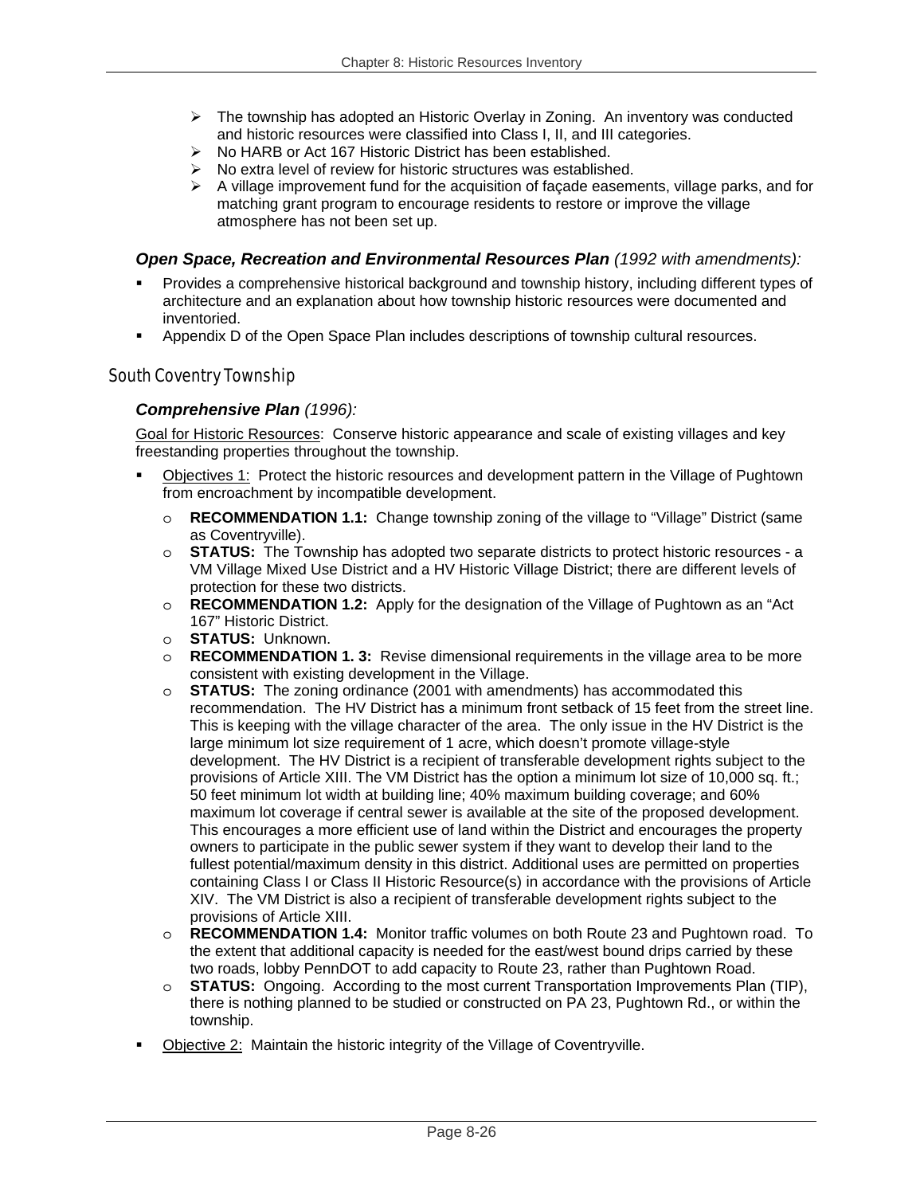- The township has adopted an Historic Overlay in Zoning. An inventory was conducted and historic resources were classified into Class I, II, and III categories.
- No HARB or Act 167 Historic District has been established.
- No extra level of review for historic structures was established.
- A village improvement fund for the acquisition of façade easements, village parks, and for matching grant program to encourage residents to restore or improve the village atmosphere has not been set up.

### *Open Space, Recreation and Environmental Resources Plan (1992 with amendments):*

- Provides a comprehensive historical background and township history, including different types of architecture and an explanation about how township historic resources were documented and inventoried.
- Appendix D of the Open Space Plan includes descriptions of township cultural resources.

## South Coventry Township

### *Comprehensive Plan (1996):*

Goal for Historic Resources: Conserve historic appearance and scale of existing villages and key freestanding properties throughout the township.

- Objectives 1: Protect the historic resources and development pattern in the Village of Pughtown from encroachment by incompatible development.
  - **RECOMMENDATION 1.1:** Change township zoning of the village to "Village" District (same as Coventryville).
  - **STATUS:** The Township has adopted two separate districts to protect historic resources - a VM Village Mixed Use District and a HV Historic Village District; there are different levels of protection for these two districts.
  - **RECOMMENDATION 1.2:** Apply for the designation of the Village of Pughtown as an "Act 167" Historic District.
  - **STATUS:** Unknown.
  - **RECOMMENDATION 1. 3:** Revise dimensional requirements in the village area to be more consistent with existing development in the Village.
  - **STATUS:** The zoning ordinance (2001 with amendments) has accommodated this recommendation. The HV District has a minimum front setback of 15 feet from the street line. This is keeping with the village character of the area. The only issue in the HV District is the large minimum lot size requirement of 1 acre, which doesn't promote village-style development. The HV District is a recipient of transferable development rights subject to the provisions of Article XIII. The VM District has the option a minimum lot size of 10,000 sq. ft.; 50 feet minimum lot width at building line; 40% maximum building coverage; and 60% maximum lot coverage if central sewer is available at the site of the proposed development. This encourages a more efficient use of land within the District and encourages the property owners to participate in the public sewer system if they want to develop their land to the fullest potential/maximum density in this district. Additional uses are permitted on properties containing Class I or Class II Historic Resource(s) in accordance with the provisions of Article XIV. The VM District is also a recipient of transferable development rights subject to the provisions of Article XIII.
  - **RECOMMENDATION 1.4:** Monitor traffic volumes on both Route 23 and Pughtown road. To the extent that additional capacity is needed for the east/west bound drips carried by these two roads, lobby PennDOT to add capacity to Route 23, rather than Pughtown Road.
  - **STATUS:** Ongoing. According to the most current Transportation Improvements Plan (TIP), there is nothing planned to be studied or constructed on PA 23, Pughtown Rd., or within the township.
- Objective 2: Maintain the historic integrity of the Village of Coventryville.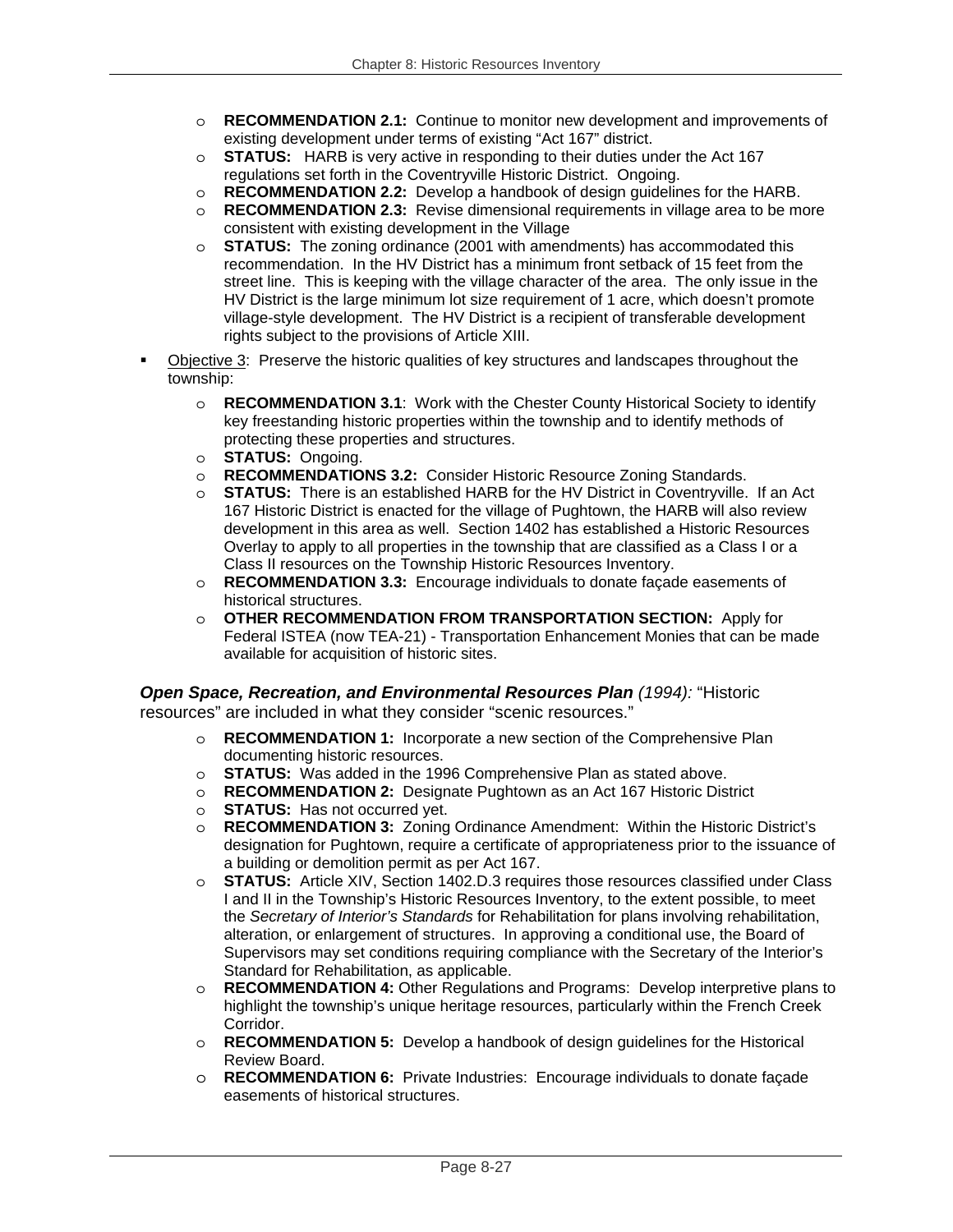- **RECOMMENDATION 2.1:** Continue to monitor new development and improvements of existing development under terms of existing "Act 167" district.
- **STATUS:** HARB is very active in responding to their duties under the Act 167 regulations set forth in the Coventryville Historic District. Ongoing.
- **RECOMMENDATION 2.2:** Develop a handbook of design guidelines for the HARB.
- **RECOMMENDATION 2.3:** Revise dimensional requirements in village area to be more consistent with existing development in the Village
- **STATUS:** The zoning ordinance (2001 with amendments) has accommodated this recommendation. In the HV District has a minimum front setback of 15 feet from the street line. This is keeping with the village character of the area. The only issue in the HV District is the large minimum lot size requirement of 1 acre, which doesn't promote village-style development. The HV District is a recipient of transferable development rights subject to the provisions of Article XIII.

- <u>Objective 3</u>: Preserve the historic qualities of key structures and landscapes throughout the township:
  - **RECOMMENDATION 3.1**: Work with the Chester County Historical Society to identify key freestanding historic properties within the township and to identify methods of protecting these properties and structures.
  - **STATUS:** Ongoing.
  - **RECOMMENDATIONS 3.2:** Consider Historic Resource Zoning Standards.
  - **STATUS:** There is an established HARB for the HV District in Coventryville. If an Act 167 Historic District is enacted for the village of Pughtown, the HARB will also review development in this area as well. Section 1402 has established a Historic Resources Overlay to apply to all properties in the township that are classified as a Class I or a Class II resources on the Township Historic Resources Inventory.
  - **RECOMMENDATION 3.3:** Encourage individuals to donate façade easements of historical structures.
  - **OTHER RECOMMENDATION FROM TRANSPORTATION SECTION:** Apply for Federal ISTEA (now TEA-21) - Transportation Enhancement Monies that can be made available for acquisition of historic sites.

***Open Space, Recreation, and Environmental Resources Plan*** *(1994):* "Historic resources" are included in what they consider "scenic resources."

- **RECOMMENDATION 1:** Incorporate a new section of the Comprehensive Plan documenting historic resources.
- **STATUS:** Was added in the 1996 Comprehensive Plan as stated above.
- **RECOMMENDATION 2:** Designate Pughtown as an Act 167 Historic District
- **STATUS:** Has not occurred yet.
- **RECOMMENDATION 3:** Zoning Ordinance Amendment: Within the Historic District's designation for Pughtown, require a certificate of appropriateness prior to the issuance of a building or demolition permit as per Act 167.
- **STATUS:** Article XIV, Section 1402.D.3 requires those resources classified under Class I and II in the Township's Historic Resources Inventory, to the extent possible, to meet the *Secretary of Interior's Standards* for Rehabilitation for plans involving rehabilitation, alteration, or enlargement of structures. In approving a conditional use, the Board of Supervisors may set conditions requiring compliance with the Secretary of the Interior's Standard for Rehabilitation, as applicable.
- **RECOMMENDATION 4:** Other Regulations and Programs: Develop interpretive plans to highlight the township's unique heritage resources, particularly within the French Creek Corridor.
- **RECOMMENDATION 5:** Develop a handbook of design guidelines for the Historical Review Board.
- **RECOMMENDATION 6:** Private Industries: Encourage individuals to donate façade easements of historical structures.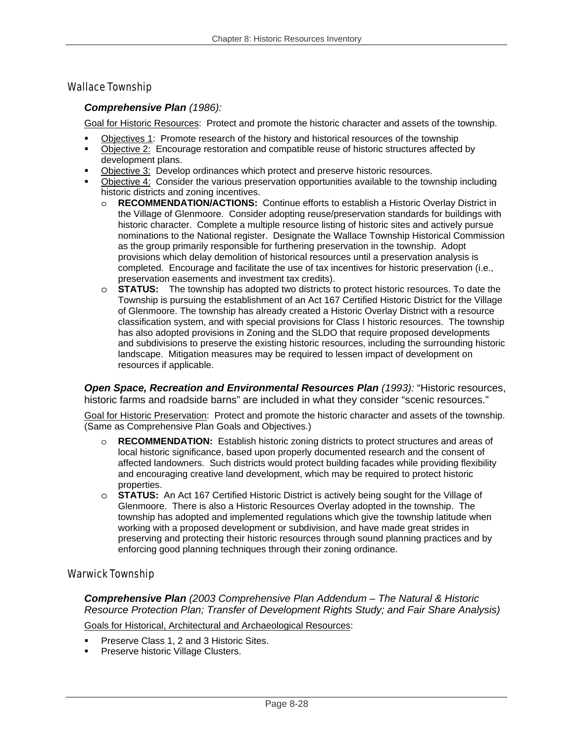## Wallace Township

### ***Comprehensive Plan** (1986):*

Goal for Historic Resources: Protect and promote the historic character and assets of the township.

- Objectives 1: Promote research of the history and historical resources of the township
- Objective 2: Encourage restoration and compatible reuse of historic structures affected by development plans.
- Objective 3: Develop ordinances which protect and preserve historic resources.
- Objective 4: Consider the various preservation opportunities available to the township including historic districts and zoning incentives.
  - **RECOMMENDATION/ACTIONS:** Continue efforts to establish a Historic Overlay District in the Village of Glenmoore. Consider adopting reuse/preservation standards for buildings with historic character. Complete a multiple resource listing of historic sites and actively pursue nominations to the National register. Designate the Wallace Township Historical Commission as the group primarily responsible for furthering preservation in the township. Adopt provisions which delay demolition of historical resources until a preservation analysis is completed. Encourage and facilitate the use of tax incentives for historic preservation (i.e., preservation easements and investment tax credits).
  - **STATUS:** The township has adopted two districts to protect historic resources. To date the Township is pursuing the establishment of an Act 167 Certified Historic District for the Village of Glenmoore. The township has already created a Historic Overlay District with a resource classification system, and with special provisions for Class I historic resources. The township has also adopted provisions in Zoning and the SLDO that require proposed developments and subdivisions to preserve the existing historic resources, including the surrounding historic landscape. Mitigation measures may be required to lessen impact of development on resources if applicable.

***Open Space, Recreation and Environmental Resources Plan** (1993):* "Historic resources, historic farms and roadside barns" are included in what they consider "scenic resources."

Goal for Historic Preservation: Protect and promote the historic character and assets of the township. (Same as Comprehensive Plan Goals and Objectives.)

- **RECOMMENDATION:** Establish historic zoning districts to protect structures and areas of local historic significance, based upon properly documented research and the consent of affected landowners. Such districts would protect building facades while providing flexibility and encouraging creative land development, which may be required to protect historic properties.
- **STATUS:** An Act 167 Certified Historic District is actively being sought for the Village of Glenmoore. There is also a Historic Resources Overlay adopted in the township. The township has adopted and implemented regulations which give the township latitude when working with a proposed development or subdivision, and have made great strides in preserving and protecting their historic resources through sound planning practices and by enforcing good planning techniques through their zoning ordinance.

## Warwick Township

### ***Comprehensive Plan** (2003 Comprehensive Plan Addendum – The Natural & Historic Resource Protection Plan; Transfer of Development Rights Study; and Fair Share Analysis)*

Goals for Historical, Architectural and Archaeological Resources:

- Preserve Class 1, 2 and 3 Historic Sites.
- Preserve historic Village Clusters.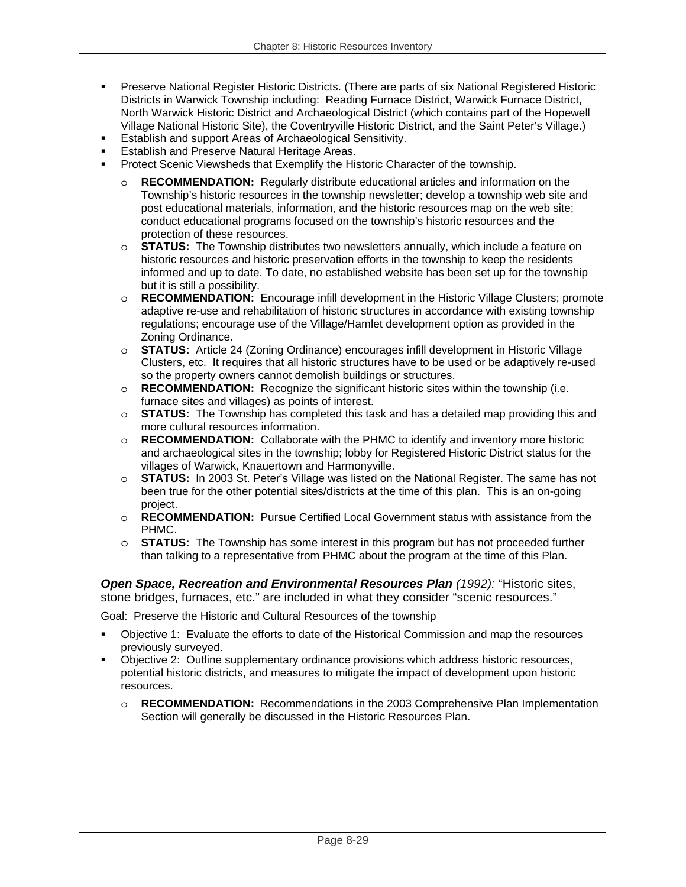- Preserve National Register Historic Districts. (There are parts of six National Registered Historic Districts in Warwick Township including: Reading Furnace District, Warwick Furnace District, North Warwick Historic District and Archaeological District (which contains part of the Hopewell Village National Historic Site), the Coventryville Historic District, and the Saint Peter's Village.)
- Establish and support Areas of Archaeological Sensitivity.
- Establish and Preserve Natural Heritage Areas.
- Protect Scenic Viewsheds that Exemplify the Historic Character of the township.
    - **RECOMMENDATION:** Regularly distribute educational articles and information on the Township's historic resources in the township newsletter; develop a township web site and post educational materials, information, and the historic resources map on the web site; conduct educational programs focused on the township's historic resources and the protection of these resources.
    - **STATUS:** The Township distributes two newsletters annually, which include a feature on historic resources and historic preservation efforts in the township to keep the residents informed and up to date. To date, no established website has been set up for the township but it is still a possibility.
    - **RECOMMENDATION:** Encourage infill development in the Historic Village Clusters; promote adaptive re-use and rehabilitation of historic structures in accordance with existing township regulations; encourage use of the Village/Hamlet development option as provided in the Zoning Ordinance.
    - **STATUS:** Article 24 (Zoning Ordinance) encourages infill development in Historic Village Clusters, etc. It requires that all historic structures have to be used or be adaptively re-used so the property owners cannot demolish buildings or structures.
    - **RECOMMENDATION:** Recognize the significant historic sites within the township (i.e. furnace sites and villages) as points of interest.
    - **STATUS:** The Township has completed this task and has a detailed map providing this and more cultural resources information.
    - **RECOMMENDATION:** Collaborate with the PHMC to identify and inventory more historic and archaeological sites in the township; lobby for Registered Historic District status for the villages of Warwick, Knauertown and Harmonyville.
    - **STATUS:** In 2003 St. Peter's Village was listed on the National Register. The same has not been true for the other potential sites/districts at the time of this plan. This is an on-going project.
    - **RECOMMENDATION:** Pursue Certified Local Government status with assistance from the PHMC.
    - **STATUS:** The Township has some interest in this program but has not proceeded further than talking to a representative from PHMC about the program at the time of this Plan.

***Open Space, Recreation and Environmental Resources Plan** (1992):* "Historic sites, stone bridges, furnaces, etc." are included in what they consider "scenic resources."

Goal: Preserve the Historic and Cultural Resources of the township

- Objective 1: Evaluate the efforts to date of the Historical Commission and map the resources previously surveyed.
- Objective 2: Outline supplementary ordinance provisions which address historic resources, potential historic districts, and measures to mitigate the impact of development upon historic resources.
    - **RECOMMENDATION:** Recommendations in the 2003 Comprehensive Plan Implementation Section will generally be discussed in the Historic Resources Plan.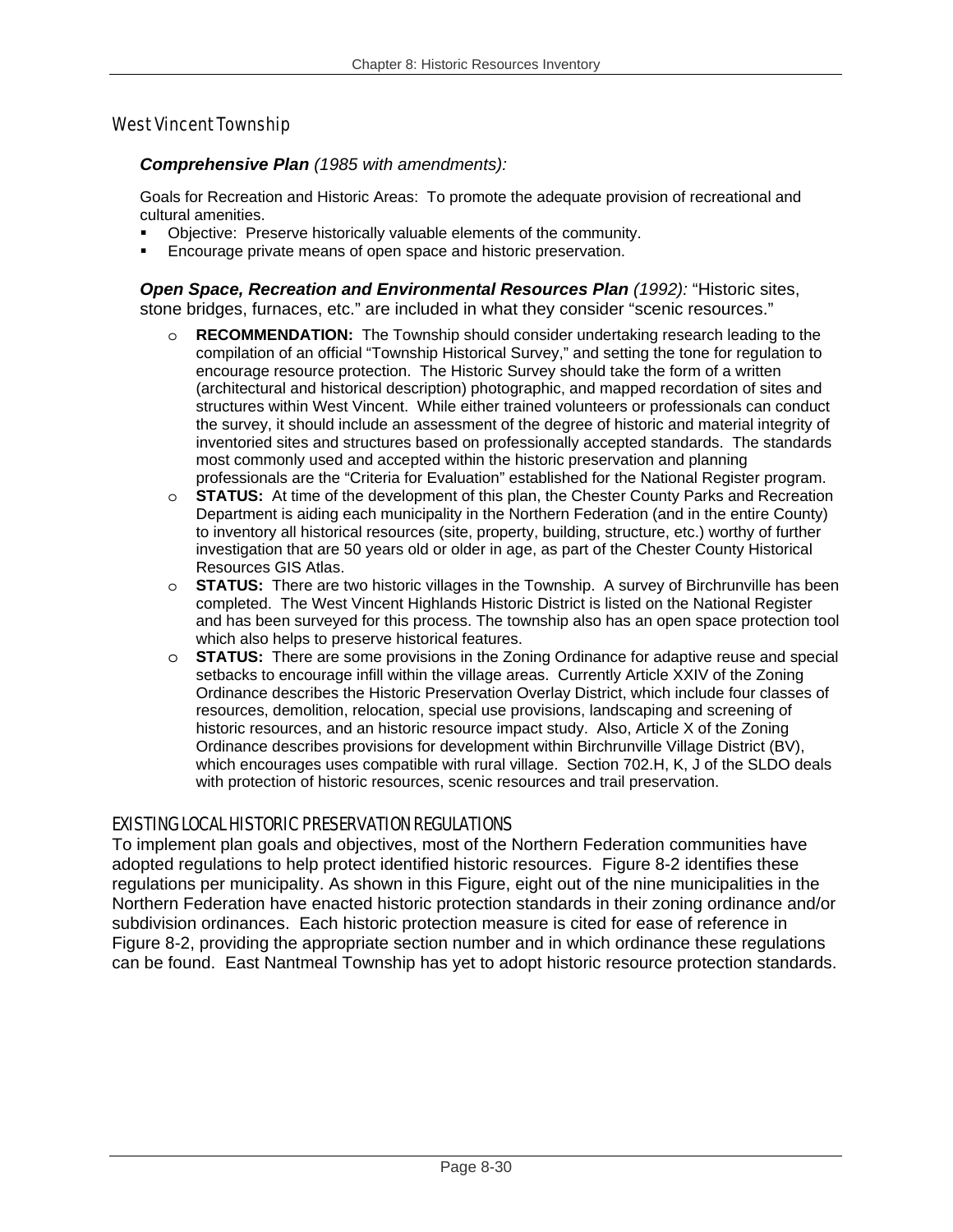## West Vincent Township

***Comprehensive Plan*** *(1985 with amendments):*

Goals for Recreation and Historic Areas: To promote the adequate provision of recreational and cultural amenities.

- Objective: Preserve historically valuable elements of the community.
- Encourage private means of open space and historic preservation.

***Open Space, Recreation and Environmental Resources Plan*** *(1992):* "Historic sites, stone bridges, furnaces, etc." are included in what they consider "scenic resources."

- **RECOMMENDATION:** The Township should consider undertaking research leading to the compilation of an official "Township Historical Survey," and setting the tone for regulation to encourage resource protection. The Historic Survey should take the form of a written (architectural and historical description) photographic, and mapped recordation of sites and structures within West Vincent. While either trained volunteers or professionals can conduct the survey, it should include an assessment of the degree of historic and material integrity of inventoried sites and structures based on professionally accepted standards. The standards most commonly used and accepted within the historic preservation and planning professionals are the "Criteria for Evaluation" established for the National Register program.
- **STATUS:** At time of the development of this plan, the Chester County Parks and Recreation Department is aiding each municipality in the Northern Federation (and in the entire County) to inventory all historical resources (site, property, building, structure, etc.) worthy of further investigation that are 50 years old or older in age, as part of the Chester County Historical Resources GIS Atlas.
- **STATUS:** There are two historic villages in the Township. A survey of Birchrunville has been completed. The West Vincent Highlands Historic District is listed on the National Register and has been surveyed for this process. The township also has an open space protection tool which also helps to preserve historical features.
- **STATUS:** There are some provisions in the Zoning Ordinance for adaptive reuse and special setbacks to encourage infill within the village areas. Currently Article XXIV of the Zoning Ordinance describes the Historic Preservation Overlay District, which include four classes of resources, demolition, relocation, special use provisions, landscaping and screening of historic resources, and an historic resource impact study. Also, Article X of the Zoning Ordinance describes provisions for development within Birchrunville Village District (BV), which encourages uses compatible with rural village. Section 702.H, K, J of the SLDO deals with protection of historic resources, scenic resources and trail preservation.

## EXISTING LOCAL HISTORIC PRESERVATION REGULATIONS

To implement plan goals and objectives, most of the Northern Federation communities have adopted regulations to help protect identified historic resources. Figure 8-2 identifies these regulations per municipality. As shown in this Figure, eight out of the nine municipalities in the Northern Federation have enacted historic protection standards in their zoning ordinance and/or subdivision ordinances. Each historic protection measure is cited for ease of reference in Figure 8-2, providing the appropriate section number and in which ordinance these regulations can be found. East Nantmeal Township has yet to adopt historic resource protection standards.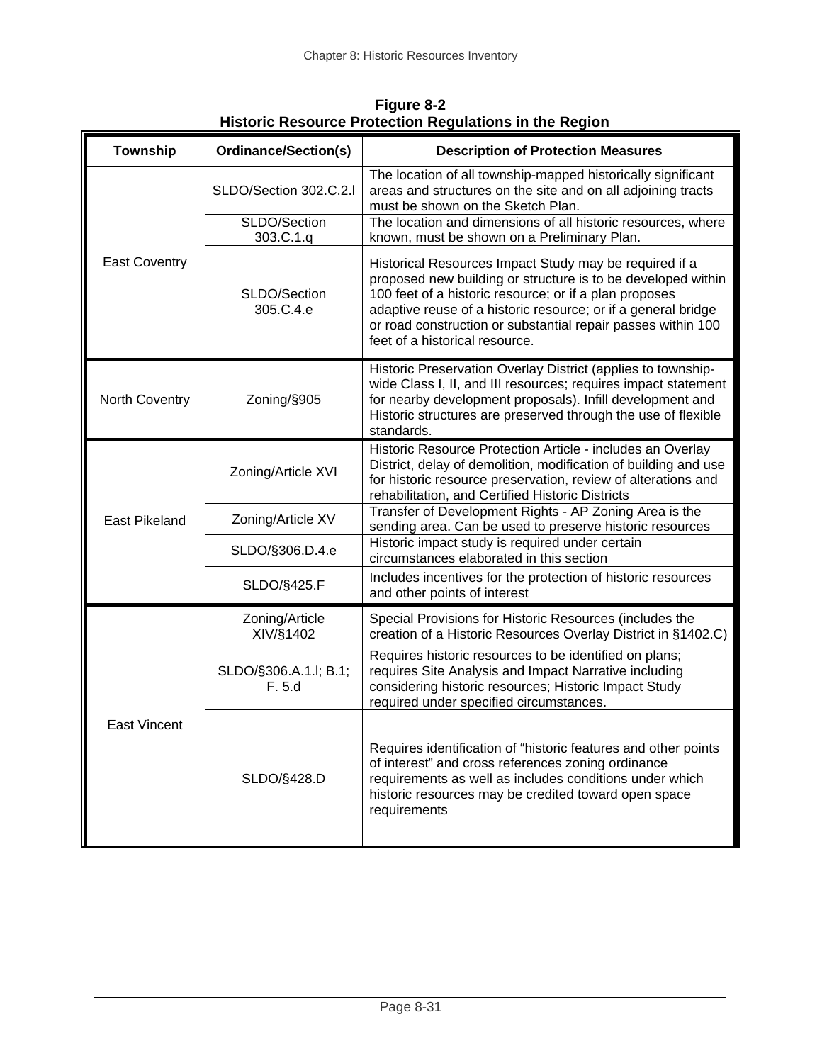**Figure 8-2**
**Historic Resource Protection Regulations in the Region**

| Township | Ordinance/Section(s) | Description of Protection Measures |
|---|---|---|
| East Coventry | SLDO/Section 302.C.2.l | The location of all township-mapped historically significant areas and structures on the site and on all adjoining tracts must be shown on the Sketch Plan. |
| | SLDO/Section 303.C.1.q | The location and dimensions of all historic resources, where known, must be shown on a Preliminary Plan. |
| | SLDO/Section 305.C.4.e | Historical Resources Impact Study may be required if a proposed new building or structure is to be developed within 100 feet of a historic resource; or if a plan proposes adaptive reuse of a historic resource; or if a general bridge or road construction or substantial repair passes within 100 feet of a historical resource. |
| North Coventry | Zoning/§905 | Historic Preservation Overlay District (applies to township-wide Class I, II, and III resources; requires impact statement for nearby development proposals). Infill development and Historic structures are preserved through the use of flexible standards. |
| East Pikeland | Zoning/Article XVI | Historic Resource Protection Article - includes an Overlay District, delay of demolition, modification of building and use for historic resource preservation, review of alterations and rehabilitation, and Certified Historic Districts |
| | Zoning/Article XV | Transfer of Development Rights - AP Zoning Area is the sending area. Can be used to preserve historic resources |
| | SLDO/§306.D.4.e | Historic impact study is required under certain circumstances elaborated in this section |
| | SLDO/§425.F | Includes incentives for the protection of historic resources and other points of interest |
| East Vincent | Zoning/Article XIV/§1402 | Special Provisions for Historic Resources (includes the creation of a Historic Resources Overlay District in §1402.C) |
| | SLDO/§306.A.1.l; B.1; F. 5.d | Requires historic resources to be identified on plans; requires Site Analysis and Impact Narrative including considering historic resources; Historic Impact Study required under specified circumstances. |
| | SLDO/§428.D | Requires identification of "historic features and other points of interest" and cross references zoning ordinance requirements as well as includes conditions under which historic resources may be credited toward open space requirements |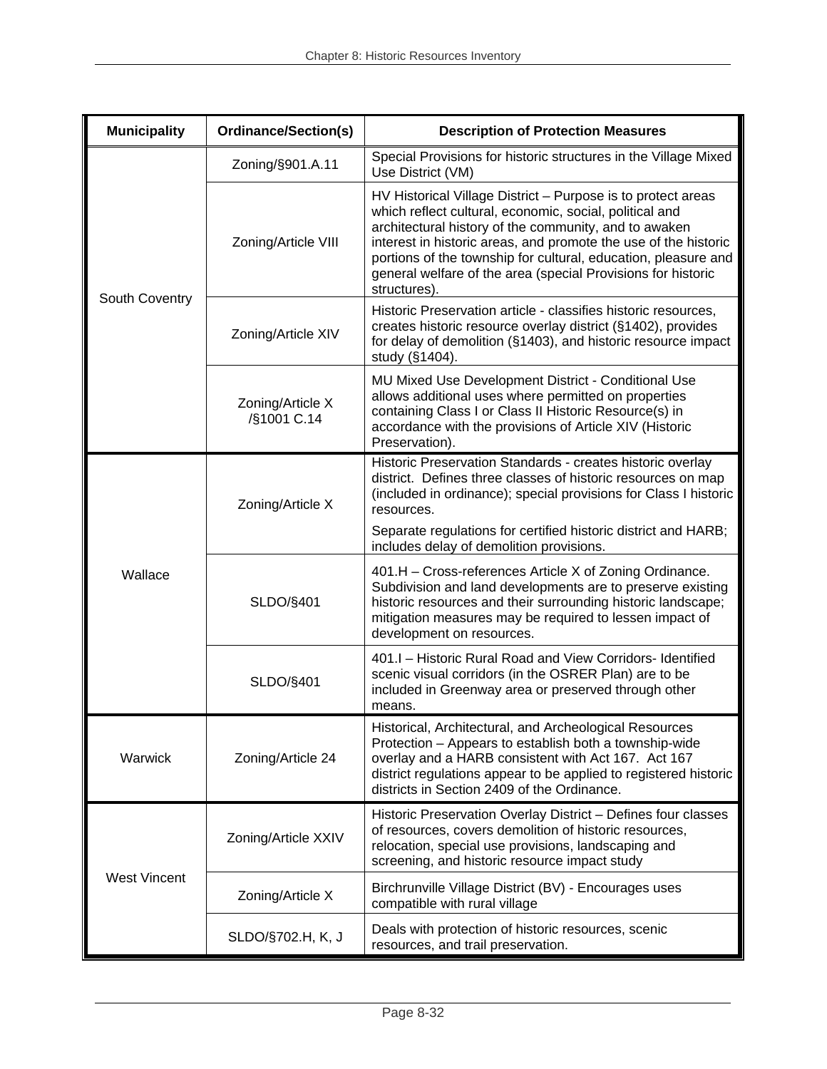| Municipality | Ordinance/Section(s) | Description of Protection Measures |
|---|---|---|
| South Coventry | Zoning/§901.A.11 | Special Provisions for historic structures in the Village Mixed Use District (VM) |
| | Zoning/Article VIII | HV Historical Village District – Purpose is to protect areas which reflect cultural, economic, social, political and architectural history of the community, and to awaken interest in historic areas, and promote the use of the historic portions of the township for cultural, education, pleasure and general welfare of the area (special Provisions for historic structures). |
| | Zoning/Article XIV | Historic Preservation article - classifies historic resources, creates historic resource overlay district (§1402), provides for delay of demolition (§1403), and historic resource impact study (§1404). |
| | Zoning/Article X /§1001 C.14 | MU Mixed Use Development District - Conditional Use allows additional uses where permitted on properties containing Class I or Class II Historic Resource(s) in accordance with the provisions of Article XIV (Historic Preservation). |
| Wallace | Zoning/Article X | Historic Preservation Standards - creates historic overlay district. Defines three classes of historic resources on map (included in ordinance); special provisions for Class I historic resources.<br><br>Separate regulations for certified historic district and HARB; includes delay of demolition provisions. |
| | SLDO/§401 | 401.H – Cross-references Article X of Zoning Ordinance. Subdivision and land developments are to preserve existing historic resources and their surrounding historic landscape; mitigation measures may be required to lessen impact of development on resources. |
| | SLDO/§401 | 401.I – Historic Rural Road and View Corridors- Identified scenic visual corridors (in the OSRER Plan) are to be included in Greenway area or preserved through other means. |
| Warwick | Zoning/Article 24 | Historical, Architectural, and Archeological Resources Protection – Appears to establish both a township-wide overlay and a HARB consistent with Act 167. Act 167 district regulations appear to be applied to registered historic districts in Section 2409 of the Ordinance. |
| West Vincent | Zoning/Article XXIV | Historic Preservation Overlay District – Defines four classes of resources, covers demolition of historic resources, relocation, special use provisions, landscaping and screening, and historic resource impact study |
| | Zoning/Article X | Birchrunville Village District (BV) - Encourages uses compatible with rural village |
| | SLDO/§702.H, K, J | Deals with protection of historic resources, scenic resources, and trail preservation. |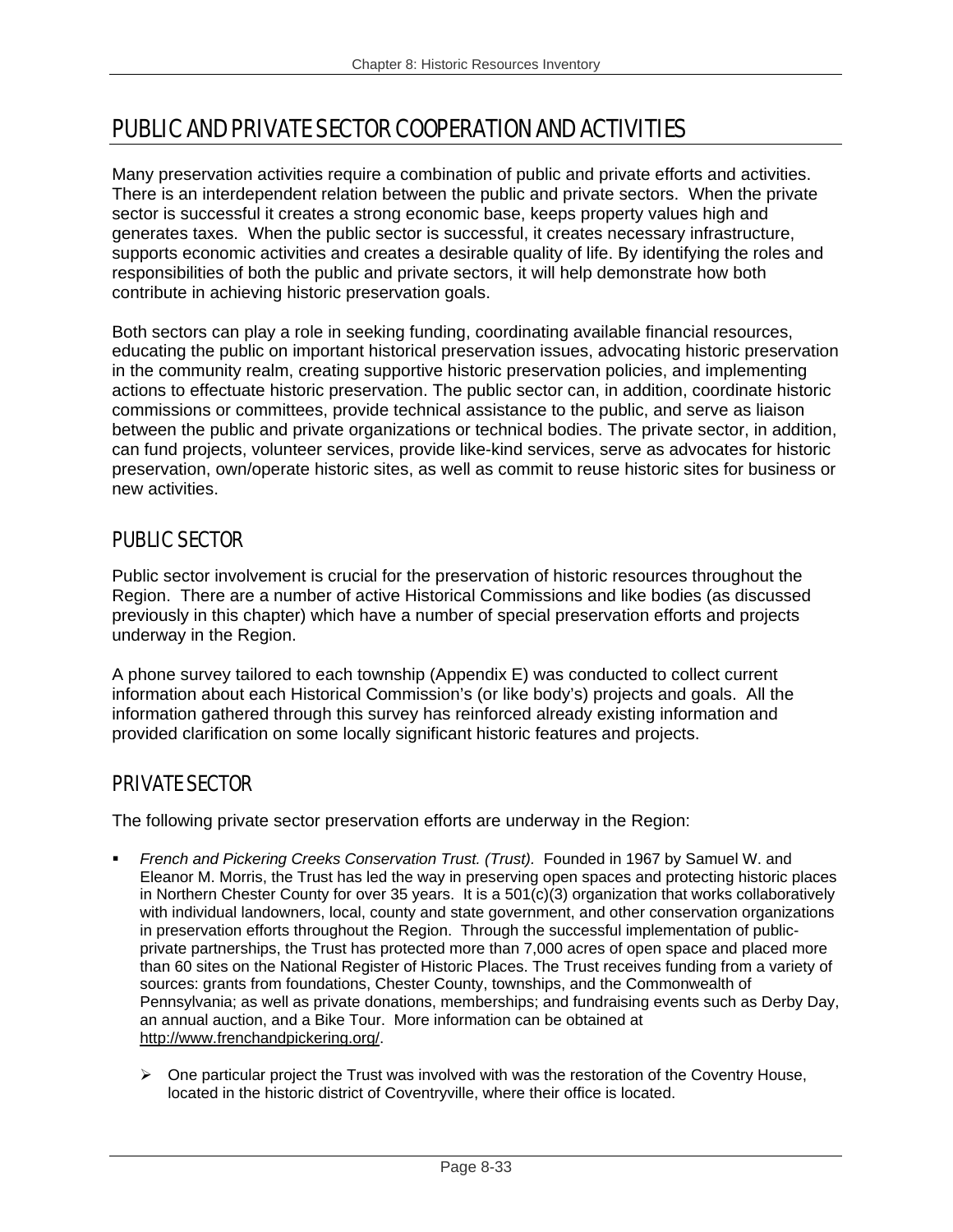# PUBLIC AND PRIVATE SECTOR COOPERATION AND ACTIVITIES

Many preservation activities require a combination of public and private efforts and activities. There is an interdependent relation between the public and private sectors. When the private sector is successful it creates a strong economic base, keeps property values high and generates taxes. When the public sector is successful, it creates necessary infrastructure, supports economic activities and creates a desirable quality of life. By identifying the roles and responsibilities of both the public and private sectors, it will help demonstrate how both contribute in achieving historic preservation goals.

Both sectors can play a role in seeking funding, coordinating available financial resources, educating the public on important historical preservation issues, advocating historic preservation in the community realm, creating supportive historic preservation policies, and implementing actions to effectuate historic preservation. The public sector can, in addition, coordinate historic commissions or committees, provide technical assistance to the public, and serve as liaison between the public and private organizations or technical bodies. The private sector, in addition, can fund projects, volunteer services, provide like-kind services, serve as advocates for historic preservation, own/operate historic sites, as well as commit to reuse historic sites for business or new activities.

## PUBLIC SECTOR

Public sector involvement is crucial for the preservation of historic resources throughout the Region. There are a number of active Historical Commissions and like bodies (as discussed previously in this chapter) which have a number of special preservation efforts and projects underway in the Region.

A phone survey tailored to each township (Appendix E) was conducted to collect current information about each Historical Commission's (or like body's) projects and goals. All the information gathered through this survey has reinforced already existing information and provided clarification on some locally significant historic features and projects.

## PRIVATE SECTOR

The following private sector preservation efforts are underway in the Region:

- *French and Pickering Creeks Conservation Trust. (Trust).* Founded in 1967 by Samuel W. and Eleanor M. Morris, the Trust has led the way in preserving open spaces and protecting historic places in Northern Chester County for over 35 years. It is a 501(c)(3) organization that works collaboratively with individual landowners, local, county and state government, and other conservation organizations in preservation efforts throughout the Region. Through the successful implementation of public-private partnerships, the Trust has protected more than 7,000 acres of open space and placed more than 60 sites on the National Register of Historic Places. The Trust receives funding from a variety of sources: grants from foundations, Chester County, townships, and the Commonwealth of Pennsylvania; as well as private donations, memberships; and fundraising events such as Derby Day, an annual auction, and a Bike Tour. More information can be obtained at http://www.frenchandpickering.org/.
  - One particular project the Trust was involved with was the restoration of the Coventry House, located in the historic district of Coventryville, where their office is located.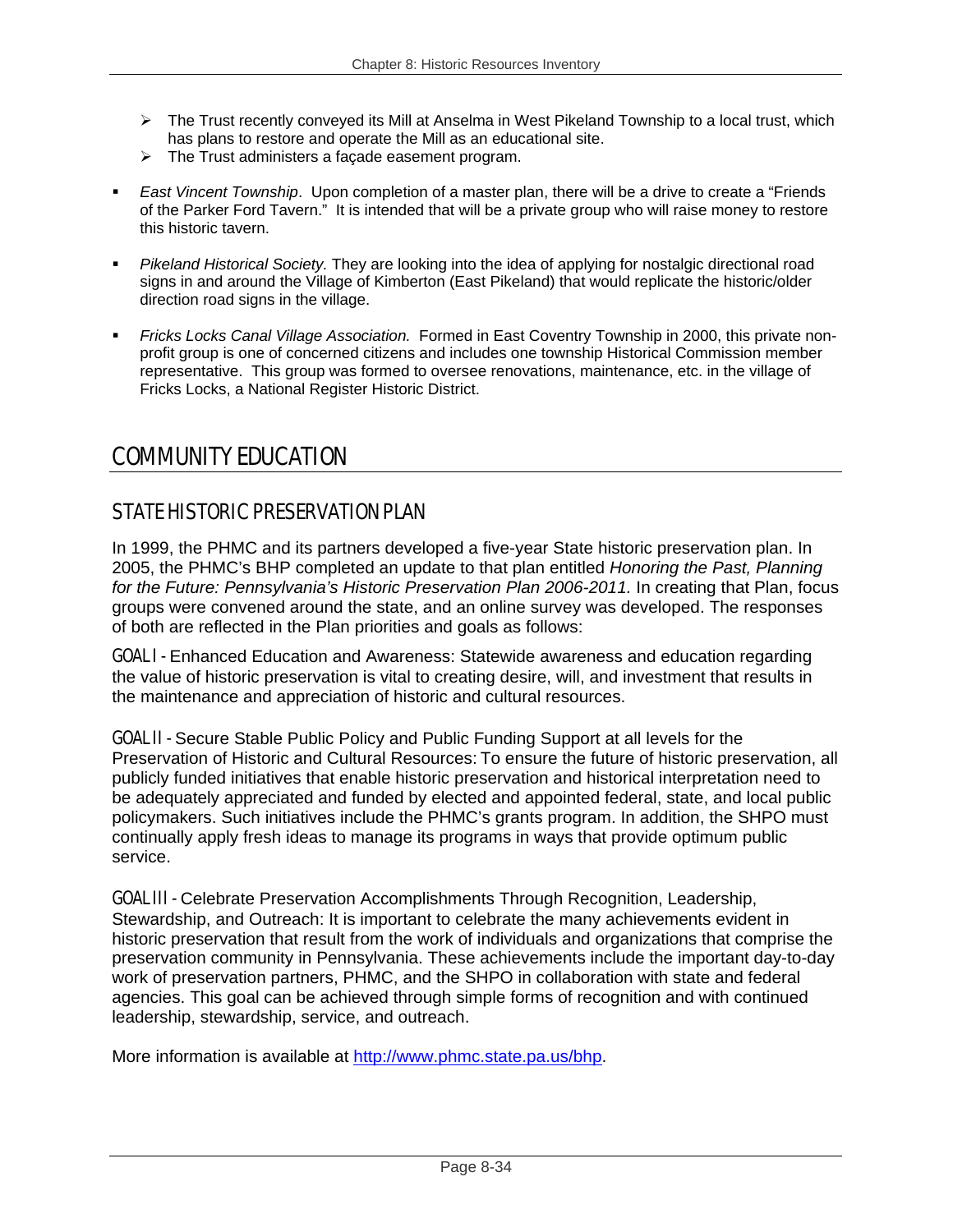- The Trust recently conveyed its Mill at Anselma in West Pikeland Township to a local trust, which has plans to restore and operate the Mill as an educational site.
- The Trust administers a façade easement program.

- *East Vincent Township*. Upon completion of a master plan, there will be a drive to create a "Friends of the Parker Ford Tavern." It is intended that will be a private group who will raise money to restore this historic tavern.

- *Pikeland Historical Society.* They are looking into the idea of applying for nostalgic directional road signs in and around the Village of Kimberton (East Pikeland) that would replicate the historic/older direction road signs in the village.

- *Fricks Locks Canal Village Association.* Formed in East Coventry Township in 2000, this private non-profit group is one of concerned citizens and includes one township Historical Commission member representative. This group was formed to oversee renovations, maintenance, etc. in the village of Fricks Locks, a National Register Historic District.

# COMMUNITY EDUCATION

## STATE HISTORIC PRESERVATION PLAN

In 1999, the PHMC and its partners developed a five-year State historic preservation plan. In 2005, the PHMC's BHP completed an update to that plan entitled *Honoring the Past, Planning for the Future: Pennsylvania's Historic Preservation Plan 2006-2011.* In creating that Plan, focus groups were convened around the state, and an online survey was developed. The responses of both are reflected in the Plan priorities and goals as follows:

GOAL I - Enhanced Education and Awareness: Statewide awareness and education regarding the value of historic preservation is vital to creating desire, will, and investment that results in the maintenance and appreciation of historic and cultural resources.

GOAL II - Secure Stable Public Policy and Public Funding Support at all levels for the Preservation of Historic and Cultural Resources: To ensure the future of historic preservation, all publicly funded initiatives that enable historic preservation and historical interpretation need to be adequately appreciated and funded by elected and appointed federal, state, and local public policymakers. Such initiatives include the PHMC's grants program. In addition, the SHPO must continually apply fresh ideas to manage its programs in ways that provide optimum public service.

GOAL III - Celebrate Preservation Accomplishments Through Recognition, Leadership, Stewardship, and Outreach: It is important to celebrate the many achievements evident in historic preservation that result from the work of individuals and organizations that comprise the preservation community in Pennsylvania. These achievements include the important day-to-day work of preservation partners, PHMC, and the SHPO in collaboration with state and federal agencies. This goal can be achieved through simple forms of recognition and with continued leadership, stewardship, service, and outreach.

More information is available at http://www.phmc.state.pa.us/bhp.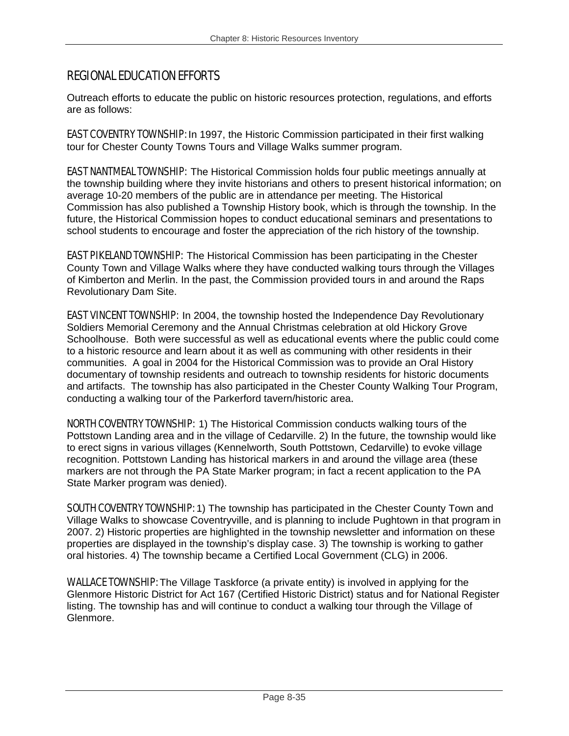## REGIONAL EDUCATION EFFORTS

Outreach efforts to educate the public on historic resources protection, regulations, and efforts are as follows:

EAST COVENTRY TOWNSHIP: In 1997, the Historic Commission participated in their first walking tour for Chester County Towns Tours and Village Walks summer program.

EAST NANTMEAL TOWNSHIP: The Historical Commission holds four public meetings annually at the township building where they invite historians and others to present historical information; on average 10-20 members of the public are in attendance per meeting. The Historical Commission has also published a Township History book, which is through the township. In the future, the Historical Commission hopes to conduct educational seminars and presentations to school students to encourage and foster the appreciation of the rich history of the township.

EAST PIKELAND TOWNSHIP: The Historical Commission has been participating in the Chester County Town and Village Walks where they have conducted walking tours through the Villages of Kimberton and Merlin. In the past, the Commission provided tours in and around the Raps Revolutionary Dam Site.

EAST VINCENT TOWNSHIP: In 2004, the township hosted the Independence Day Revolutionary Soldiers Memorial Ceremony and the Annual Christmas celebration at old Hickory Grove Schoolhouse. Both were successful as well as educational events where the public could come to a historic resource and learn about it as well as communing with other residents in their communities. A goal in 2004 for the Historical Commission was to provide an Oral History documentary of township residents and outreach to township residents for historic documents and artifacts. The township has also participated in the Chester County Walking Tour Program, conducting a walking tour of the Parkerford tavern/historic area.

NORTH COVENTRY TOWNSHIP: 1) The Historical Commission conducts walking tours of the Pottstown Landing area and in the village of Cedarville. 2) In the future, the township would like to erect signs in various villages (Kennelworth, South Pottstown, Cedarville) to evoke village recognition. Pottstown Landing has historical markers in and around the village area (these markers are not through the PA State Marker program; in fact a recent application to the PA State Marker program was denied).

SOUTH COVENTRY TOWNSHIP: 1) The township has participated in the Chester County Town and Village Walks to showcase Coventryville, and is planning to include Pughtown in that program in 2007. 2) Historic properties are highlighted in the township newsletter and information on these properties are displayed in the township's display case. 3) The township is working to gather oral histories. 4) The township became a Certified Local Government (CLG) in 2006.

WALLACE TOWNSHIP: The Village Taskforce (a private entity) is involved in applying for the Glenmore Historic District for Act 167 (Certified Historic District) status and for National Register listing. The township has and will continue to conduct a walking tour through the Village of Glenmore.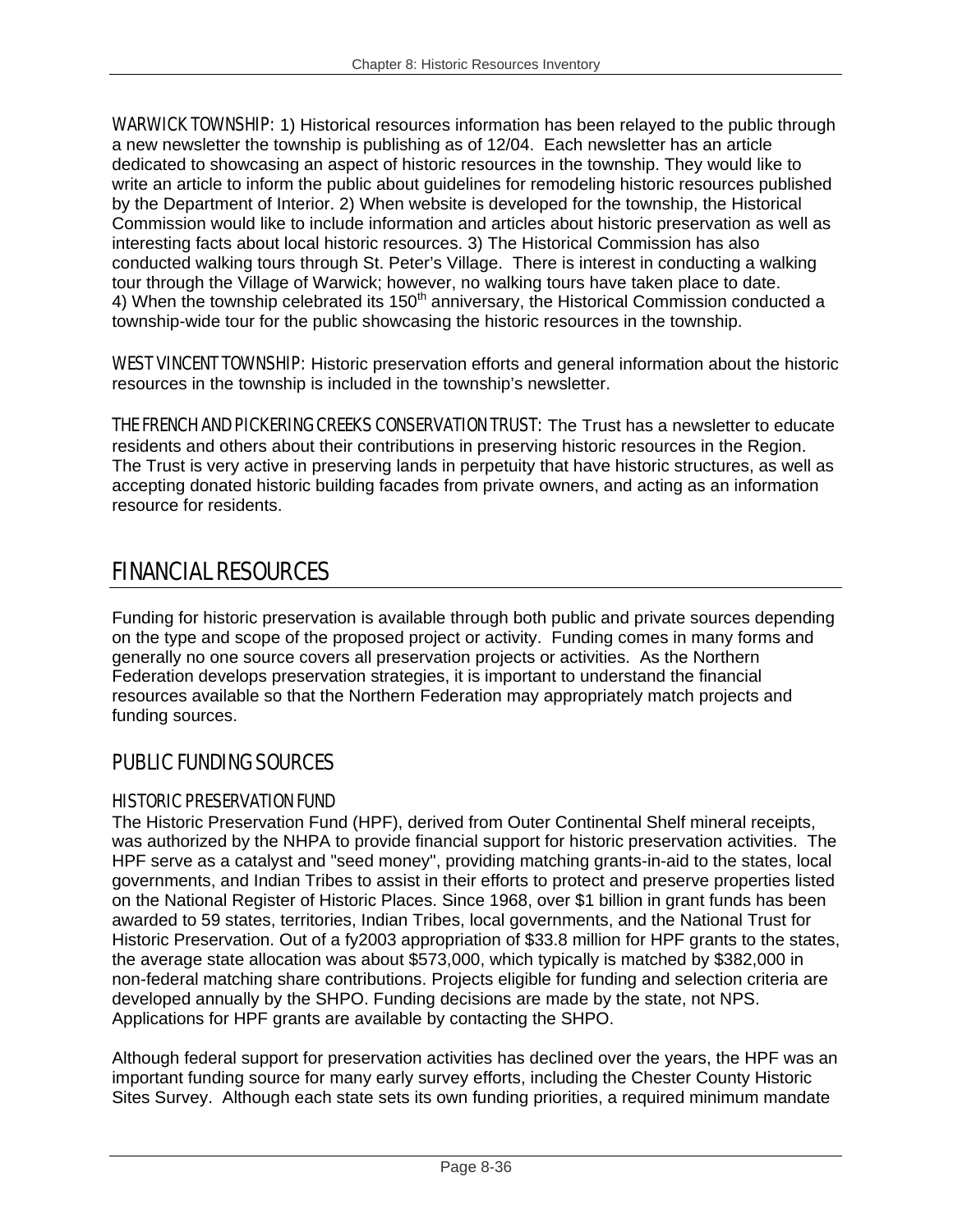WARWICK TOWNSHIP: 1) Historical resources information has been relayed to the public through a new newsletter the township is publishing as of 12/04. Each newsletter has an article dedicated to showcasing an aspect of historic resources in the township. They would like to write an article to inform the public about guidelines for remodeling historic resources published by the Department of Interior. 2) When website is developed for the township, the Historical Commission would like to include information and articles about historic preservation as well as interesting facts about local historic resources. 3) The Historical Commission has also conducted walking tours through St. Peter's Village. There is interest in conducting a walking tour through the Village of Warwick; however, no walking tours have taken place to date. 4) When the township celebrated its 150th anniversary, the Historical Commission conducted a township-wide tour for the public showcasing the historic resources in the township.

WEST VINCENT TOWNSHIP: Historic preservation efforts and general information about the historic resources in the township is included in the township's newsletter.

THE FRENCH AND PICKERING CREEKS CONSERVATION TRUST: The Trust has a newsletter to educate residents and others about their contributions in preserving historic resources in the Region. The Trust is very active in preserving lands in perpetuity that have historic structures, as well as accepting donated historic building facades from private owners, and acting as an information resource for residents.

# FINANCIAL RESOURCES

Funding for historic preservation is available through both public and private sources depending on the type and scope of the proposed project or activity. Funding comes in many forms and generally no one source covers all preservation projects or activities. As the Northern Federation develops preservation strategies, it is important to understand the financial resources available so that the Northern Federation may appropriately match projects and funding sources.

## PUBLIC FUNDING SOURCES

### HISTORIC PRESERVATION FUND

The Historic Preservation Fund (HPF), derived from Outer Continental Shelf mineral receipts, was authorized by the NHPA to provide financial support for historic preservation activities. The HPF serve as a catalyst and "seed money", providing matching grants-in-aid to the states, local governments, and Indian Tribes to assist in their efforts to protect and preserve properties listed on the National Register of Historic Places. Since 1968, over $1 billion in grant funds has been awarded to 59 states, territories, Indian Tribes, local governments, and the National Trust for Historic Preservation. Out of a fy2003 appropriation of $33.8 million for HPF grants to the states, the average state allocation was about $573,000, which typically is matched by $382,000 in non-federal matching share contributions. Projects eligible for funding and selection criteria are developed annually by the SHPO. Funding decisions are made by the state, not NPS. Applications for HPF grants are available by contacting the SHPO.

Although federal support for preservation activities has declined over the years, the HPF was an important funding source for many early survey efforts, including the Chester County Historic Sites Survey. Although each state sets its own funding priorities, a required minimum mandate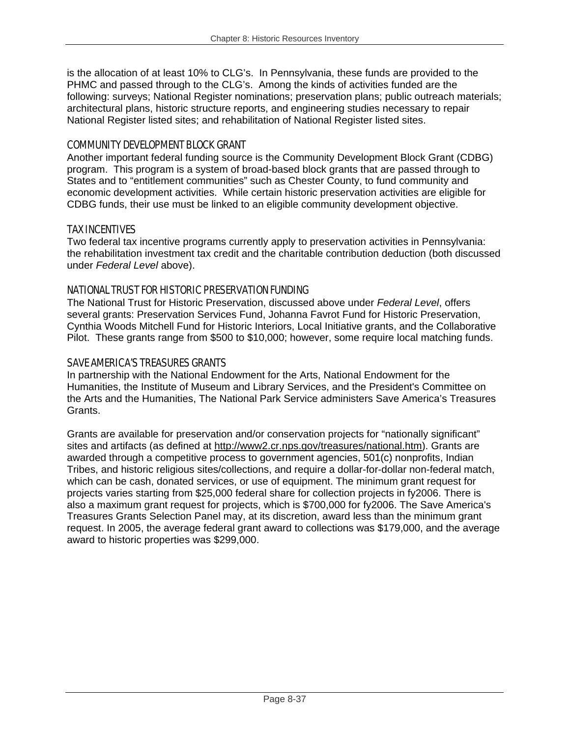is the allocation of at least 10% to CLG's. In Pennsylvania, these funds are provided to the PHMC and passed through to the CLG's. Among the kinds of activities funded are the following: surveys; National Register nominations; preservation plans; public outreach materials; architectural plans, historic structure reports, and engineering studies necessary to repair National Register listed sites; and rehabilitation of National Register listed sites.

### COMMUNITY DEVELOPMENT BLOCK GRANT

Another important federal funding source is the Community Development Block Grant (CDBG) program. This program is a system of broad-based block grants that are passed through to States and to "entitlement communities" such as Chester County, to fund community and economic development activities. While certain historic preservation activities are eligible for CDBG funds, their use must be linked to an eligible community development objective.

### TAX INCENTIVES

Two federal tax incentive programs currently apply to preservation activities in Pennsylvania: the rehabilitation investment tax credit and the charitable contribution deduction (both discussed under *Federal Level* above).

### NATIONAL TRUST FOR HISTORIC PRESERVATION FUNDING

The National Trust for Historic Preservation, discussed above under *Federal Level*, offers several grants: Preservation Services Fund, Johanna Favrot Fund for Historic Preservation, Cynthia Woods Mitchell Fund for Historic Interiors, Local Initiative grants, and the Collaborative Pilot. These grants range from $500 to $10,000; however, some require local matching funds.

### SAVE AMERICA'S TREASURES GRANTS

In partnership with the National Endowment for the Arts, National Endowment for the Humanities, the Institute of Museum and Library Services, and the President's Committee on the Arts and the Humanities, The National Park Service administers Save America's Treasures Grants.

Grants are available for preservation and/or conservation projects for "nationally significant" sites and artifacts (as defined at http://www2.cr.nps.gov/treasures/national.htm). Grants are awarded through a competitive process to government agencies, 501(c) nonprofits, Indian Tribes, and historic religious sites/collections, and require a dollar-for-dollar non-federal match, which can be cash, donated services, or use of equipment. The minimum grant request for projects varies starting from $25,000 federal share for collection projects in fy2006. There is also a maximum grant request for projects, which is $700,000 for fy2006. The Save America's Treasures Grants Selection Panel may, at its discretion, award less than the minimum grant request. In 2005, the average federal grant award to collections was $179,000, and the average award to historic properties was $299,000.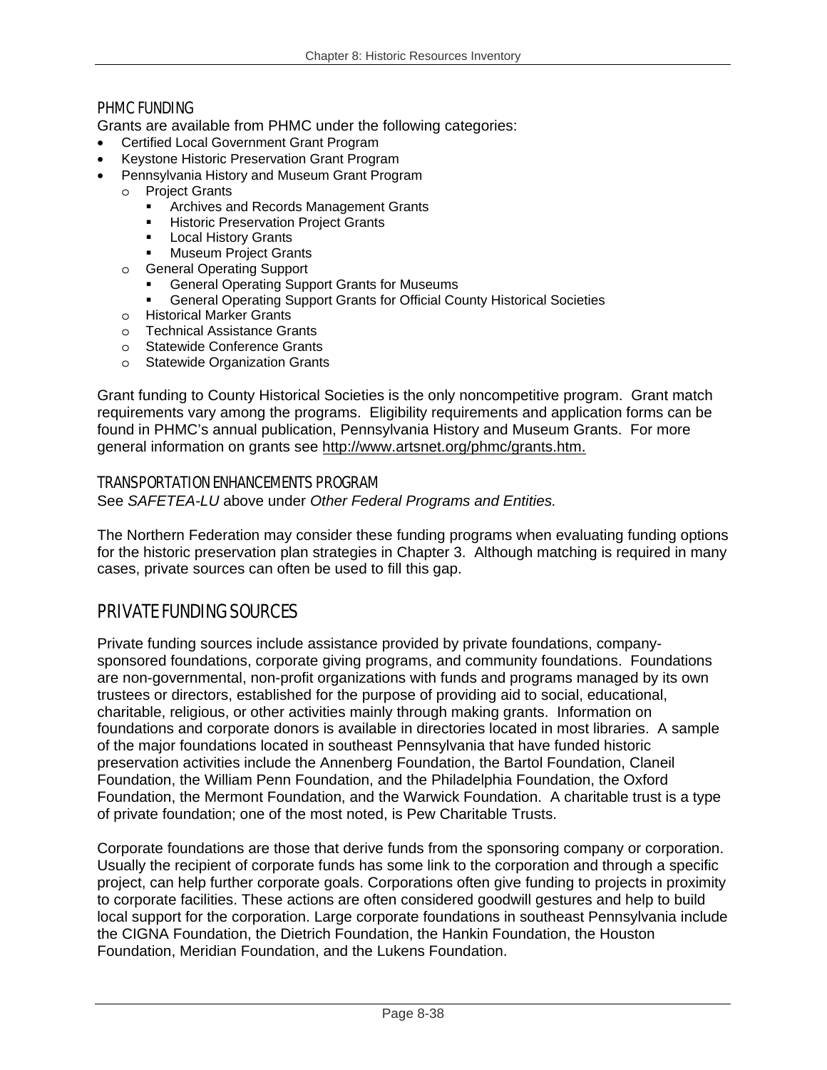### PHMC FUNDING

Grants are available from PHMC under the following categories:

- Certified Local Government Grant Program
- Keystone Historic Preservation Grant Program
- Pennsylvania History and Museum Grant Program
  - Project Grants
    - Archives and Records Management Grants
    - Historic Preservation Project Grants
    - Local History Grants
    - Museum Project Grants
  - General Operating Support
    - General Operating Support Grants for Museums
    - General Operating Support Grants for Official County Historical Societies
  - Historical Marker Grants
  - Technical Assistance Grants
  - Statewide Conference Grants
  - Statewide Organization Grants

Grant funding to County Historical Societies is the only noncompetitive program. Grant match requirements vary among the programs. Eligibility requirements and application forms can be found in PHMC's annual publication, Pennsylvania History and Museum Grants. For more general information on grants see http://www.artsnet.org/phmc/grants.htm.

### TRANSPORTATION ENHANCEMENTS PROGRAM

See *SAFETEA-LU* above under *Other Federal Programs and Entities.*

The Northern Federation may consider these funding programs when evaluating funding options for the historic preservation plan strategies in Chapter 3. Although matching is required in many cases, private sources can often be used to fill this gap.

## PRIVATE FUNDING SOURCES

Private funding sources include assistance provided by private foundations, company-sponsored foundations, corporate giving programs, and community foundations. Foundations are non-governmental, non-profit organizations with funds and programs managed by its own trustees or directors, established for the purpose of providing aid to social, educational, charitable, religious, or other activities mainly through making grants. Information on foundations and corporate donors is available in directories located in most libraries. A sample of the major foundations located in southeast Pennsylvania that have funded historic preservation activities include the Annenberg Foundation, the Bartol Foundation, Claneil Foundation, the William Penn Foundation, and the Philadelphia Foundation, the Oxford Foundation, the Mermont Foundation, and the Warwick Foundation. A charitable trust is a type of private foundation; one of the most noted, is Pew Charitable Trusts.

Corporate foundations are those that derive funds from the sponsoring company or corporation. Usually the recipient of corporate funds has some link to the corporation and through a specific project, can help further corporate goals. Corporations often give funding to projects in proximity to corporate facilities. These actions are often considered goodwill gestures and help to build local support for the corporation. Large corporate foundations in southeast Pennsylvania include the CIGNA Foundation, the Dietrich Foundation, the Hankin Foundation, the Houston Foundation, Meridian Foundation, and the Lukens Foundation.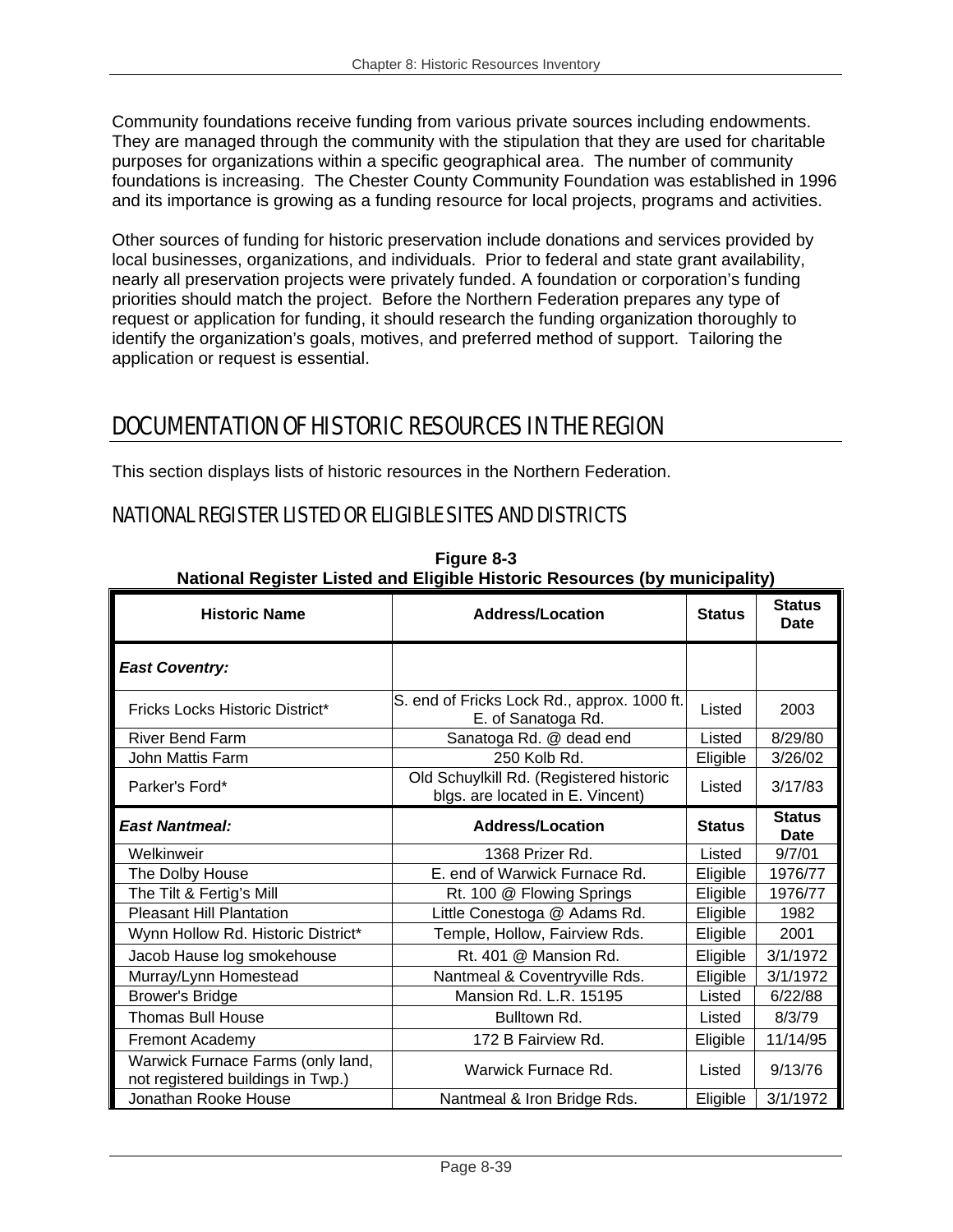Community foundations receive funding from various private sources including endowments. They are managed through the community with the stipulation that they are used for charitable purposes for organizations within a specific geographical area. The number of community foundations is increasing. The Chester County Community Foundation was established in 1996 and its importance is growing as a funding resource for local projects, programs and activities.

Other sources of funding for historic preservation include donations and services provided by local businesses, organizations, and individuals. Prior to federal and state grant availability, nearly all preservation projects were privately funded. A foundation or corporation's funding priorities should match the project. Before the Northern Federation prepares any type of request or application for funding, it should research the funding organization thoroughly to identify the organization's goals, motives, and preferred method of support. Tailoring the application or request is essential.

## DOCUMENTATION OF HISTORIC RESOURCES IN THE REGION

This section displays lists of historic resources in the Northern Federation.

### NATIONAL REGISTER LISTED OR ELIGIBLE SITES AND DISTRICTS

**Figure 8-3**
**National Register Listed and Eligible Historic Resources (by municipality)**

| Historic Name | Address/Location | Status | Status Date |
|---|---|---|---|
| ***East Coventry:*** | | | |
| Fricks Locks Historic District* | S. end of Fricks Lock Rd., approx. 1000 ft. E. of Sanatoga Rd. | Listed | 2003 |
| River Bend Farm | Sanatoga Rd. @ dead end | Listed | 8/29/80 |
| John Mattis Farm | 250 Kolb Rd. | Eligible | 3/26/02 |
| Parker's Ford* | Old Schuylkill Rd. (Registered historic blgs. are located in E. Vincent) | Listed | 3/17/83 |
| ***East Nantmeal:*** | **Address/Location** | **Status** | **Status Date** |
| Welkinweir | 1368 Prizer Rd. | Listed | 9/7/01 |
| The Dolby House | E. end of Warwick Furnace Rd. | Eligible | 1976/77 |
| The Tilt & Fertig's Mill | Rt. 100 @ Flowing Springs | Eligible | 1976/77 |
| Pleasant Hill Plantation | Little Conestoga @ Adams Rd. | Eligible | 1982 |
| Wynn Hollow Rd. Historic District* | Temple, Hollow, Fairview Rds. | Eligible | 2001 |
| Jacob Hause log smokehouse | Rt. 401 @ Mansion Rd. | Eligible | 3/1/1972 |
| Murray/Lynn Homestead | Nantmeal & Coventryville Rds. | Eligible | 3/1/1972 |
| Brower's Bridge | Mansion Rd. L.R. 15195 | Listed | 6/22/88 |
| Thomas Bull House | Bulltown Rd. | Listed | 8/3/79 |
| Fremont Academy | 172 B Fairview Rd. | Eligible | 11/14/95 |
| Warwick Furnace Farms (only land, not registered buildings in Twp.) | Warwick Furnace Rd. | Listed | 9/13/76 |
| Jonathan Rooke House | Nantmeal & Iron Bridge Rds. | Eligible | 3/1/1972 |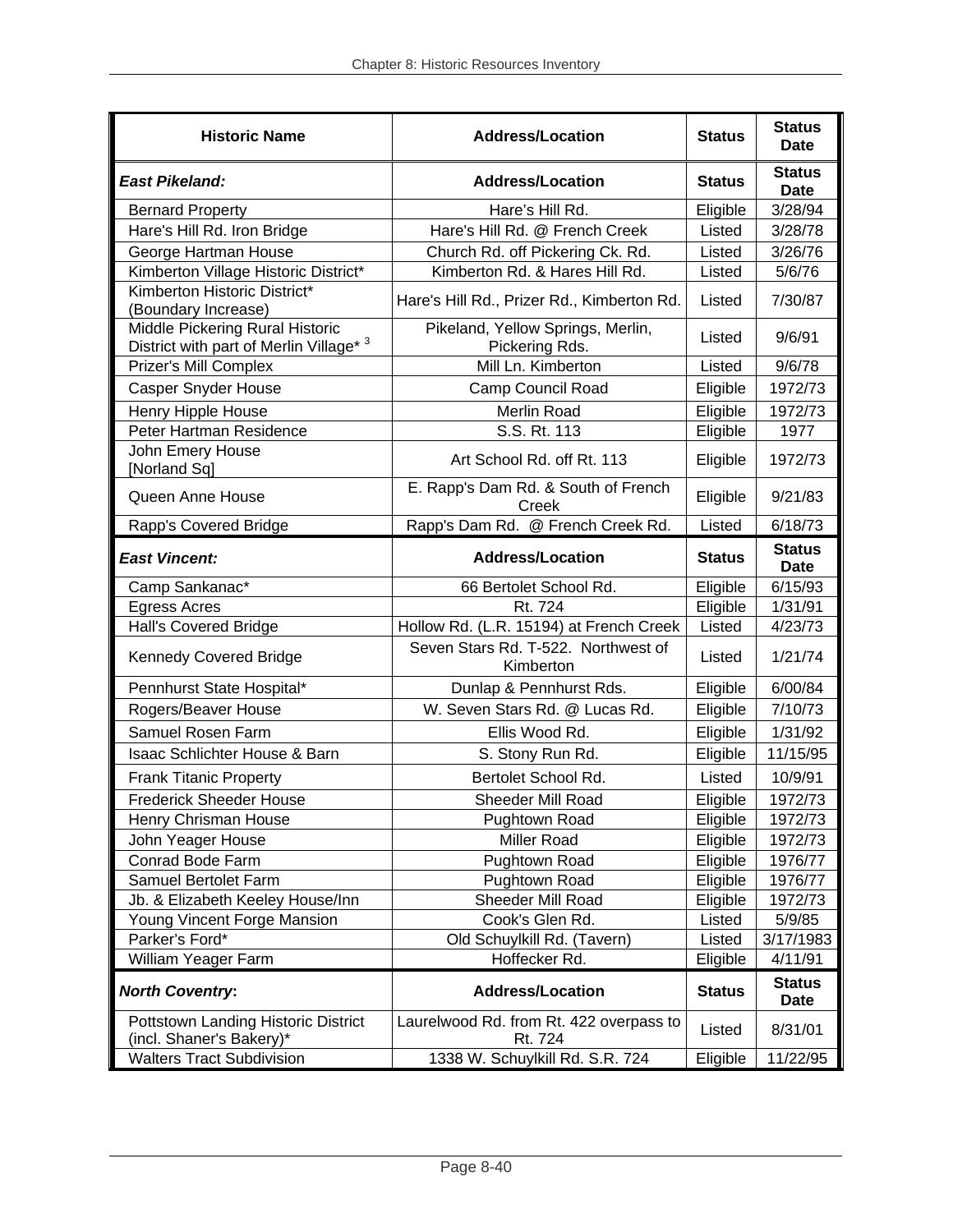| Historic Name | Address/Location | Status | Status Date |
| --- | --- | --- | --- |
| ***East Pikeland:*** | **Address/Location** | **Status** | **Status Date** |
| Bernard Property | Hare's Hill Rd. | Eligible | 3/28/94 |
| Hare's Hill Rd. Iron Bridge | Hare's Hill Rd. @ French Creek | Listed | 3/28/78 |
| George Hartman House | Church Rd. off Pickering Ck. Rd. | Listed | 3/26/76 |
| Kimberton Village Historic District* | Kimberton Rd. & Hares Hill Rd. | Listed | 5/6/76 |
| Kimberton Historic District* (Boundary Increase) | Hare's Hill Rd., Prizer Rd., Kimberton Rd. | Listed | 7/30/87 |
| Middle Pickering Rural Historic District with part of Merlin Village* [3] | Pikeland, Yellow Springs, Merlin, Pickering Rds. | Listed | 9/6/91 |
| Prizer's Mill Complex | Mill Ln. Kimberton | Listed | 9/6/78 |
| Casper Snyder House | Camp Council Road | Eligible | 1972/73 |
| Henry Hipple House | Merlin Road | Eligible | 1972/73 |
| Peter Hartman Residence | S.S. Rt. 113 | Eligible | 1977 |
| John Emery House [Norland Sq] | Art School Rd. off Rt. 113 | Eligible | 1972/73 |
| Queen Anne House | E. Rapp's Dam Rd. & South of French Creek | Eligible | 9/21/83 |
| Rapp's Covered Bridge | Rapp's Dam Rd. @ French Creek Rd. | Listed | 6/18/73 |
| ***East Vincent:*** | **Address/Location** | **Status** | **Status Date** |
| Camp Sankanac* | 66 Bertolet School Rd. | Eligible | 6/15/93 |
| Egress Acres | Rt. 724 | Eligible | 1/31/91 |
| Hall's Covered Bridge | Hollow Rd. (L.R. 15194) at French Creek | Listed | 4/23/73 |
| Kennedy Covered Bridge | Seven Stars Rd. T-522. Northwest of Kimberton | Listed | 1/21/74 |
| Pennhurst State Hospital* | Dunlap & Pennhurst Rds. | Eligible | 6/00/84 |
| Rogers/Beaver House | W. Seven Stars Rd. @ Lucas Rd. | Eligible | 7/10/73 |
| Samuel Rosen Farm | Ellis Wood Rd. | Eligible | 1/31/92 |
| Isaac Schlichter House & Barn | S. Stony Run Rd. | Eligible | 11/15/95 |
| Frank Titanic Property | Bertolet School Rd. | Listed | 10/9/91 |
| Frederick Sheeder House | Sheeder Mill Road | Eligible | 1972/73 |
| Henry Chrisman House | Pughtown Road | Eligible | 1972/73 |
| John Yeager House | Miller Road | Eligible | 1972/73 |
| Conrad Bode Farm | Pughtown Road | Eligible | 1976/77 |
| Samuel Bertolet Farm | Pughtown Road | Eligible | 1976/77 |
| Jb. & Elizabeth Keeley House/Inn | Sheeder Mill Road | Eligible | 1972/73 |
| Young Vincent Forge Mansion | Cook's Glen Rd. | Listed | 5/9/85 |
| Parker's Ford* | Old Schuylkill Rd. (Tavern) | Listed | 3/17/1983 |
| William Yeager Farm | Hoffecker Rd. | Eligible | 4/11/91 |
| ***North Coventry*:** | **Address/Location** | **Status** | **Status Date** |
| Pottstown Landing Historic District (incl. Shaner's Bakery)* | Laurelwood Rd. from Rt. 422 overpass to Rt. 724 | Listed | 8/31/01 |
| Walters Tract Subdivision | 1338 W. Schuylkill Rd. S.R. 724 | Eligible | 11/22/95 |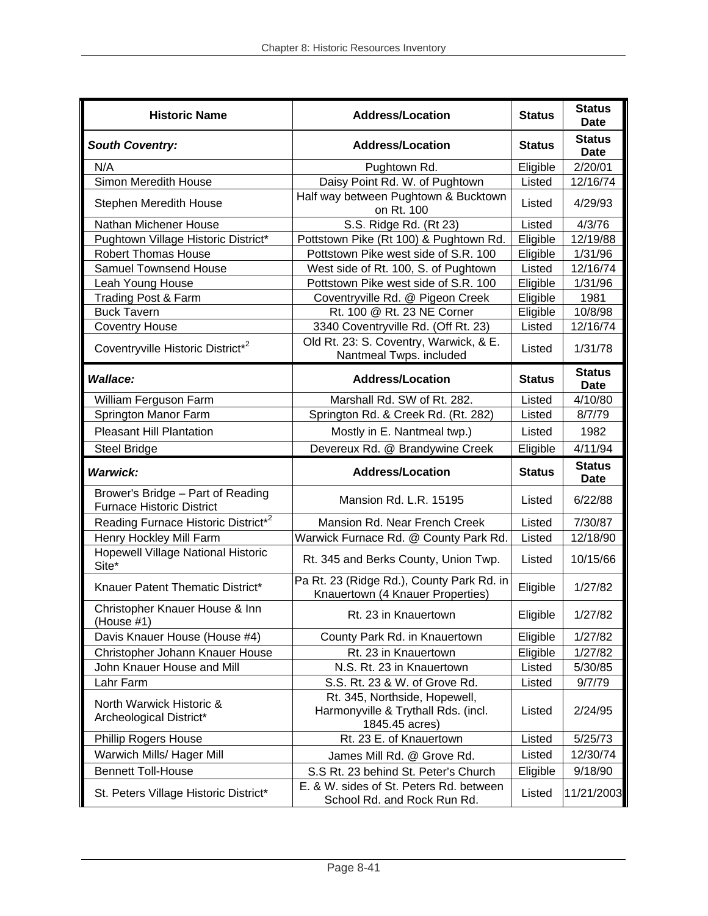| Historic Name | Address/Location | Status | Status Date |
|---|---|---|---|
| ***South Coventry:*** | **Address/Location** | **Status** | **Status Date** |
| N/A | Pughtown Rd. | Eligible | 2/20/01 |
| Simon Meredith House | Daisy Point Rd. W. of Pughtown | Listed | 12/16/74 |
| Stephen Meredith House | Half way between Pughtown & Bucktown on Rt. 100 | Listed | 4/29/93 |
| Nathan Michener House | S.S. Ridge Rd. (Rt 23) | Listed | 4/3/76 |
| Pughtown Village Historic District* | Pottstown Pike (Rt 100) & Pughtown Rd. | Eligible | 12/19/88 |
| Robert Thomas House | Pottstown Pike west side of S.R. 100 | Eligible | 1/31/96 |
| Samuel Townsend House | West side of Rt. 100, S. of Pughtown | Listed | 12/16/74 |
| Leah Young House | Pottstown Pike west side of S.R. 100 | Eligible | 1/31/96 |
| Trading Post & Farm | Coventryville Rd. @ Pigeon Creek | Eligible | 1981 |
| Buck Tavern | Rt. 100 @ Rt. 23 NE Corner | Eligible | 10/8/98 |
| Coventry House | 3340 Coventryville Rd. (Off Rt. 23) | Listed | 12/16/74 |
| Coventryville Historic District*[2] | Old Rt. 23: S. Coventry, Warwick, & E. Nantmeal Twps. included | Listed | 1/31/78 |
| ***Wallace:*** | **Address/Location** | **Status** | **Status Date** |
| William Ferguson Farm | Marshall Rd. SW of Rt. 282. | Listed | 4/10/80 |
| Springton Manor Farm | Springton Rd. & Creek Rd. (Rt. 282) | Listed | 8/7/79 |
| Pleasant Hill Plantation | Mostly in E. Nantmeal twp.) | Listed | 1982 |
| Steel Bridge | Devereux Rd. @ Brandywine Creek | Eligible | 4/11/94 |
| ***Warwick:*** | **Address/Location** | **Status** | **Status Date** |
| Brower's Bridge – Part of Reading Furnace Historic District | Mansion Rd. L.R. 15195 | Listed | 6/22/88 |
| Reading Furnace Historic District*[2] | Mansion Rd. Near French Creek | Listed | 7/30/87 |
| Henry Hockley Mill Farm | Warwick Furnace Rd. @ County Park Rd. | Listed | 12/18/90 |
| Hopewell Village National Historic Site* | Rt. 345 and Berks County, Union Twp. | Listed | 10/15/66 |
| Knauer Patent Thematic District* | Pa Rt. 23 (Ridge Rd.), County Park Rd. in Knauertown (4 Knauer Properties) | Eligible | 1/27/82 |
| Christopher Knauer House & Inn (House #1) | Rt. 23 in Knauertown | Eligible | 1/27/82 |
| Davis Knauer House (House #4) | County Park Rd. in Knauertown | Eligible | 1/27/82 |
| Christopher Johann Knauer House | Rt. 23 in Knauertown | Eligible | 1/27/82 |
| John Knauer House and Mill | N.S. Rt. 23 in Knauertown | Listed | 5/30/85 |
| Lahr Farm | S.S. Rt. 23 & W. of Grove Rd. | Listed | 9/7/79 |
| North Warwick Historic & Archeological District* | Rt. 345, Northside, Hopewell, Harmonyville & Trythall Rds. (incl. 1845.45 acres) | Listed | 2/24/95 |
| Phillip Rogers House | Rt. 23 E. of Knauertown | Listed | 5/25/73 |
| Warwich Mills/ Hager Mill | James Mill Rd. @ Grove Rd. | Listed | 12/30/74 |
| Bennett Toll-House | S.S Rt. 23 behind St. Peter's Church | Eligible | 9/18/90 |
| St. Peters Village Historic District* | E. & W. sides of St. Peters Rd. between School Rd. and Rock Run Rd. | Listed | 11/21/2003 |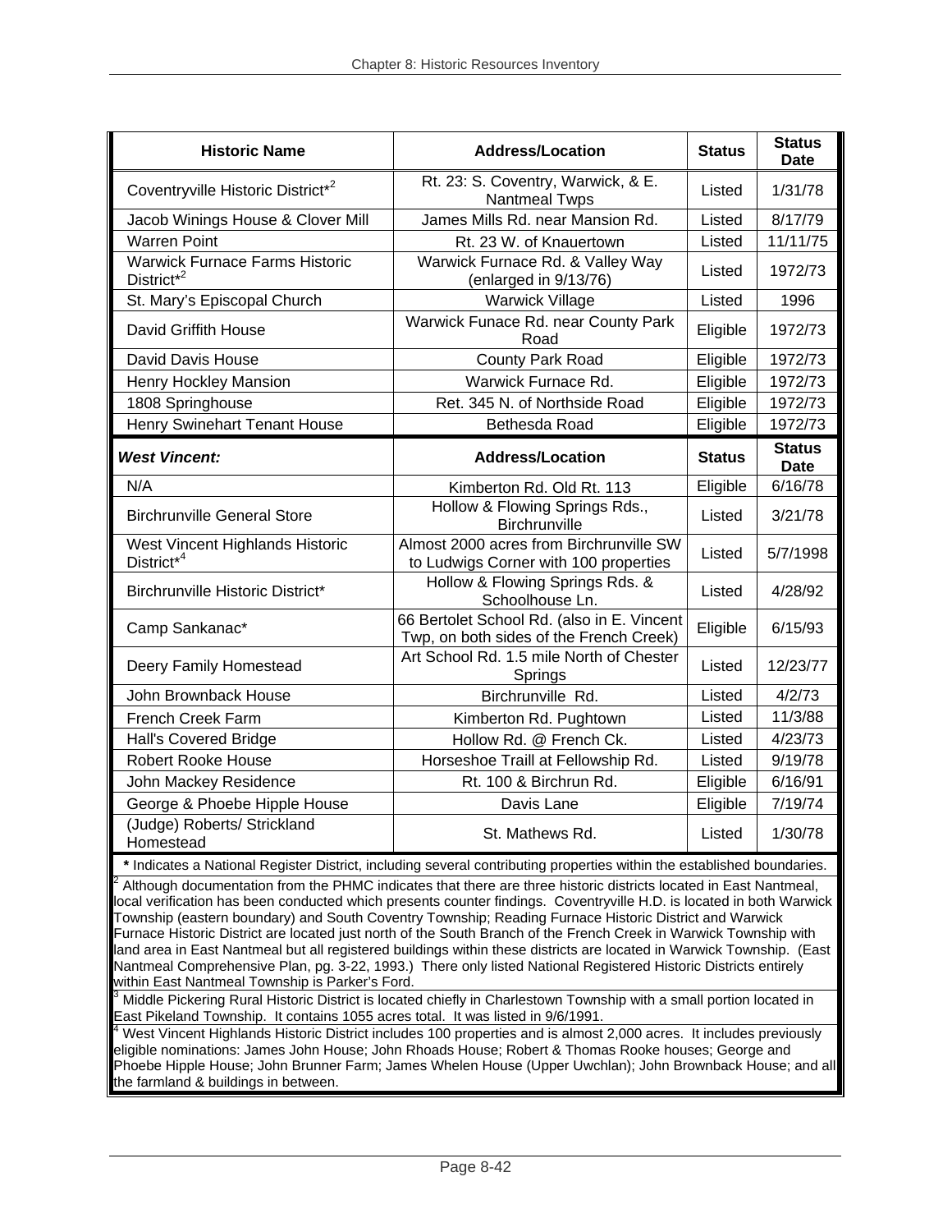| Historic Name | Address/Location | Status | Status Date |
|---|---|---|---|
| Coventryville Historic District*[2] | Rt. 23: S. Coventry, Warwick, & E. Nantmeal Twps | Listed | 1/31/78 |
| Jacob Winings House & Clover Mill | James Mills Rd. near Mansion Rd. | Listed | 8/17/79 |
| Warren Point | Rt. 23 W. of Knauertown | Listed | 11/11/75 |
| Warwick Furnace Farms Historic District*[2] | Warwick Furnace Rd. & Valley Way (enlarged in 9/13/76) | Listed | 1972/73 |
| St. Mary's Episcopal Church | Warwick Village | Listed | 1996 |
| David Griffith House | Warwick Funace Rd. near County Park Road | Eligible | 1972/73 |
| David Davis House | County Park Road | Eligible | 1972/73 |
| Henry Hockley Mansion | Warwick Furnace Rd. | Eligible | 1972/73 |
| 1808 Springhouse | Ret. 345 N. of Northside Road | Eligible | 1972/73 |
| Henry Swinehart Tenant House | Bethesda Road | Eligible | 1972/73 |
| ***West Vincent:*** | **Address/Location** | **Status** | **Status Date** |
| N/A | Kimberton Rd. Old Rt. 113 | Eligible | 6/16/78 |
| Birchrunville General Store | Hollow & Flowing Springs Rds., Birchrunville | Listed | 3/21/78 |
| West Vincent Highlands Historic District*[4] | Almost 2000 acres from Birchrunville SW to Ludwigs Corner with 100 properties | Listed | 5/7/1998 |
| Birchrunville Historic District* | Hollow & Flowing Springs Rds. & Schoolhouse Ln. | Listed | 4/28/92 |
| Camp Sankanac* | 66 Bertolet School Rd. (also in E. Vincent Twp, on both sides of the French Creek) | Eligible | 6/15/93 |
| Deery Family Homestead | Art School Rd. 1.5 mile North of Chester Springs | Listed | 12/23/77 |
| John Brownback House | Birchrunville Rd. | Listed | 4/2/73 |
| French Creek Farm | Kimberton Rd. Pughtown | Listed | 11/3/88 |
| Hall's Covered Bridge | Hollow Rd. @ French Ck. | Listed | 4/23/73 |
| Robert Rooke House | Horseshoe Traill at Fellowship Rd. | Listed | 9/19/78 |
| John Mackey Residence | Rt. 100 & Birchrun Rd. | Eligible | 6/16/91 |
| George & Phoebe Hipple House | Davis Lane | Eligible | 7/19/74 |
| (Judge) Roberts/ Strickland Homestead | St. Mathews Rd. | Listed | 1/30/78 |

**\*** Indicates a National Register District, including several contributing properties within the established boundaries.

[2] Although documentation from the PHMC indicates that there are three historic districts located in East Nantmeal, local verification has been conducted which presents counter findings. Coventryville H.D. is located in both Warwick Township (eastern boundary) and South Coventry Township; Reading Furnace Historic District and Warwick Furnace Historic District are located just north of the South Branch of the French Creek in Warwick Township with land area in East Nantmeal but all registered buildings within these districts are located in Warwick Township. (East Nantmeal Comprehensive Plan, pg. 3-22, 1993.) There only listed National Registered Historic Districts entirely within East Nantmeal Township is Parker's Ford.

[3] Middle Pickering Rural Historic District is located chiefly in Charlestown Township with a small portion located in East Pikeland Township. It contains 1055 acres total. It was listed in 9/6/1991.

[4] West Vincent Highlands Historic District includes 100 properties and is almost 2,000 acres. It includes previously eligible nominations: James John House; John Rhoads House; Robert & Thomas Rooke houses; George and Phoebe Hipple House; John Brunner Farm; James Whelen House (Upper Uwchlan); John Brownback House; and all the farmland & buildings in between.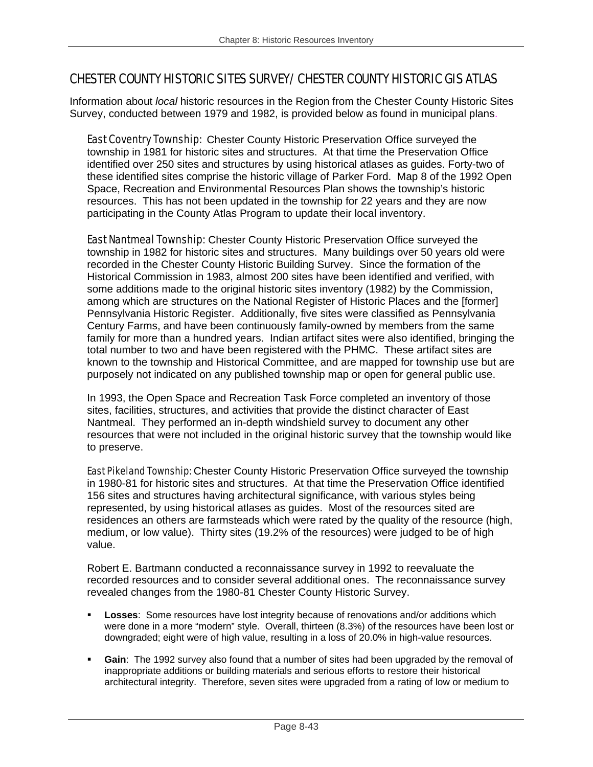## CHESTER COUNTY HISTORIC SITES SURVEY/ CHESTER COUNTY HISTORIC GIS ATLAS

Information about *local* historic resources in the Region from the Chester County Historic Sites Survey, conducted between 1979 and 1982, is provided below as found in municipal plans.

East Coventry Township: Chester County Historic Preservation Office surveyed the township in 1981 for historic sites and structures. At that time the Preservation Office identified over 250 sites and structures by using historical atlases as guides. Forty-two of these identified sites comprise the historic village of Parker Ford. Map 8 of the 1992 Open Space, Recreation and Environmental Resources Plan shows the township's historic resources. This has not been updated in the township for 22 years and they are now participating in the County Atlas Program to update their local inventory.

East Nantmeal Township: Chester County Historic Preservation Office surveyed the township in 1982 for historic sites and structures. Many buildings over 50 years old were recorded in the Chester County Historic Building Survey. Since the formation of the Historical Commission in 1983, almost 200 sites have been identified and verified, with some additions made to the original historic sites inventory (1982) by the Commission, among which are structures on the National Register of Historic Places and the [former] Pennsylvania Historic Register. Additionally, five sites were classified as Pennsylvania Century Farms, and have been continuously family-owned by members from the same family for more than a hundred years. Indian artifact sites were also identified, bringing the total number to two and have been registered with the PHMC. These artifact sites are known to the township and Historical Committee, and are mapped for township use but are purposely not indicated on any published township map or open for general public use.

In 1993, the Open Space and Recreation Task Force completed an inventory of those sites, facilities, structures, and activities that provide the distinct character of East Nantmeal. They performed an in-depth windshield survey to document any other resources that were not included in the original historic survey that the township would like to preserve.

East Pikeland Township: Chester County Historic Preservation Office surveyed the township in 1980-81 for historic sites and structures. At that time the Preservation Office identified 156 sites and structures having architectural significance, with various styles being represented, by using historical atlases as guides. Most of the resources sited are residences an others are farmsteads which were rated by the quality of the resource (high, medium, or low value). Thirty sites (19.2% of the resources) were judged to be of high value.

Robert E. Bartmann conducted a reconnaissance survey in 1992 to reevaluate the recorded resources and to consider several additional ones. The reconnaissance survey revealed changes from the 1980-81 Chester County Historic Survey.

- **Losses**: Some resources have lost integrity because of renovations and/or additions which were done in a more "modern" style. Overall, thirteen (8.3%) of the resources have been lost or downgraded; eight were of high value, resulting in a loss of 20.0% in high-value resources.
- **Gain**: The 1992 survey also found that a number of sites had been upgraded by the removal of inappropriate additions or building materials and serious efforts to restore their historical architectural integrity. Therefore, seven sites were upgraded from a rating of low or medium to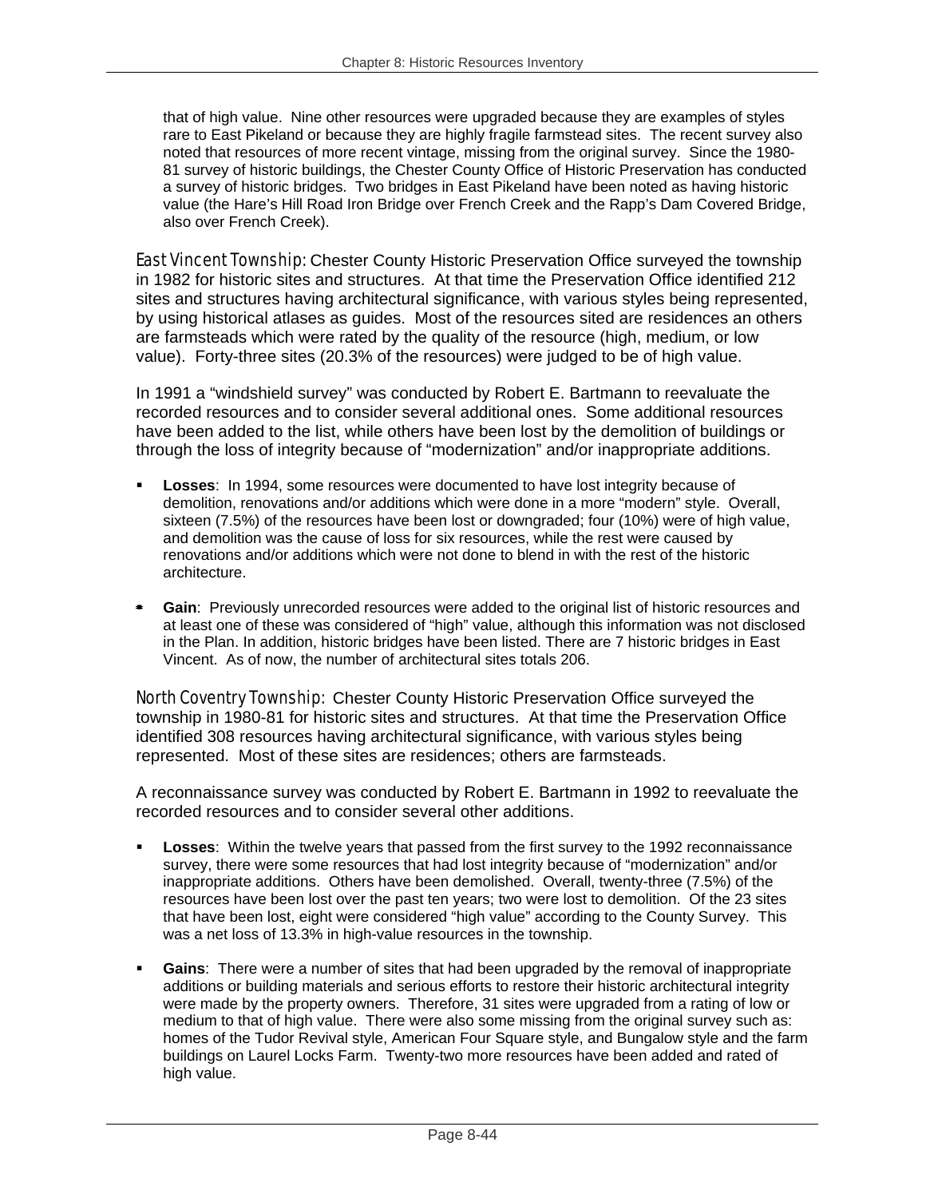that of high value. Nine other resources were upgraded because they are examples of styles rare to East Pikeland or because they are highly fragile farmstead sites. The recent survey also noted that resources of more recent vintage, missing from the original survey. Since the 1980-81 survey of historic buildings, the Chester County Office of Historic Preservation has conducted a survey of historic bridges. Two bridges in East Pikeland have been noted as having historic value (the Hare's Hill Road Iron Bridge over French Creek and the Rapp's Dam Covered Bridge, also over French Creek).

*East Vincent Township:* Chester County Historic Preservation Office surveyed the township in 1982 for historic sites and structures. At that time the Preservation Office identified 212 sites and structures having architectural significance, with various styles being represented, by using historical atlases as guides. Most of the resources sited are residences an others are farmsteads which were rated by the quality of the resource (high, medium, or low value). Forty-three sites (20.3% of the resources) were judged to be of high value.

In 1991 a "windshield survey" was conducted by Robert E. Bartmann to reevaluate the recorded resources and to consider several additional ones. Some additional resources have been added to the list, while others have been lost by the demolition of buildings or through the loss of integrity because of "modernization" and/or inappropriate additions.

- **Losses**: In 1994, some resources were documented to have lost integrity because of demolition, renovations and/or additions which were done in a more "modern" style. Overall, sixteen (7.5%) of the resources have been lost or downgraded; four (10%) were of high value, and demolition was the cause of loss for six resources, while the rest were caused by renovations and/or additions which were not done to blend in with the rest of the historic architecture.

- **Gain**: Previously unrecorded resources were added to the original list of historic resources and at least one of these was considered of "high" value, although this information was not disclosed in the Plan. In addition, historic bridges have been listed. There are 7 historic bridges in East Vincent. As of now, the number of architectural sites totals 206.

*North Coventry Township:* Chester County Historic Preservation Office surveyed the township in 1980-81 for historic sites and structures. At that time the Preservation Office identified 308 resources having architectural significance, with various styles being represented. Most of these sites are residences; others are farmsteads.

A reconnaissance survey was conducted by Robert E. Bartmann in 1992 to reevaluate the recorded resources and to consider several other additions.

- **Losses**: Within the twelve years that passed from the first survey to the 1992 reconnaissance survey, there were some resources that had lost integrity because of "modernization" and/or inappropriate additions. Others have been demolished. Overall, twenty-three (7.5%) of the resources have been lost over the past ten years; two were lost to demolition. Of the 23 sites that have been lost, eight were considered "high value" according to the County Survey. This was a net loss of 13.3% in high-value resources in the township.

- **Gains**: There were a number of sites that had been upgraded by the removal of inappropriate additions or building materials and serious efforts to restore their historic architectural integrity were made by the property owners. Therefore, 31 sites were upgraded from a rating of low or medium to that of high value. There were also some missing from the original survey such as: homes of the Tudor Revival style, American Four Square style, and Bungalow style and the farm buildings on Laurel Locks Farm. Twenty-two more resources have been added and rated of high value.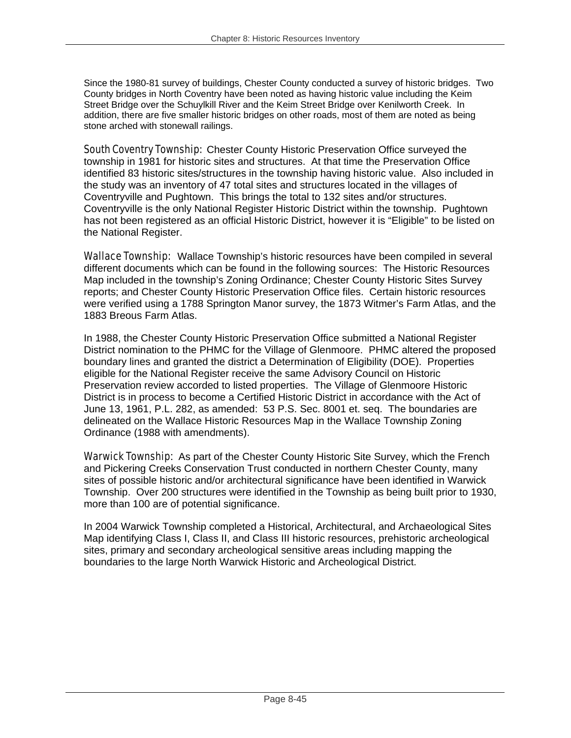Since the 1980-81 survey of buildings, Chester County conducted a survey of historic bridges. Two County bridges in North Coventry have been noted as having historic value including the Keim Street Bridge over the Schuylkill River and the Keim Street Bridge over Kenilworth Creek. In addition, there are five smaller historic bridges on other roads, most of them are noted as being stone arched with stonewall railings.

*South Coventry Township:* Chester County Historic Preservation Office surveyed the township in 1981 for historic sites and structures. At that time the Preservation Office identified 83 historic sites/structures in the township having historic value. Also included in the study was an inventory of 47 total sites and structures located in the villages of Coventryville and Pughtown. This brings the total to 132 sites and/or structures. Coventryville is the only National Register Historic District within the township. Pughtown has not been registered as an official Historic District, however it is "Eligible" to be listed on the National Register.

*Wallace Township:* Wallace Township's historic resources have been compiled in several different documents which can be found in the following sources: The Historic Resources Map included in the township's Zoning Ordinance; Chester County Historic Sites Survey reports; and Chester County Historic Preservation Office files. Certain historic resources were verified using a 1788 Springton Manor survey, the 1873 Witmer's Farm Atlas, and the 1883 Breous Farm Atlas.

In 1988, the Chester County Historic Preservation Office submitted a National Register District nomination to the PHMC for the Village of Glenmoore. PHMC altered the proposed boundary lines and granted the district a Determination of Eligibility (DOE). Properties eligible for the National Register receive the same Advisory Council on Historic Preservation review accorded to listed properties. The Village of Glenmoore Historic District is in process to become a Certified Historic District in accordance with the Act of June 13, 1961, P.L. 282, as amended: 53 P.S. Sec. 8001 et. seq. The boundaries are delineated on the Wallace Historic Resources Map in the Wallace Township Zoning Ordinance (1988 with amendments).

*Warwick Township:* As part of the Chester County Historic Site Survey, which the French and Pickering Creeks Conservation Trust conducted in northern Chester County, many sites of possible historic and/or architectural significance have been identified in Warwick Township. Over 200 structures were identified in the Township as being built prior to 1930, more than 100 are of potential significance.

In 2004 Warwick Township completed a Historical, Architectural, and Archaeological Sites Map identifying Class I, Class II, and Class III historic resources, prehistoric archeological sites, primary and secondary archeological sensitive areas including mapping the boundaries to the large North Warwick Historic and Archeological District.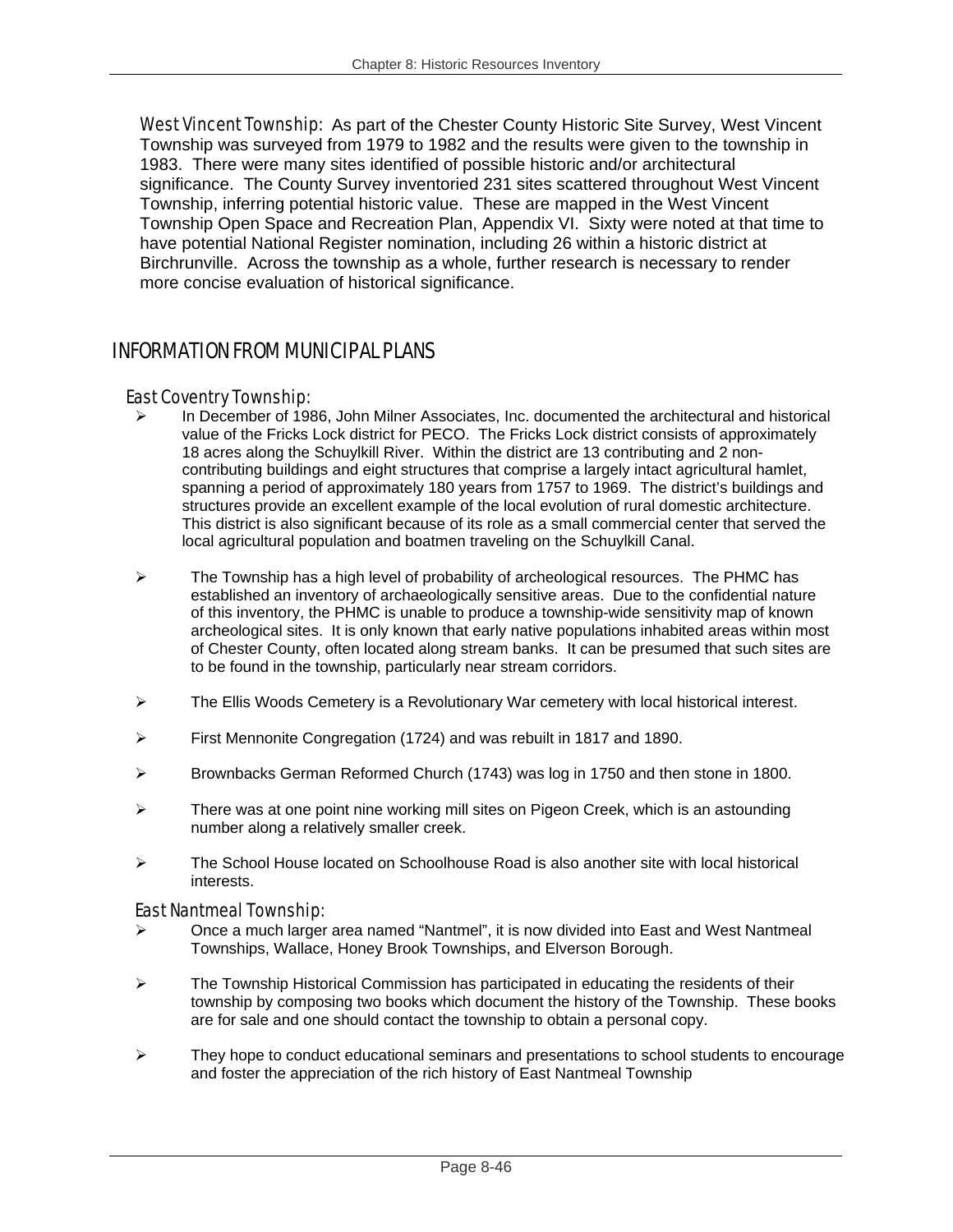**West Vincent Township:** As part of the Chester County Historic Site Survey, West Vincent Township was surveyed from 1979 to 1982 and the results were given to the township in 1983. There were many sites identified of possible historic and/or architectural significance. The County Survey inventoried 231 sites scattered throughout West Vincent Township, inferring potential historic value. These are mapped in the West Vincent Township Open Space and Recreation Plan, Appendix VI. Sixty were noted at that time to have potential National Register nomination, including 26 within a historic district at Birchrunville. Across the township as a whole, further research is necessary to render more concise evaluation of historical significance.

## INFORMATION FROM MUNICIPAL PLANS

### East Coventry Township:

- In December of 1986, John Milner Associates, Inc. documented the architectural and historical value of the Fricks Lock district for PECO. The Fricks Lock district consists of approximately 18 acres along the Schuylkill River. Within the district are 13 contributing and 2 non-contributing buildings and eight structures that comprise a largely intact agricultural hamlet, spanning a period of approximately 180 years from 1757 to 1969. The district's buildings and structures provide an excellent example of the local evolution of rural domestic architecture. This district is also significant because of its role as a small commercial center that served the local agricultural population and boatmen traveling on the Schuylkill Canal.
- The Township has a high level of probability of archeological resources. The PHMC has established an inventory of archaeologically sensitive areas. Due to the confidential nature of this inventory, the PHMC is unable to produce a township-wide sensitivity map of known archeological sites. It is only known that early native populations inhabited areas within most of Chester County, often located along stream banks. It can be presumed that such sites are to be found in the township, particularly near stream corridors.
- The Ellis Woods Cemetery is a Revolutionary War cemetery with local historical interest.
- First Mennonite Congregation (1724) and was rebuilt in 1817 and 1890.
- Brownbacks German Reformed Church (1743) was log in 1750 and then stone in 1800.
- There was at one point nine working mill sites on Pigeon Creek, which is an astounding number along a relatively smaller creek.
- The School House located on Schoolhouse Road is also another site with local historical interests.

### East Nantmeal Township:

- Once a much larger area named "Nantmel", it is now divided into East and West Nantmeal Townships, Wallace, Honey Brook Townships, and Elverson Borough.
- The Township Historical Commission has participated in educating the residents of their township by composing two books which document the history of the Township. These books are for sale and one should contact the township to obtain a personal copy.
- They hope to conduct educational seminars and presentations to school students to encourage and foster the appreciation of the rich history of East Nantmeal Township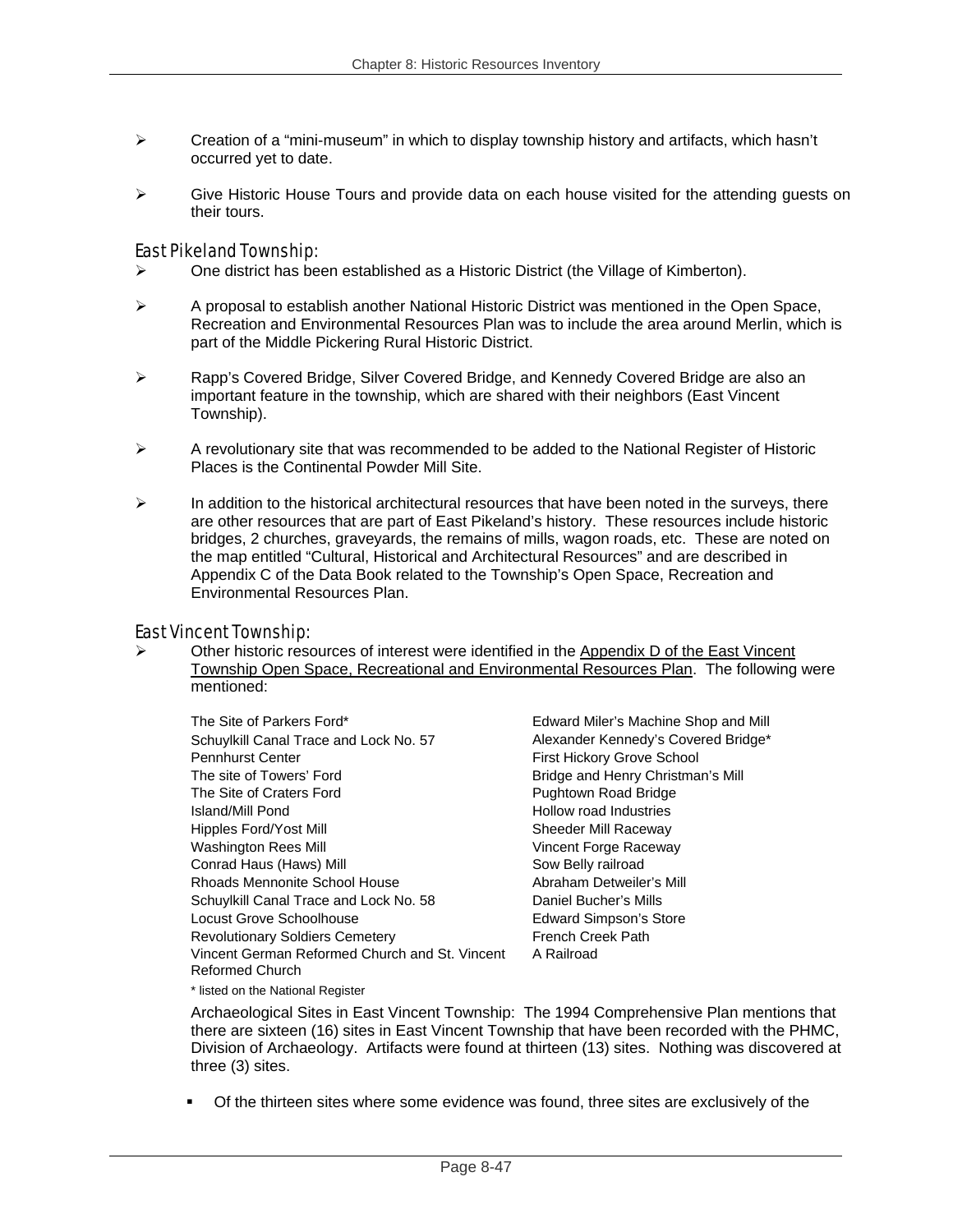- Creation of a “mini-museum” in which to display township history and artifacts, which hasn’t occurred yet to date.
- Give Historic House Tours and provide data on each house visited for the attending guests on their tours.

### East Pikeland Township:

- One district has been established as a Historic District (the Village of Kimberton).
- A proposal to establish another National Historic District was mentioned in the Open Space, Recreation and Environmental Resources Plan was to include the area around Merlin, which is part of the Middle Pickering Rural Historic District.
- Rapp’s Covered Bridge, Silver Covered Bridge, and Kennedy Covered Bridge are also an important feature in the township, which are shared with their neighbors (East Vincent Township).
- A revolutionary site that was recommended to be added to the National Register of Historic Places is the Continental Powder Mill Site.
- In addition to the historical architectural resources that have been noted in the surveys, there are other resources that are part of East Pikeland’s history. These resources include historic bridges, 2 churches, graveyards, the remains of mills, wagon roads, etc. These are noted on the map entitled “Cultural, Historical and Architectural Resources” and are described in Appendix C of the Data Book related to the Township’s Open Space, Recreation and Environmental Resources Plan.

### East Vincent Township:

- Other historic resources of interest were identified in the Appendix D of the East Vincent Township Open Space, Recreational and Environmental Resources Plan. The following were mentioned:

  The Site of Parkers Ford*
  Schuylkill Canal Trace and Lock No. 57
  Pennhurst Center
  The site of Towers’ Ford
  The Site of Craters Ford
  Island/Mill Pond
  Hipples Ford/Yost Mill
  Washington Rees Mill
  Conrad Haus (Haws) Mill
  Rhoads Mennonite School House
  Schuylkill Canal Trace and Lock No. 58
  Locust Grove Schoolhouse
  Revolutionary Soldiers Cemetery
  Vincent German Reformed Church and St. Vincent Reformed Church
  Edward Miler’s Machine Shop and Mill
  Alexander Kennedy’s Covered Bridge*
  First Hickory Grove School
  Bridge and Henry Christman’s Mill
  Pughtown Road Bridge
  Hollow road Industries
  Sheeder Mill Raceway
  Vincent Forge Raceway
  Sow Belly railroad
  Abraham Detweiler’s Mill
  Daniel Bucher’s Mills
  Edward Simpson’s Store
  French Creek Path
  A Railroad

  \* listed on the National Register

  Archaeological Sites in East Vincent Township: The 1994 Comprehensive Plan mentions that there are sixteen (16) sites in East Vincent Township that have been recorded with the PHMC, Division of Archaeology. Artifacts were found at thirteen (13) sites. Nothing was discovered at three (3) sites.

  - Of the thirteen sites where some evidence was found, three sites are exclusively of the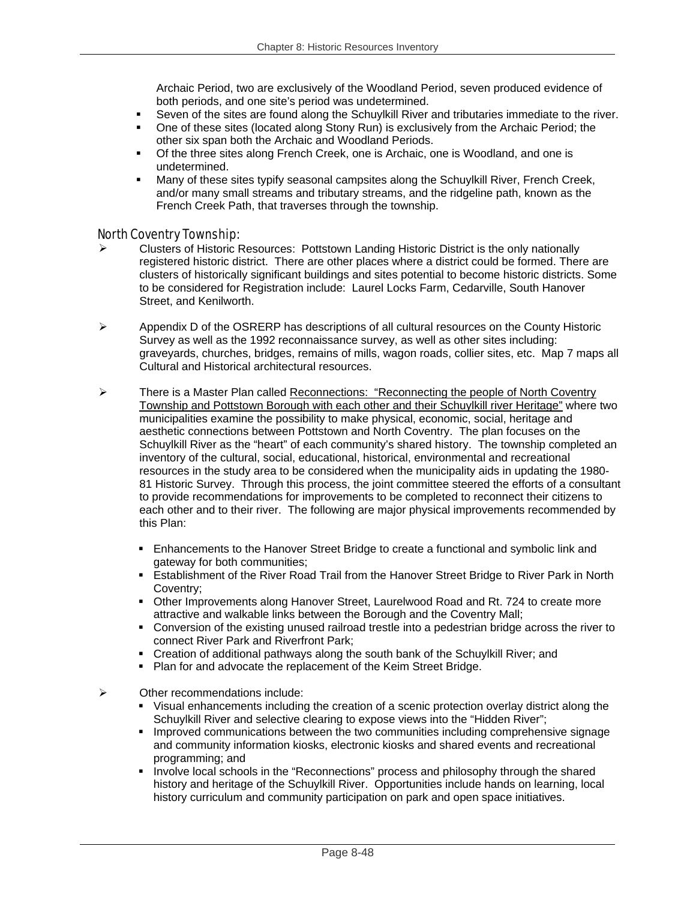Archaic Period, two are exclusively of the Woodland Period, seven produced evidence of both periods, and one site's period was undetermined.

- Seven of the sites are found along the Schuylkill River and tributaries immediate to the river.
- One of these sites (located along Stony Run) is exclusively from the Archaic Period; the other six span both the Archaic and Woodland Periods.
- Of the three sites along French Creek, one is Archaic, one is Woodland, and one is undetermined.
- Many of these sites typify seasonal campsites along the Schuylkill River, French Creek, and/or many small streams and tributary streams, and the ridgeline path, known as the French Creek Path, that traverses through the township.

### North Coventry Township:

- Clusters of Historic Resources: Pottstown Landing Historic District is the only nationally registered historic district. There are other places where a district could be formed. There are clusters of historically significant buildings and sites potential to become historic districts. Some to be considered for Registration include: Laurel Locks Farm, Cedarville, South Hanover Street, and Kenilworth.

- Appendix D of the OSRERP has descriptions of all cultural resources on the County Historic Survey as well as the 1992 reconnaissance survey, as well as other sites including: graveyards, churches, bridges, remains of mills, wagon roads, collier sites, etc. Map 7 maps all Cultural and Historical architectural resources.

- There is a Master Plan called <u>Reconnections: "Reconnecting the people of North Coventry Township and Pottstown Borough with each other and their Schuylkill river Heritage"</u> where two municipalities examine the possibility to make physical, economic, social, heritage and aesthetic connections between Pottstown and North Coventry. The plan focuses on the Schuylkill River as the "heart" of each community's shared history. The township completed an inventory of the cultural, social, educational, historical, environmental and recreational resources in the study area to be considered when the municipality aids in updating the 1980-81 Historic Survey. Through this process, the joint committee steered the efforts of a consultant to provide recommendations for improvements to be completed to reconnect their citizens to each other and to their river. The following are major physical improvements recommended by this Plan:

  - Enhancements to the Hanover Street Bridge to create a functional and symbolic link and gateway for both communities;
  - Establishment of the River Road Trail from the Hanover Street Bridge to River Park in North Coventry;
  - Other Improvements along Hanover Street, Laurelwood Road and Rt. 724 to create more attractive and walkable links between the Borough and the Coventry Mall;
  - Conversion of the existing unused railroad trestle into a pedestrian bridge across the river to connect River Park and Riverfront Park;
  - Creation of additional pathways along the south bank of the Schuylkill River; and
  - Plan for and advocate the replacement of the Keim Street Bridge.

- Other recommendations include:
  - Visual enhancements including the creation of a scenic protection overlay district along the Schuylkill River and selective clearing to expose views into the "Hidden River";
  - Improved communications between the two communities including comprehensive signage and community information kiosks, electronic kiosks and shared events and recreational programming; and
  - Involve local schools in the "Reconnections" process and philosophy through the shared history and heritage of the Schuylkill River. Opportunities include hands on learning, local history curriculum and community participation on park and open space initiatives.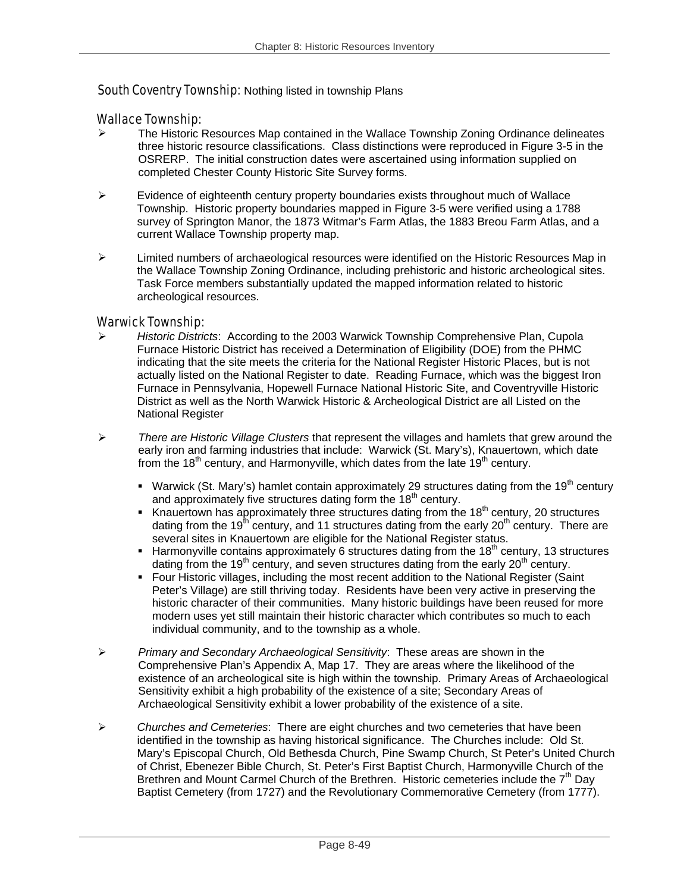## South Coventry Township: Nothing listed in township Plans

## Wallace Township:

- The Historic Resources Map contained in the Wallace Township Zoning Ordinance delineates three historic resource classifications. Class distinctions were reproduced in Figure 3-5 in the OSRERP. The initial construction dates were ascertained using information supplied on completed Chester County Historic Site Survey forms.

- Evidence of eighteenth century property boundaries exists throughout much of Wallace Township. Historic property boundaries mapped in Figure 3-5 were verified using a 1788 survey of Springton Manor, the 1873 Witmar's Farm Atlas, the 1883 Breou Farm Atlas, and a current Wallace Township property map.

- Limited numbers of archaeological resources were identified on the Historic Resources Map in the Wallace Township Zoning Ordinance, including prehistoric and historic archeological sites. Task Force members substantially updated the mapped information related to historic archeological resources.

## Warwick Township:

- *Historic Districts*: According to the 2003 Warwick Township Comprehensive Plan, Cupola Furnace Historic District has received a Determination of Eligibility (DOE) from the PHMC indicating that the site meets the criteria for the National Register Historic Places, but is not actually listed on the National Register to date. Reading Furnace, which was the biggest Iron Furnace in Pennsylvania, Hopewell Furnace National Historic Site, and Coventryville Historic District as well as the North Warwick Historic & Archeological District are all Listed on the National Register

- *There are Historic Village Clusters* that represent the villages and hamlets that grew around the early iron and farming industries that include: Warwick (St. Mary's), Knauertown, which date from the 18th century, and Harmonyville, which dates from the late 19th century.

  - Warwick (St. Mary's) hamlet contain approximately 29 structures dating from the 19th century and approximately five structures dating form the 18th century.
  - Knauertown has approximately three structures dating from the 18th century, 20 structures dating from the 19th century, and 11 structures dating from the early 20th century. There are several sites in Knauertown are eligible for the National Register status.
  - Harmonyville contains approximately 6 structures dating from the 18th century, 13 structures dating from the 19th century, and seven structures dating from the early 20th century.
  - Four Historic villages, including the most recent addition to the National Register (Saint Peter's Village) are still thriving today. Residents have been very active in preserving the historic character of their communities. Many historic buildings have been reused for more modern uses yet still maintain their historic character which contributes so much to each individual community, and to the township as a whole.

- *Primary and Secondary Archaeological Sensitivity*: These areas are shown in the Comprehensive Plan's Appendix A, Map 17. They are areas where the likelihood of the existence of an archeological site is high within the township. Primary Areas of Archaeological Sensitivity exhibit a high probability of the existence of a site; Secondary Areas of Archaeological Sensitivity exhibit a lower probability of the existence of a site.

- *Churches and Cemeteries*: There are eight churches and two cemeteries that have been identified in the township as having historical significance. The Churches include: Old St. Mary's Episcopal Church, Old Bethesda Church, Pine Swamp Church, St Peter's United Church of Christ, Ebenezer Bible Church, St. Peter's First Baptist Church, Harmonyville Church of the Brethren and Mount Carmel Church of the Brethren. Historic cemeteries include the 7th Day Baptist Cemetery (from 1727) and the Revolutionary Commemorative Cemetery (from 1777).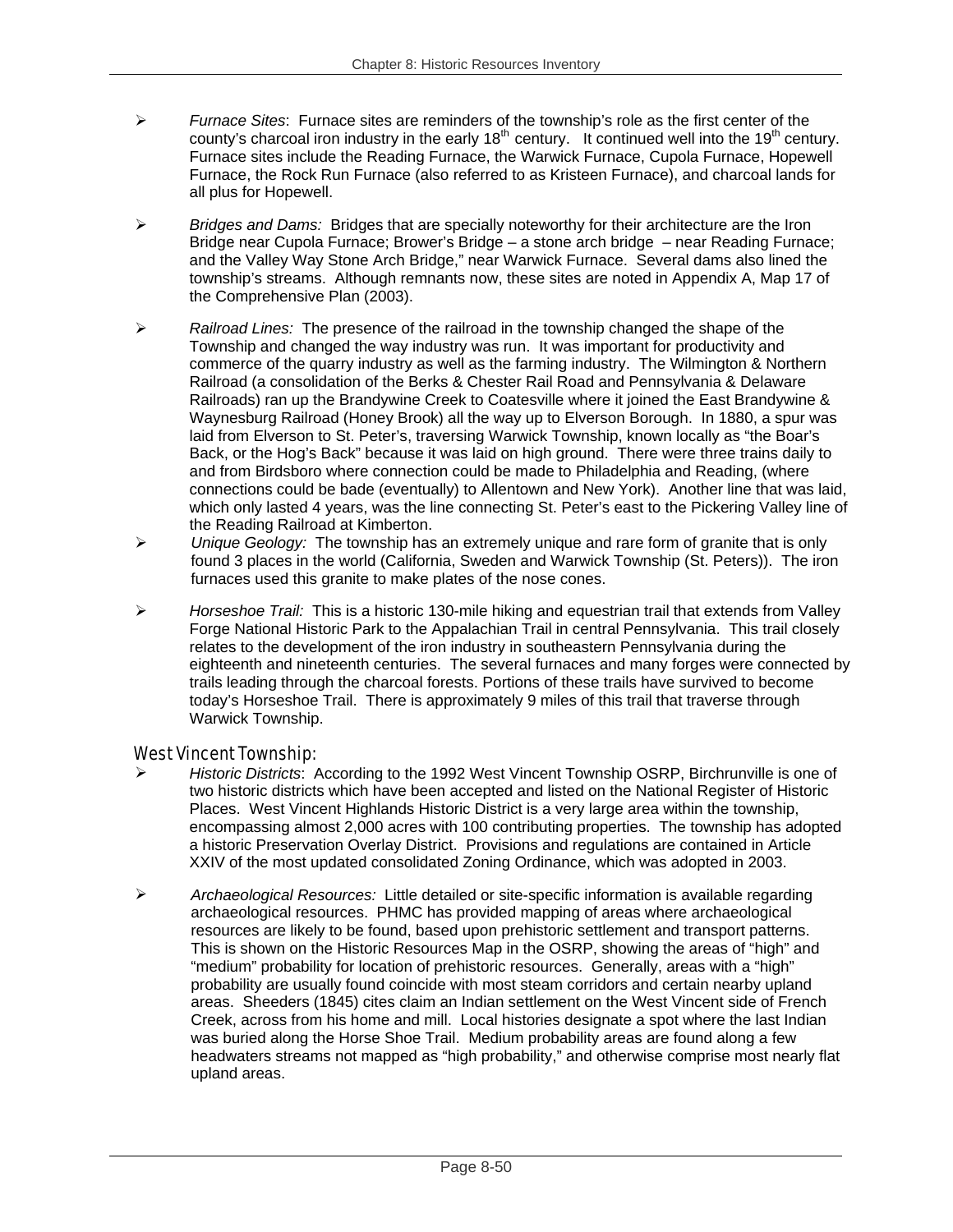- *Furnace Sites*: Furnace sites are reminders of the township's role as the first center of the county's charcoal iron industry in the early 18th century. It continued well into the 19th century. Furnace sites include the Reading Furnace, the Warwick Furnace, Cupola Furnace, Hopewell Furnace, the Rock Run Furnace (also referred to as Kristeen Furnace), and charcoal lands for all plus for Hopewell.

- *Bridges and Dams:* Bridges that are specially noteworthy for their architecture are the Iron Bridge near Cupola Furnace; Brower's Bridge – a stone arch bridge – near Reading Furnace; and the Valley Way Stone Arch Bridge," near Warwick Furnace. Several dams also lined the township's streams. Although remnants now, these sites are noted in Appendix A, Map 17 of the Comprehensive Plan (2003).

- *Railroad Lines:* The presence of the railroad in the township changed the shape of the Township and changed the way industry was run. It was important for productivity and commerce of the quarry industry as well as the farming industry. The Wilmington & Northern Railroad (a consolidation of the Berks & Chester Rail Road and Pennsylvania & Delaware Railroads) ran up the Brandywine Creek to Coatesville where it joined the East Brandywine & Waynesburg Railroad (Honey Brook) all the way up to Elverson Borough. In 1880, a spur was laid from Elverson to St. Peter's, traversing Warwick Township, known locally as "the Boar's Back, or the Hog's Back" because it was laid on high ground. There were three trains daily to and from Birdsboro where connection could be made to Philadelphia and Reading, (where connections could be bade (eventually) to Allentown and New York). Another line that was laid, which only lasted 4 years, was the line connecting St. Peter's east to the Pickering Valley line of the Reading Railroad at Kimberton.
- *Unique Geology:* The township has an extremely unique and rare form of granite that is only found 3 places in the world (California, Sweden and Warwick Township (St. Peters)). The iron furnaces used this granite to make plates of the nose cones.

- *Horseshoe Trail:* This is a historic 130-mile hiking and equestrian trail that extends from Valley Forge National Historic Park to the Appalachian Trail in central Pennsylvania. This trail closely relates to the development of the iron industry in southeastern Pennsylvania during the eighteenth and nineteenth centuries. The several furnaces and many forges were connected by trails leading through the charcoal forests. Portions of these trails have survived to become today's Horseshoe Trail. There is approximately 9 miles of this trail that traverse through Warwick Township.

### West Vincent Township:

- *Historic Districts*: According to the 1992 West Vincent Township OSRP, Birchrunville is one of two historic districts which have been accepted and listed on the National Register of Historic Places. West Vincent Highlands Historic District is a very large area within the township, encompassing almost 2,000 acres with 100 contributing properties. The township has adopted a historic Preservation Overlay District. Provisions and regulations are contained in Article XXIV of the most updated consolidated Zoning Ordinance, which was adopted in 2003.

- *Archaeological Resources:* Little detailed or site-specific information is available regarding archaeological resources. PHMC has provided mapping of areas where archaeological resources are likely to be found, based upon prehistoric settlement and transport patterns. This is shown on the Historic Resources Map in the OSRP, showing the areas of "high" and "medium" probability for location of prehistoric resources. Generally, areas with a "high" probability are usually found coincide with most steam corridors and certain nearby upland areas. Sheeders (1845) cites claim an Indian settlement on the West Vincent side of French Creek, across from his home and mill. Local histories designate a spot where the last Indian was buried along the Horse Shoe Trail. Medium probability areas are found along a few headwaters streams not mapped as "high probability," and otherwise comprise most nearly flat upland areas.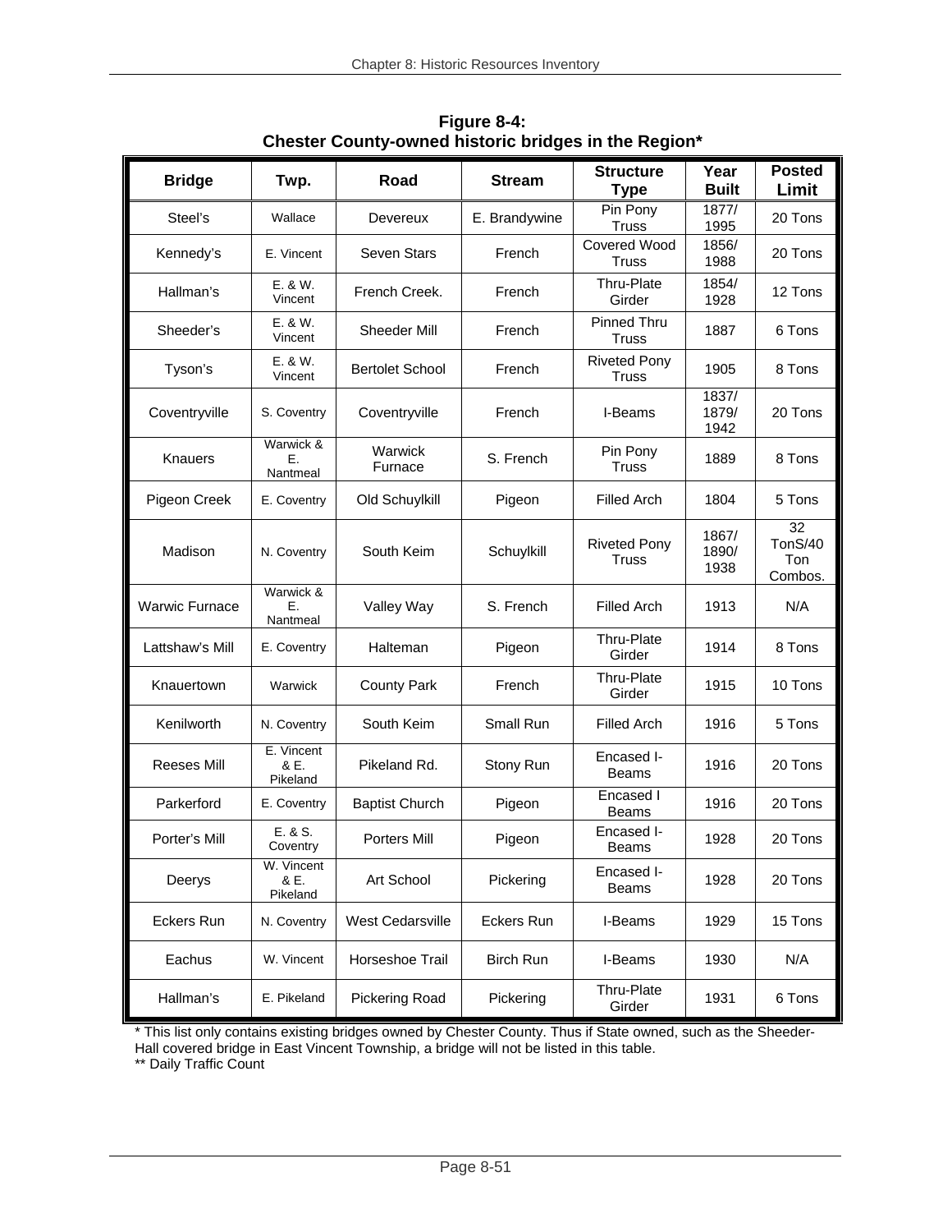**Figure 8-4:**
**Chester County-owned historic bridges in the Region***

| Bridge | Twp. | Road | Stream | Structure Type | Year Built | Posted Limit |
|---|---|---|---|---|---|---|
| Steel's | Wallace | Devereux | E. Brandywine | Pin Pony Truss | 1877/ 1995 | 20 Tons |
| Kennedy's | E. Vincent | Seven Stars | French | Covered Wood Truss | 1856/ 1988 | 20 Tons |
| Hallman's | E. & W. Vincent | French Creek. | French | Thru-Plate Girder | 1854/ 1928 | 12 Tons |
| Sheeder's | E. & W. Vincent | Sheeder Mill | French | Pinned Thru Truss | 1887 | 6 Tons |
| Tyson's | E. & W. Vincent | Bertolet School | French | Riveted Pony Truss | 1905 | 8 Tons |
| Coventryville | S. Coventry | Coventryville | French | I-Beams | 1837/ 1879/ 1942 | 20 Tons |
| Knauers | Warwick & E. Nantmeal | Warwick Furnace | S. French | Pin Pony Truss | 1889 | 8 Tons |
| Pigeon Creek | E. Coventry | Old Schuylkill | Pigeon | Filled Arch | 1804 | 5 Tons |
| Madison | N. Coventry | South Keim | Schuylkill | Riveted Pony Truss | 1867/ 1890/ 1938 | 32 TonS/40 Ton Combos. |
| Warwic Furnace | Warwick & E. Nantmeal | Valley Way | S. French | Filled Arch | 1913 | N/A |
| Lattshaw's Mill | E. Coventry | Halteman | Pigeon | Thru-Plate Girder | 1914 | 8 Tons |
| Knauertown | Warwick | County Park | French | Thru-Plate Girder | 1915 | 10 Tons |
| Kenilworth | N. Coventry | South Keim | Small Run | Filled Arch | 1916 | 5 Tons |
| Reeses Mill | E. Vincent & E. Pikeland | Pikeland Rd. | Stony Run | Encased I-Beams | 1916 | 20 Tons |
| Parkerford | E. Coventry | Baptist Church | Pigeon | Encased I Beams | 1916 | 20 Tons |
| Porter's Mill | E. & S. Coventry | Porters Mill | Pigeon | Encased I-Beams | 1928 | 20 Tons |
| Deerys | W. Vincent & E. Pikeland | Art School | Pickering | Encased I-Beams | 1928 | 20 Tons |
| Eckers Run | N. Coventry | West Cedarsville | Eckers Run | I-Beams | 1929 | 15 Tons |
| Eachus | W. Vincent | Horseshoe Trail | Birch Run | I-Beams | 1930 | N/A |
| Hallman's | E. Pikeland | Pickering Road | Pickering | Thru-Plate Girder | 1931 | 6 Tons |

* This list only contains existing bridges owned by Chester County. Thus if State owned, such as the Sheeder-Hall covered bridge in East Vincent Township, a bridge will not be listed in this table.
** Daily Traffic Count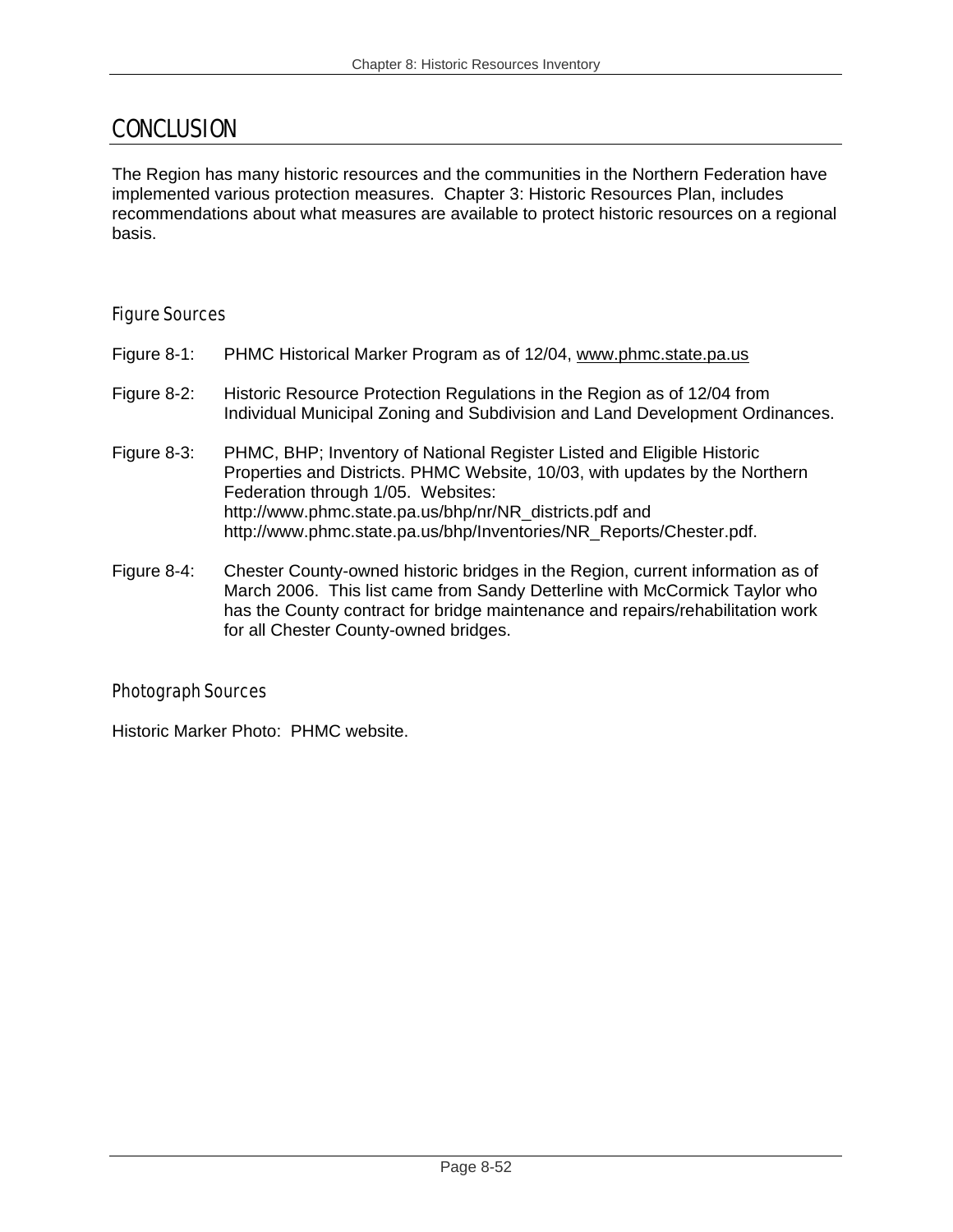## CONCLUSION

The Region has many historic resources and the communities in the Northern Federation have implemented various protection measures. Chapter 3: Historic Resources Plan, includes recommendations about what measures are available to protect historic resources on a regional basis.

### Figure Sources

Figure 8-1: PHMC Historical Marker Program as of 12/04, www.phmc.state.pa.us

Figure 8-2: Historic Resource Protection Regulations in the Region as of 12/04 from Individual Municipal Zoning and Subdivision and Land Development Ordinances.

Figure 8-3: PHMC, BHP; Inventory of National Register Listed and Eligible Historic Properties and Districts. PHMC Website, 10/03, with updates by the Northern Federation through 1/05. Websites: http://www.phmc.state.pa.us/bhp/nr/NR_districts.pdf and http://www.phmc.state.pa.us/bhp/Inventories/NR_Reports/Chester.pdf.

Figure 8-4: Chester County-owned historic bridges in the Region, current information as of March 2006. This list came from Sandy Detterline with McCormick Taylor who has the County contract for bridge maintenance and repairs/rehabilitation work for all Chester County-owned bridges.

### Photograph Sources

Historic Marker Photo: PHMC website.